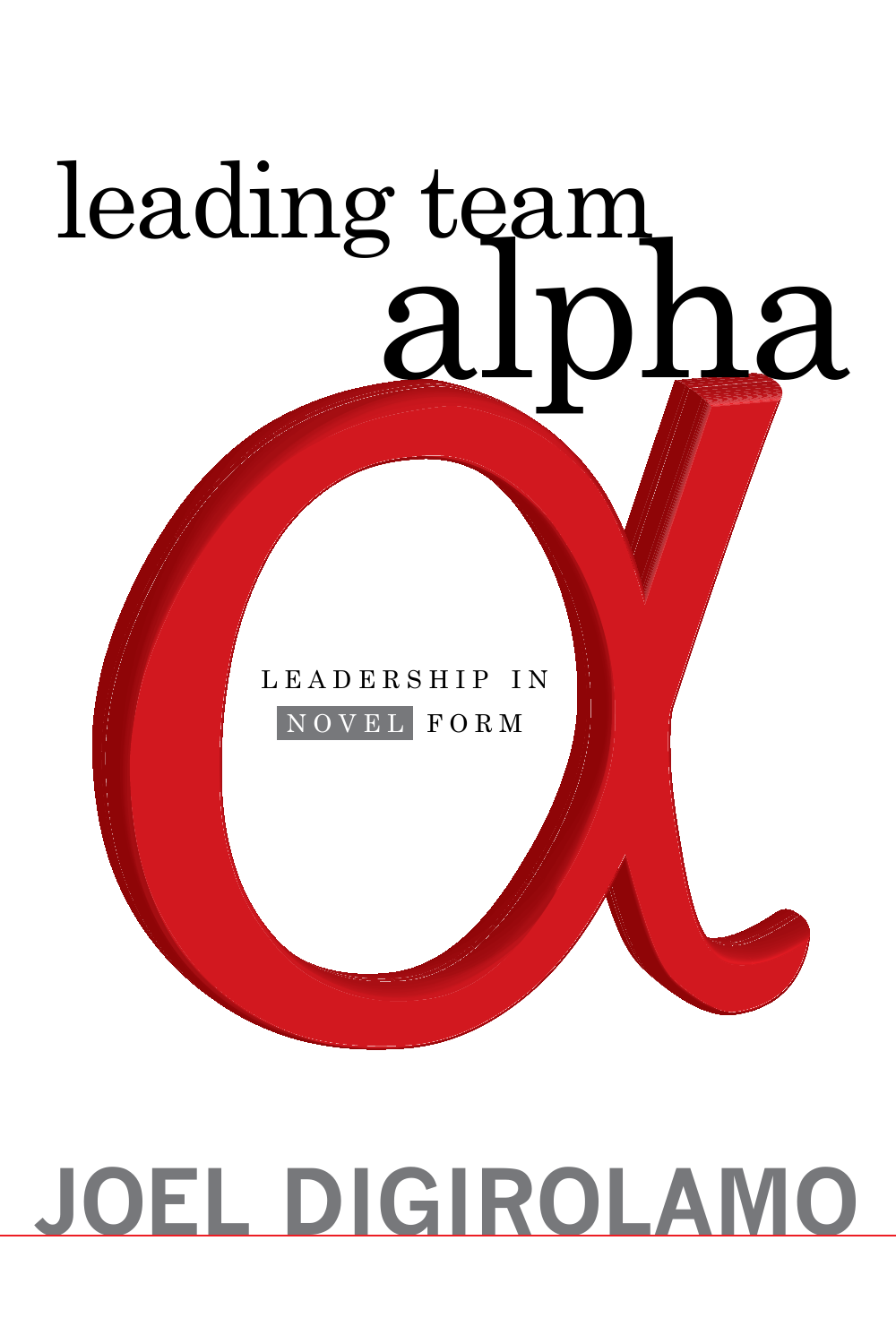# leading team alpha

LEADERSHIP IN NOVEL FORM

JOEL DIGIROLAMO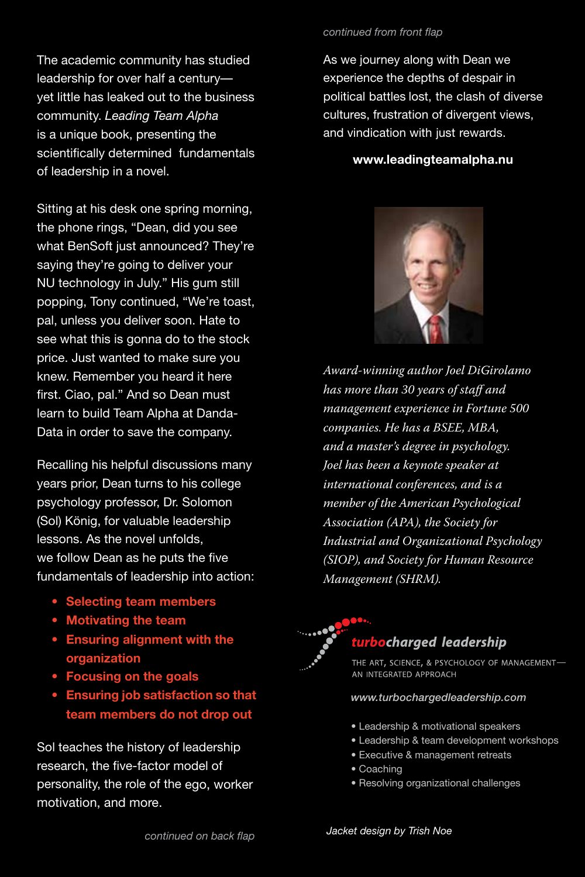The academic community has studied leadership for over half a century—yet little has leaked out to the business community. *Leading Team Alpha* is a unique book, presenting the scientifically determined fundamentals of leadership in a novel.

Sitting at his desk one spring morning, the phone rings, "Dean, did you see what BenSoft just announced? They're saying they're going to deliver your NU technology in July." His gum still popping, Tony continued, "We're toast, pal, unless you deliver soon. Hate to see what this is gonna do to the stock price. Just wanted to make sure you knew. Remember you heard it here first. Ciao, pal." And so Dean must learn to build Team Alpha at Danda-Data in order to save the company.

Recalling his helpful discussions many years prior, Dean turns to his college psychology professor, Dr. Solomon (Sol) König, for valuable leadership lessons. As the novel unfolds, we follow Dean as he puts the five fundamentals of leadership into action:

- **Selecting team members**
- **Motivating the team**
- **Ensuring alignment with the organization**
- **Focusing on the goals**
- **Ensuring job satisfaction so that team members do not drop out**

Sol teaches the history of leadership research, the five-factor model of personality, the role of the ego, worker motivation, and more.

*continued on back flap*

*continued from front flap*

As we journey along with Dean we experience the depths of despair in political battles lost, the clash of diverse cultures, frustration of divergent views, and vindication with just rewards.

**www.leadingteamalpha.nu**

*Award-winning author Joel DiGirolamo has more than 30 years of staff and management experience in Fortune 500 companies. He has a BSEE, MBA, and a master's degree in psychology. Joel has been a keynote speaker at international conferences, and is a member of the American Psychological Association (APA), the Society for Industrial and Organizational Psychology (SIOP), and Society for Human Resource Management (SHRM).*

**turbocharged leadership**

THE ART, SCIENCE, & PSYCHOLOGY OF MANAGEMENT—AN INTEGRATED APPROACH

*www.turbochargedleadership.com*

- Leadership & motivational speakers
- Leadership & team development workshops
- Executive & management retreats
- Coaching
- Resolving organizational challenges

*Jacket design by Trish Noe*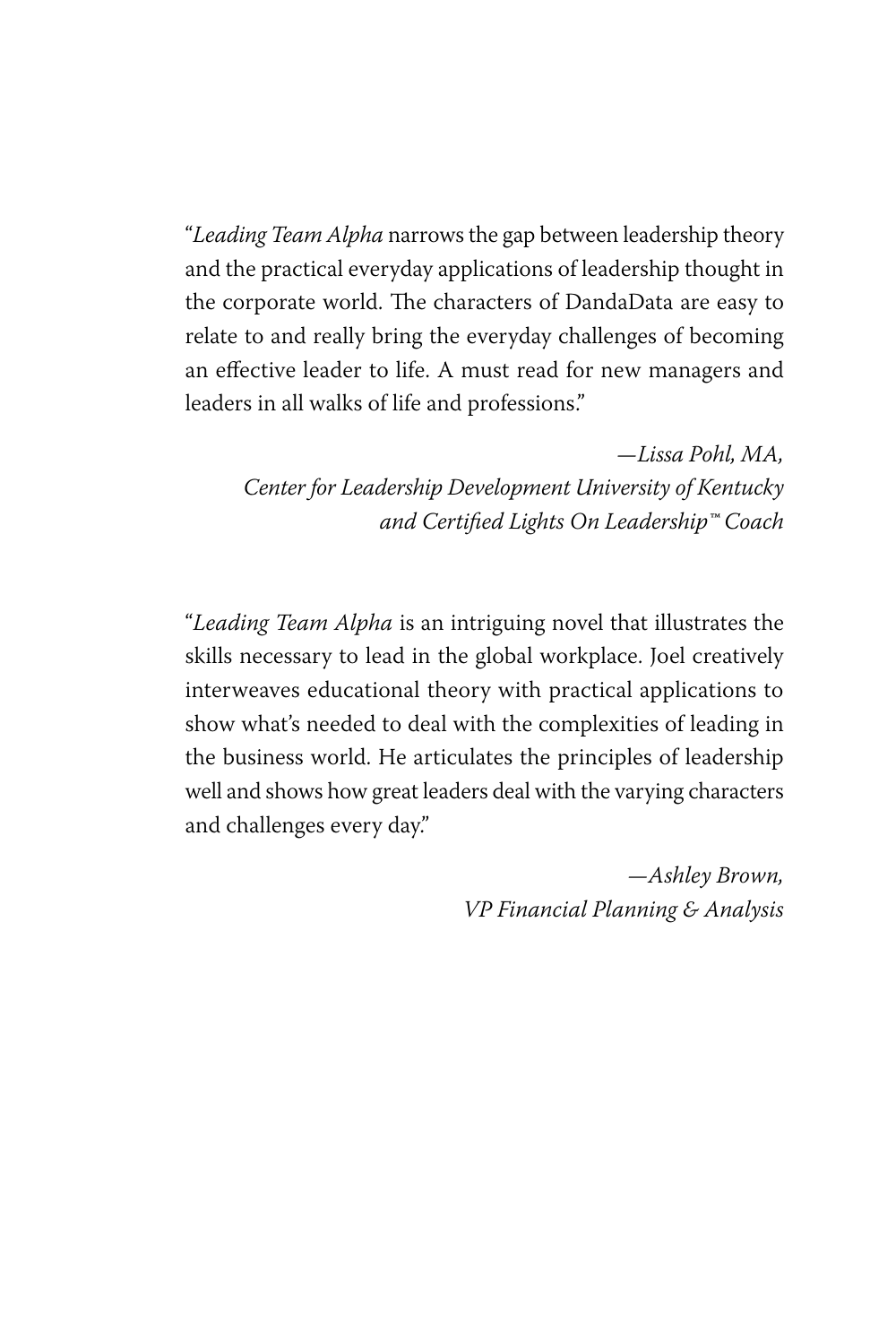"*Leading Team Alpha* narrows the gap between leadership theory and the practical everyday applications of leadership thought in the corporate world. The characters of DandaData are easy to relate to and really bring the everyday challenges of becoming an effective leader to life. A must read for new managers and leaders in all walks of life and professions."

*—Lissa Pohl, MA,*
*Center for Leadership Development University of Kentucky and Certified Lights On Leadership™ Coach*

"*Leading Team Alpha* is an intriguing novel that illustrates the skills necessary to lead in the global workplace. Joel creatively interweaves educational theory with practical applications to show what's needed to deal with the complexities of leading in the business world. He articulates the principles of leadership well and shows how great leaders deal with the varying characters and challenges every day."

*—Ashley Brown,*
*VP Financial Planning & Analysis*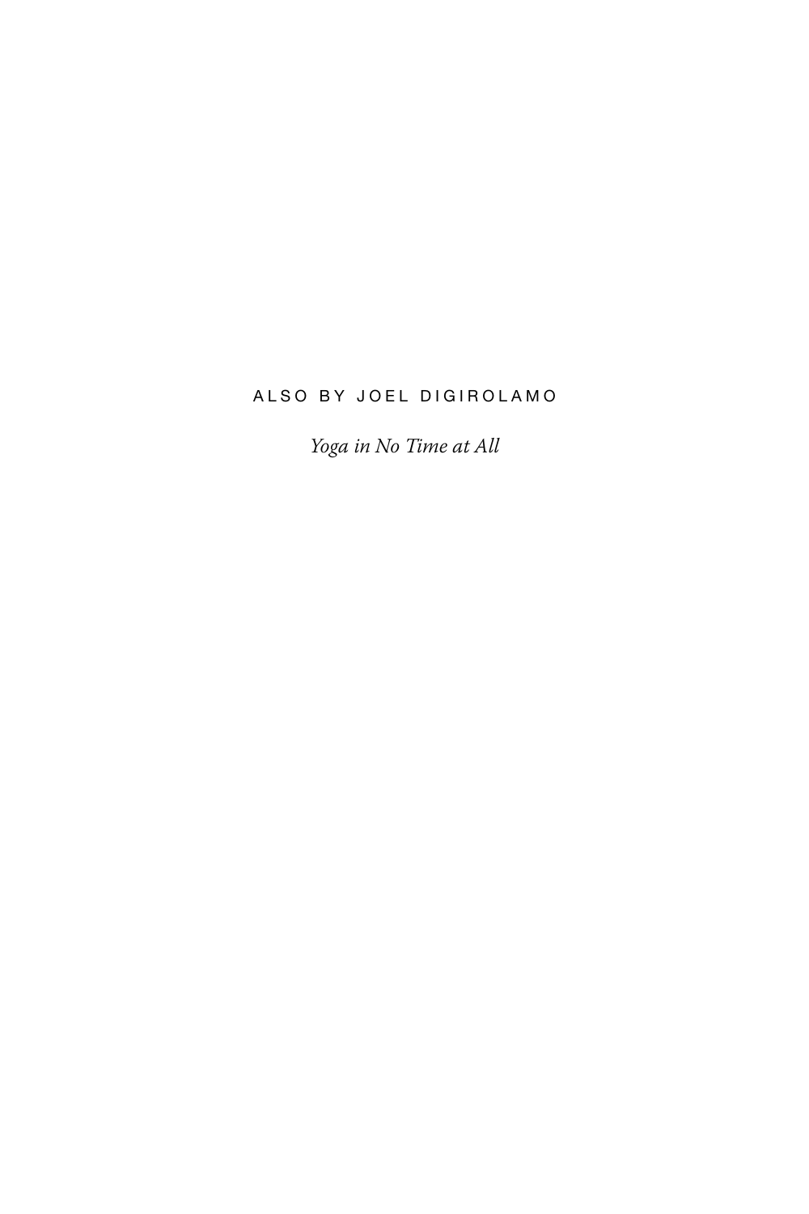ALSO BY JOEL DIGIROLAMO

*Yoga in No Time at All*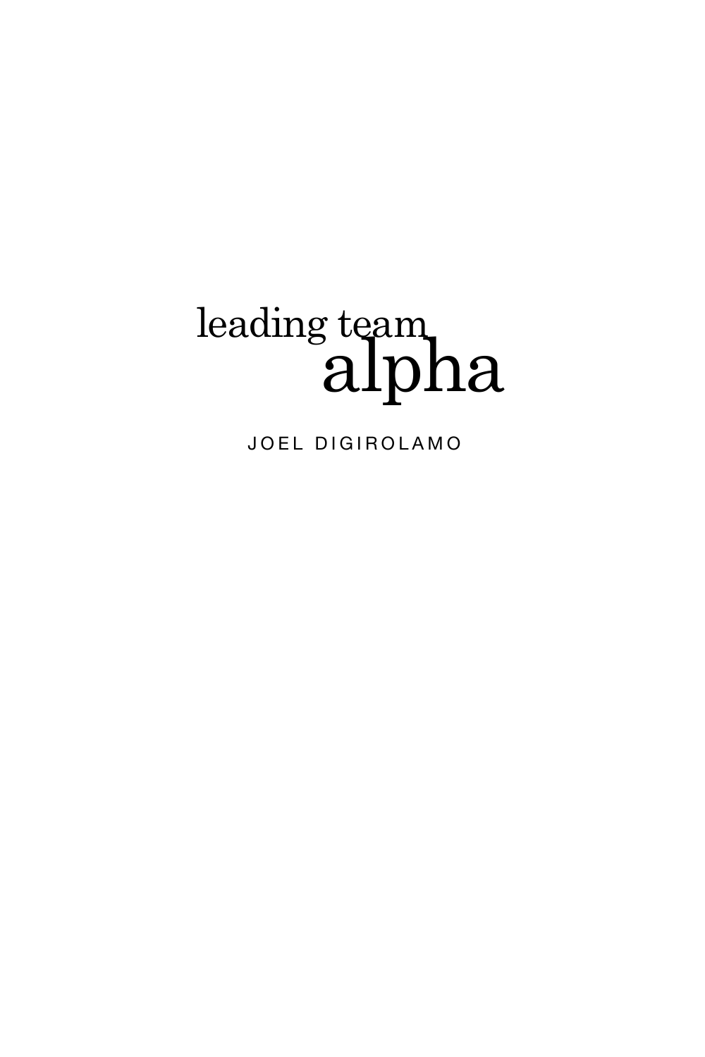# leading team alpha

JOEL DIGIROLAMO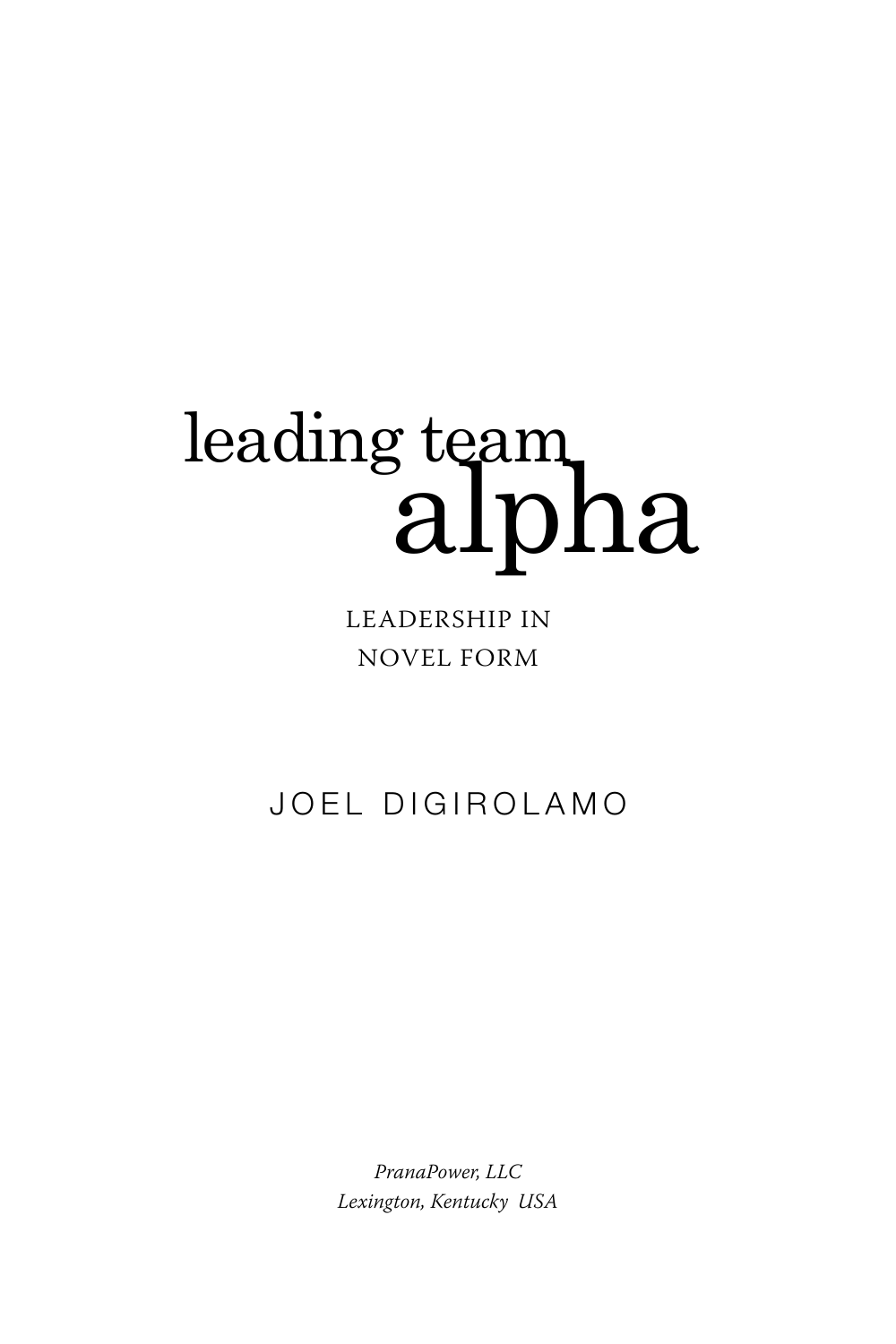# leading team alpha

LEADERSHIP IN NOVEL FORM

JOEL DIGIROLAMO

*PranaPower, LLC*
*Lexington, Kentucky USA*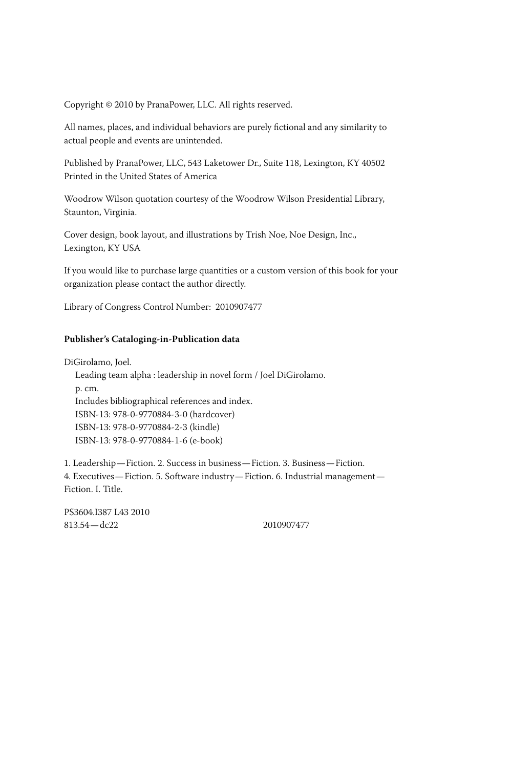Copyright © 2010 by PranaPower, LLC. All rights reserved.

All names, places, and individual behaviors are purely fictional and any similarity to actual people and events are unintended.

Published by PranaPower, LLC, 543 Laketower Dr., Suite 118, Lexington, KY 40502
Printed in the United States of America

Woodrow Wilson quotation courtesy of the Woodrow Wilson Presidential Library, Staunton, Virginia.

Cover design, book layout, and illustrations by Trish Noe, Noe Design, Inc., Lexington, KY USA

If you would like to purchase large quantities or a custom version of this book for your organization please contact the author directly.

Library of Congress Control Number: 2010907477

**Publisher's Cataloging-in-Publication data**

DiGirolamo, Joel.
Leading team alpha : leadership in novel form / Joel DiGirolamo.
p. cm.
Includes bibliographical references and index.
ISBN-13: 978-0-9770884-3-0 (hardcover)
ISBN-13: 978-0-9770884-2-3 (kindle)
ISBN-13: 978-0-9770884-1-6 (e-book)

1. Leadership—Fiction. 2. Success in business—Fiction. 3. Business—Fiction. 4. Executives—Fiction. 5. Software industry—Fiction. 6. Industrial management—Fiction. I. Title.

PS3604.I387 L43 2010
813.54—dc22 2010907477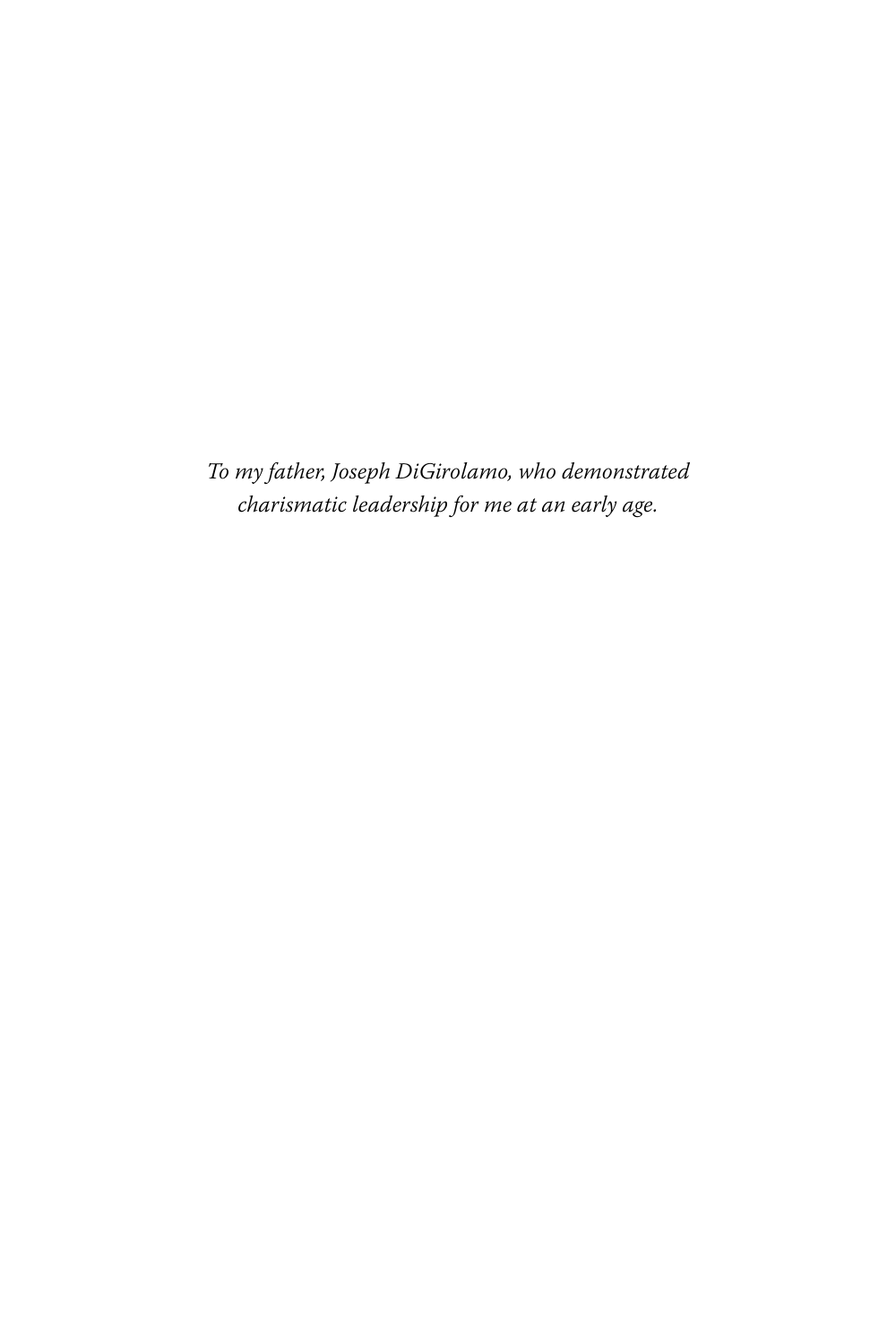*To my father, Joseph DiGirolamo, who demonstrated charismatic leadership for me at an early age.*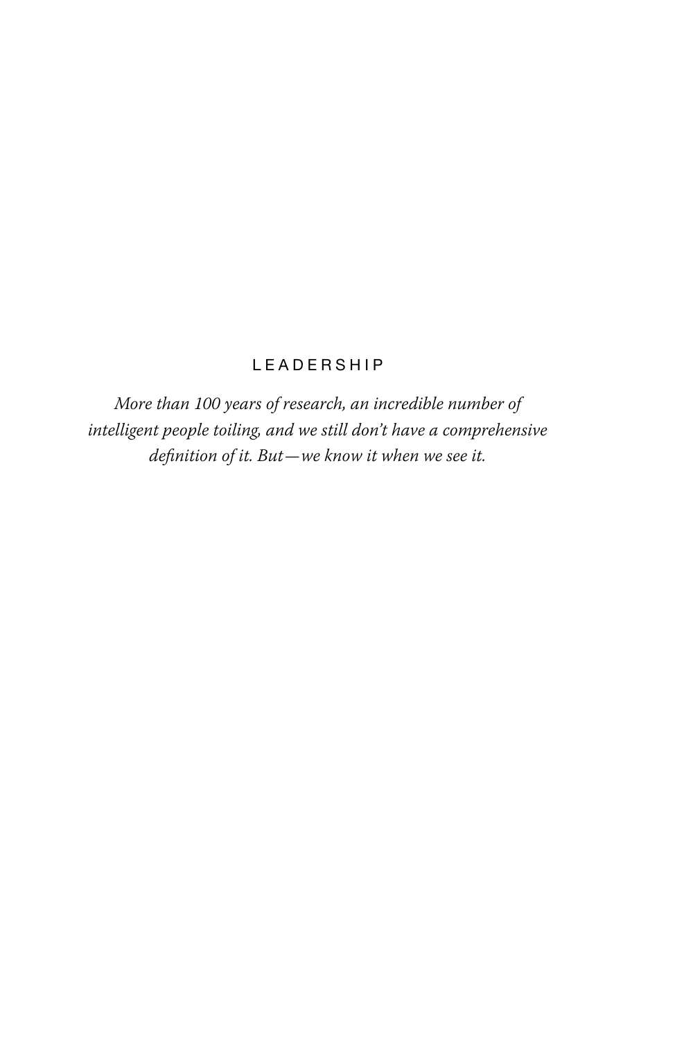## LEADERSHIP

*More than 100 years of research, an incredible number of intelligent people toiling, and we still don't have a comprehensive definition of it. But—we know it when we see it.*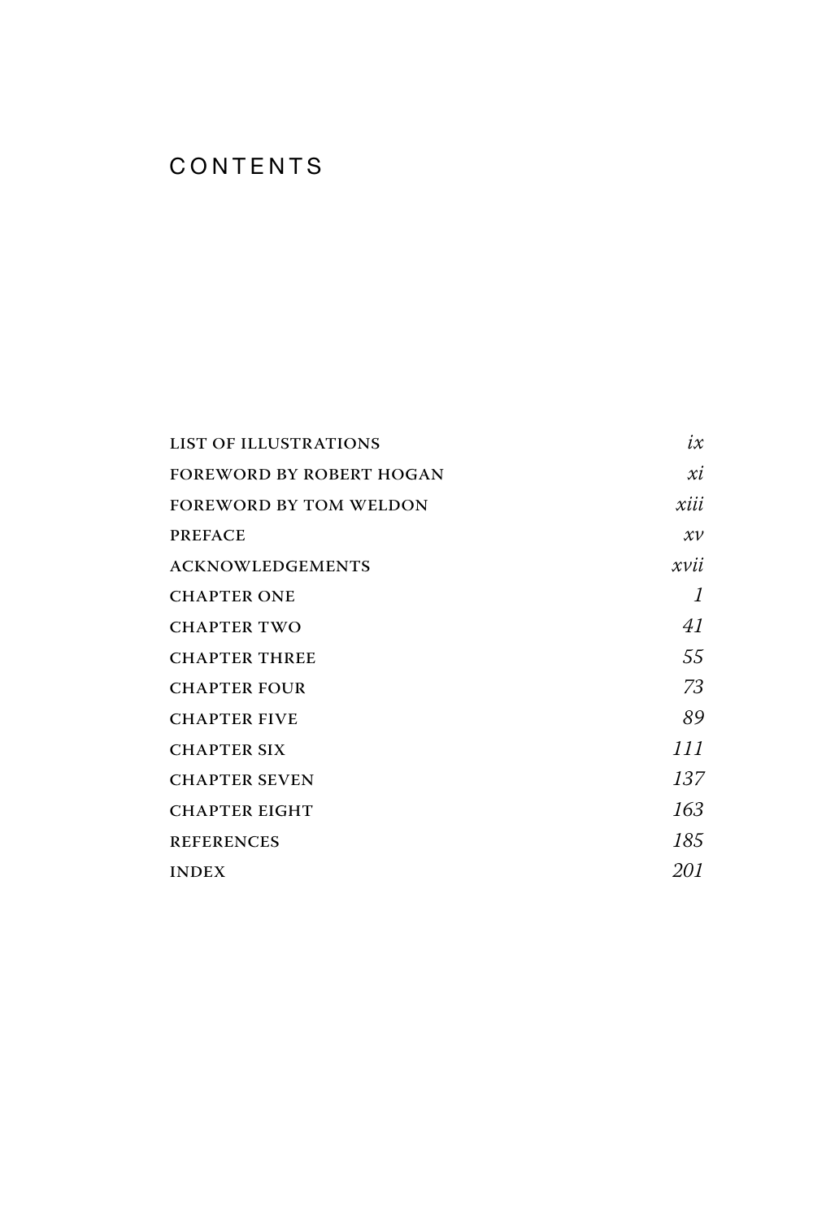# CONTENTS

| | |
|---|---|
| LIST OF ILLUSTRATIONS | *ix* |
| FOREWORD BY ROBERT HOGAN | *xi* |
| FOREWORD BY TOM WELDON | *xiii* |
| PREFACE | *xv* |
| ACKNOWLEDGEMENTS | *xvii* |
| CHAPTER ONE | *1* |
| CHAPTER TWO | *41* |
| CHAPTER THREE | *55* |
| CHAPTER FOUR | *73* |
| CHAPTER FIVE | *89* |
| CHAPTER SIX | *111* |
| CHAPTER SEVEN | *137* |
| CHAPTER EIGHT | *163* |
| REFERENCES | *185* |
| INDEX | *201* |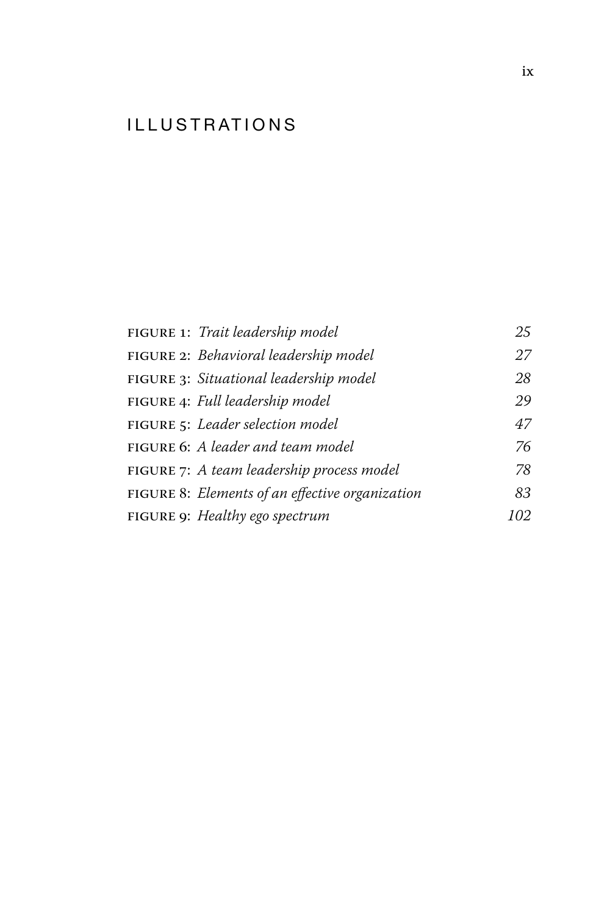# ILLUSTRATIONS

| | |
|---|---|
| FIGURE 1: *Trait leadership model* | *25* |
| FIGURE 2: *Behavioral leadership model* | *27* |
| FIGURE 3: *Situational leadership model* | *28* |
| FIGURE 4: *Full leadership model* | *29* |
| FIGURE 5: *Leader selection model* | *47* |
| FIGURE 6: *A leader and team model* | *76* |
| FIGURE 7: *A team leadership process model* | *78* |
| FIGURE 8: *Elements of an effective organization* | *83* |
| FIGURE 9: *Healthy ego spectrum* | *102* |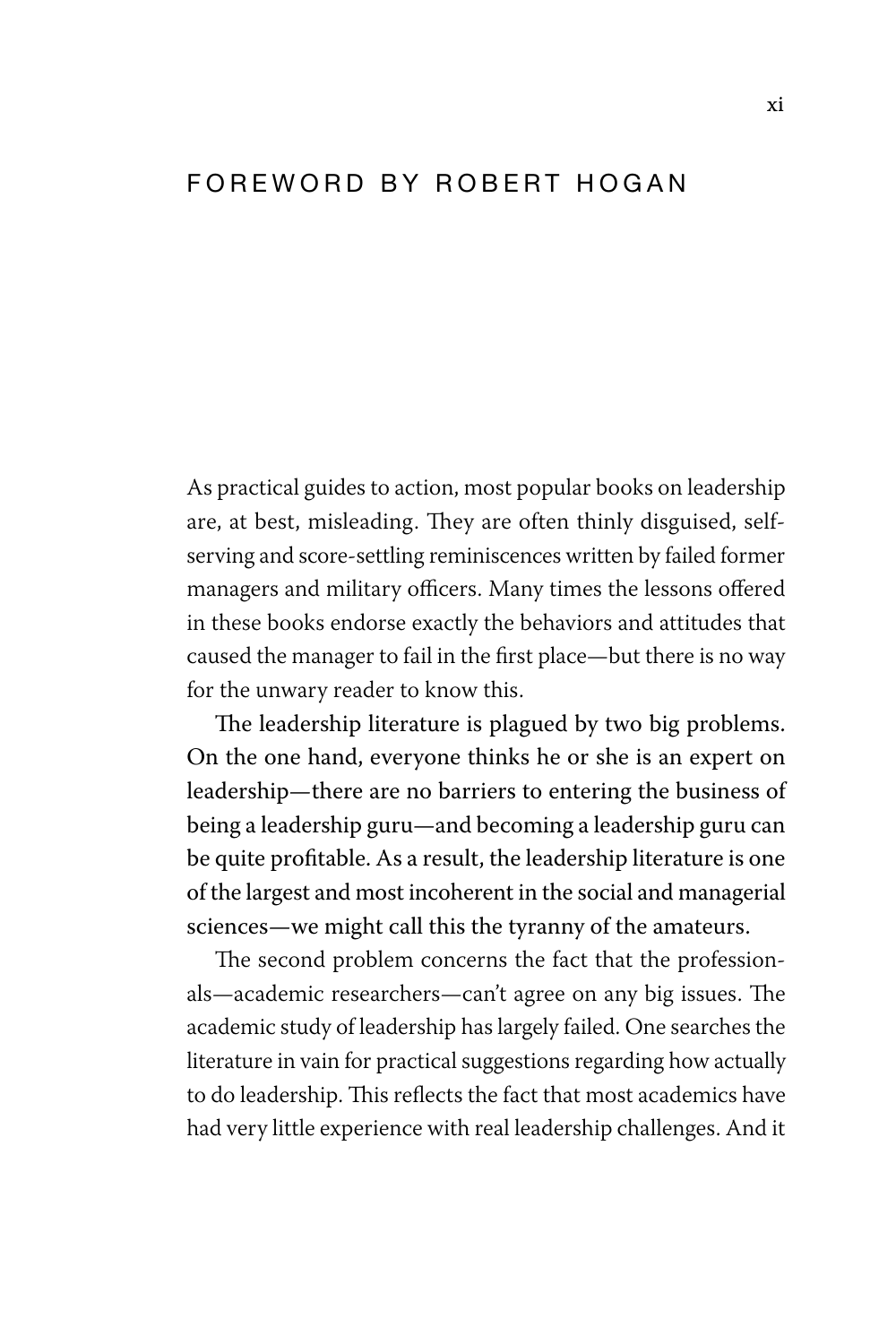# FOREWORD BY ROBERT HOGAN

As practical guides to action, most popular books on leadership are, at best, misleading. They are often thinly disguised, self-serving and score-settling reminiscences written by failed former managers and military officers. Many times the lessons offered in these books endorse exactly the behaviors and attitudes that caused the manager to fail in the first place—but there is no way for the unwary reader to know this.

The leadership literature is plagued by two big problems. On the one hand, everyone thinks he or she is an expert on leadership—there are no barriers to entering the business of being a leadership guru—and becoming a leadership guru can be quite profitable. As a result, the leadership literature is one of the largest and most incoherent in the social and managerial sciences—we might call this the tyranny of the amateurs.

The second problem concerns the fact that the professionals—academic researchers—can't agree on any big issues. The academic study of leadership has largely failed. One searches the literature in vain for practical suggestions regarding how actually to do leadership. This reflects the fact that most academics have had very little experience with real leadership challenges. And it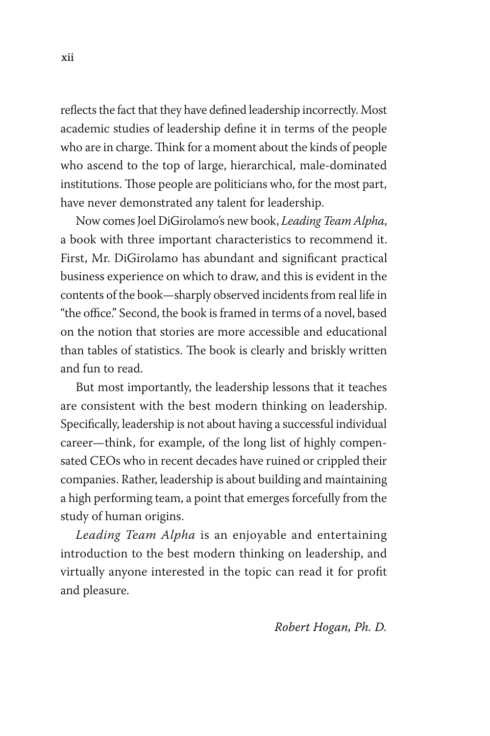reflects the fact that they have defined leadership incorrectly. Most academic studies of leadership define it in terms of the people who are in charge. Think for a moment about the kinds of people who ascend to the top of large, hierarchical, male-dominated institutions. Those people are politicians who, for the most part, have never demonstrated any talent for leadership.

Now comes Joel DiGirolamo's new book, *Leading Team Alpha*, a book with three important characteristics to recommend it. First, Mr. DiGirolamo has abundant and significant practical business experience on which to draw, and this is evident in the contents of the book—sharply observed incidents from real life in "the office." Second, the book is framed in terms of a novel, based on the notion that stories are more accessible and educational than tables of statistics. The book is clearly and briskly written and fun to read.

But most importantly, the leadership lessons that it teaches are consistent with the best modern thinking on leadership. Specifically, leadership is not about having a successful individual career—think, for example, of the long list of highly compensated CEOs who in recent decades have ruined or crippled their companies. Rather, leadership is about building and maintaining a high performing team, a point that emerges forcefully from the study of human origins.

*Leading Team Alpha* is an enjoyable and entertaining introduction to the best modern thinking on leadership, and virtually anyone interested in the topic can read it for profit and pleasure.

*Robert Hogan, Ph. D.*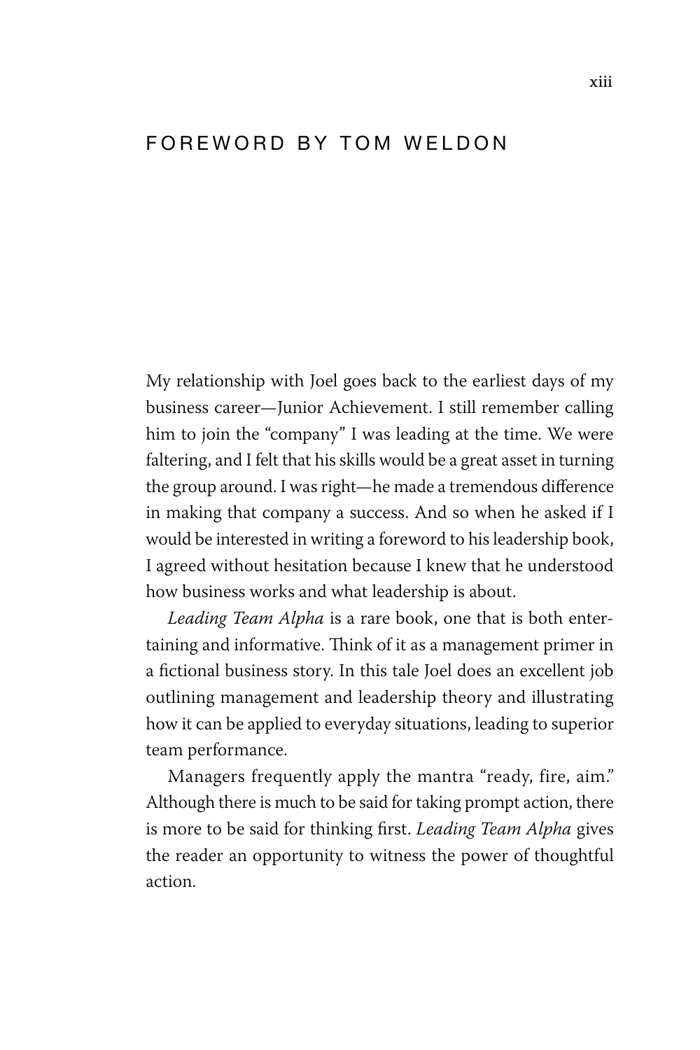# FOREWORD BY TOM WELDON

My relationship with Joel goes back to the earliest days of my business career—Junior Achievement. I still remember calling him to join the "company" I was leading at the time. We were faltering, and I felt that his skills would be a great asset in turning the group around. I was right—he made a tremendous difference in making that company a success. And so when he asked if I would be interested in writing a foreword to his leadership book, I agreed without hesitation because I knew that he understood how business works and what leadership is about.

*Leading Team Alpha* is a rare book, one that is both entertaining and informative. Think of it as a management primer in a fictional business story. In this tale Joel does an excellent job outlining management and leadership theory and illustrating how it can be applied to everyday situations, leading to superior team performance.

Managers frequently apply the mantra "ready, fire, aim." Although there is much to be said for taking prompt action, there is more to be said for thinking first. *Leading Team Alpha* gives the reader an opportunity to witness the power of thoughtful action.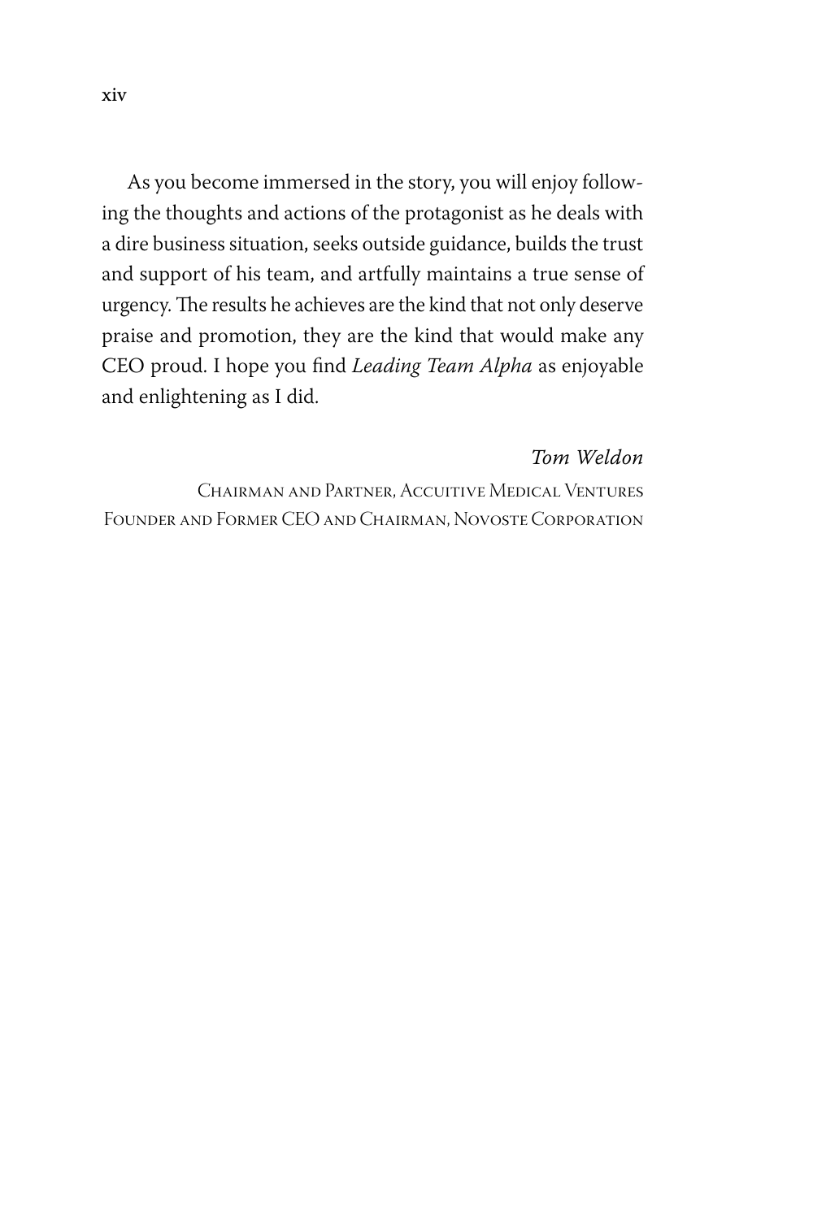As you become immersed in the story, you will enjoy following the thoughts and actions of the protagonist as he deals with a dire business situation, seeks outside guidance, builds the trust and support of his team, and artfully maintains a true sense of urgency. The results he achieves are the kind that not only deserve praise and promotion, they are the kind that would make any CEO proud. I hope you find *Leading Team Alpha* as enjoyable and enlightening as I did.

*Tom Weldon*

Chairman and Partner, Accuitive Medical Ventures
Founder and Former CEO and Chairman, Novoste Corporation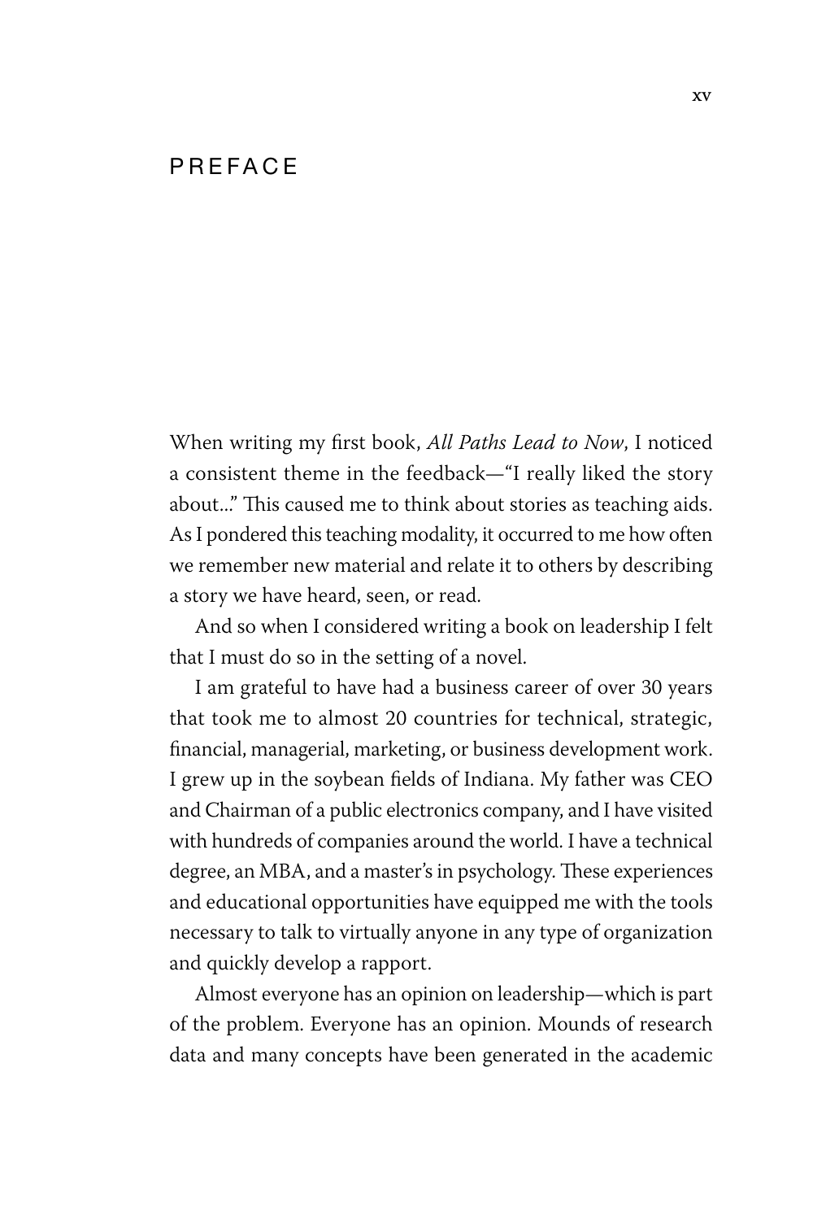# PREFACE

When writing my first book, *All Paths Lead to Now*, I noticed a consistent theme in the feedback—"I really liked the story about..." This caused me to think about stories as teaching aids. As I pondered this teaching modality, it occurred to me how often we remember new material and relate it to others by describing a story we have heard, seen, or read.

And so when I considered writing a book on leadership I felt that I must do so in the setting of a novel.

I am grateful to have had a business career of over 30 years that took me to almost 20 countries for technical, strategic, financial, managerial, marketing, or business development work. I grew up in the soybean fields of Indiana. My father was CEO and Chairman of a public electronics company, and I have visited with hundreds of companies around the world. I have a technical degree, an MBA, and a master's in psychology. These experiences and educational opportunities have equipped me with the tools necessary to talk to virtually anyone in any type of organization and quickly develop a rapport.

Almost everyone has an opinion on leadership—which is part of the problem. Everyone has an opinion. Mounds of research data and many concepts have been generated in the academic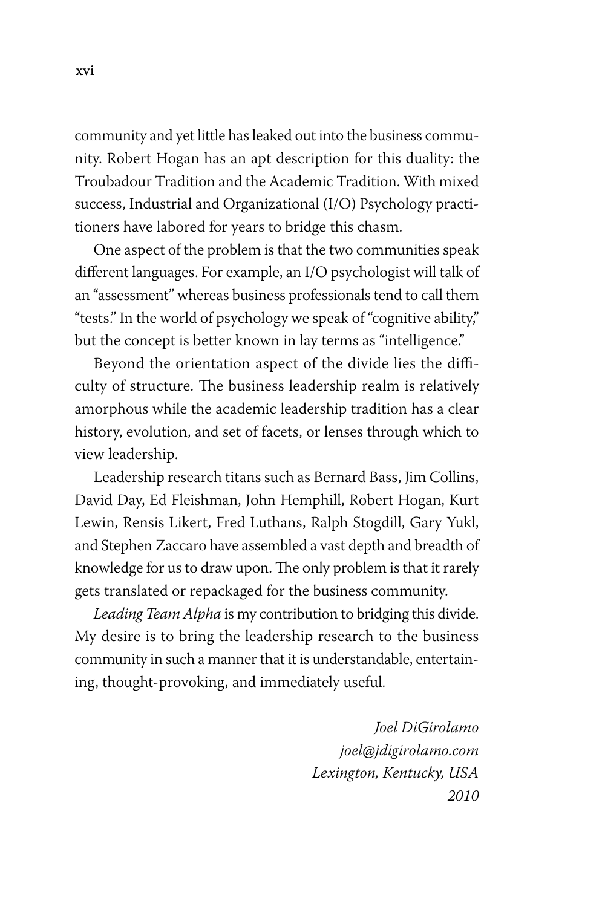community and yet little has leaked out into the business community. Robert Hogan has an apt description for this duality: the Troubadour Tradition and the Academic Tradition. With mixed success, Industrial and Organizational (I/O) Psychology practitioners have labored for years to bridge this chasm.

One aspect of the problem is that the two communities speak different languages. For example, an I/O psychologist will talk of an "assessment" whereas business professionals tend to call them "tests." In the world of psychology we speak of "cognitive ability," but the concept is better known in lay terms as "intelligence."

Beyond the orientation aspect of the divide lies the difficulty of structure. The business leadership realm is relatively amorphous while the academic leadership tradition has a clear history, evolution, and set of facets, or lenses through which to view leadership.

Leadership research titans such as Bernard Bass, Jim Collins, David Day, Ed Fleishman, John Hemphill, Robert Hogan, Kurt Lewin, Rensis Likert, Fred Luthans, Ralph Stogdill, Gary Yukl, and Stephen Zaccaro have assembled a vast depth and breadth of knowledge for us to draw upon. The only problem is that it rarely gets translated or repackaged for the business community.

*Leading Team Alpha* is my contribution to bridging this divide. My desire is to bring the leadership research to the business community in such a manner that it is understandable, entertaining, thought-provoking, and immediately useful.

*Joel DiGirolamo*
*joel@jdigirolamo.com*
*Lexington, Kentucky, USA*
*2010*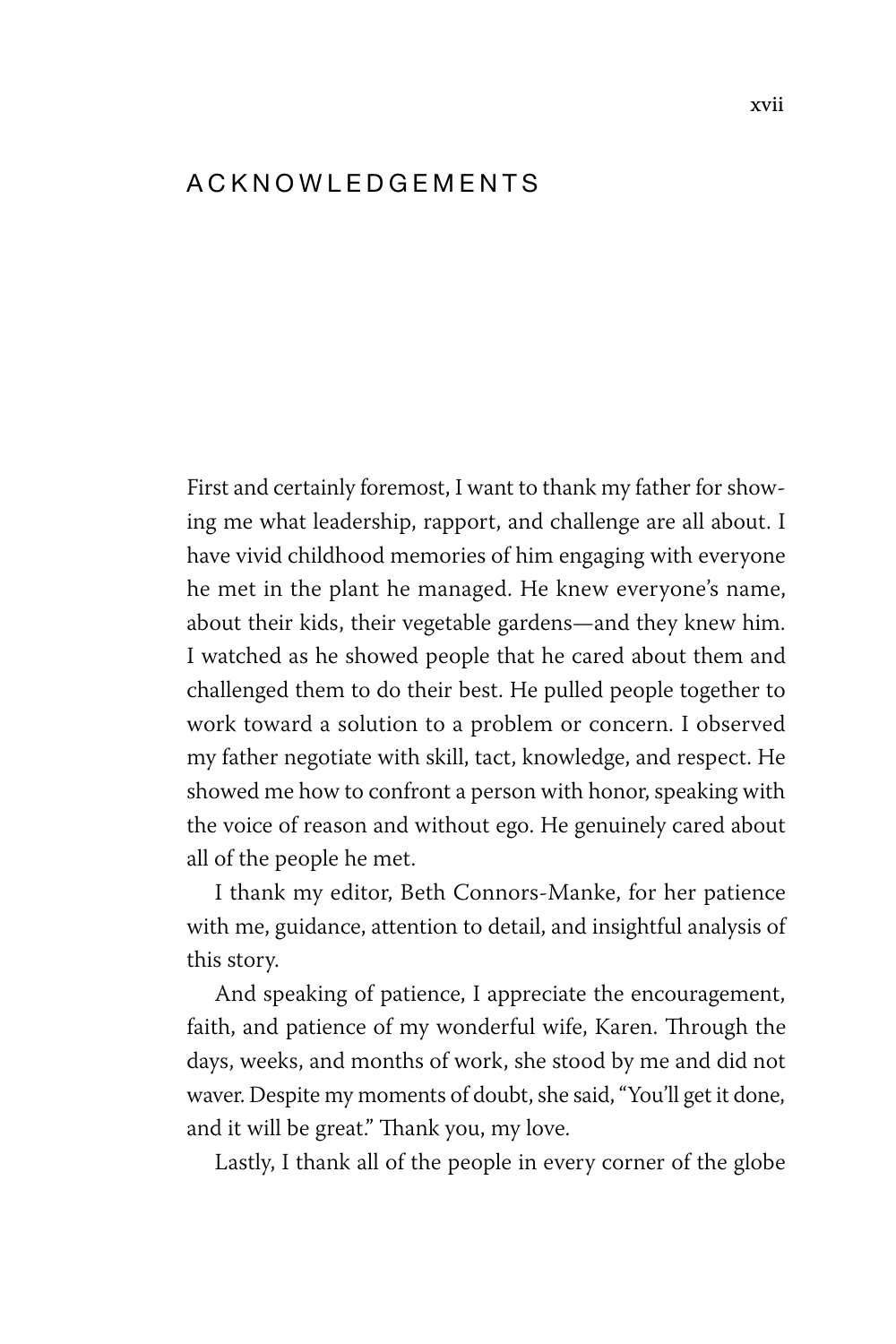# ACKNOWLEDGEMENTS

First and certainly foremost, I want to thank my father for showing me what leadership, rapport, and challenge are all about. I have vivid childhood memories of him engaging with everyone he met in the plant he managed. He knew everyone's name, about their kids, their vegetable gardens—and they knew him. I watched as he showed people that he cared about them and challenged them to do their best. He pulled people together to work toward a solution to a problem or concern. I observed my father negotiate with skill, tact, knowledge, and respect. He showed me how to confront a person with honor, speaking with the voice of reason and without ego. He genuinely cared about all of the people he met.

I thank my editor, Beth Connors-Manke, for her patience with me, guidance, attention to detail, and insightful analysis of this story.

And speaking of patience, I appreciate the encouragement, faith, and patience of my wonderful wife, Karen. Through the days, weeks, and months of work, she stood by me and did not waver. Despite my moments of doubt, she said, "You'll get it done, and it will be great." Thank you, my love.

Lastly, I thank all of the people in every corner of the globe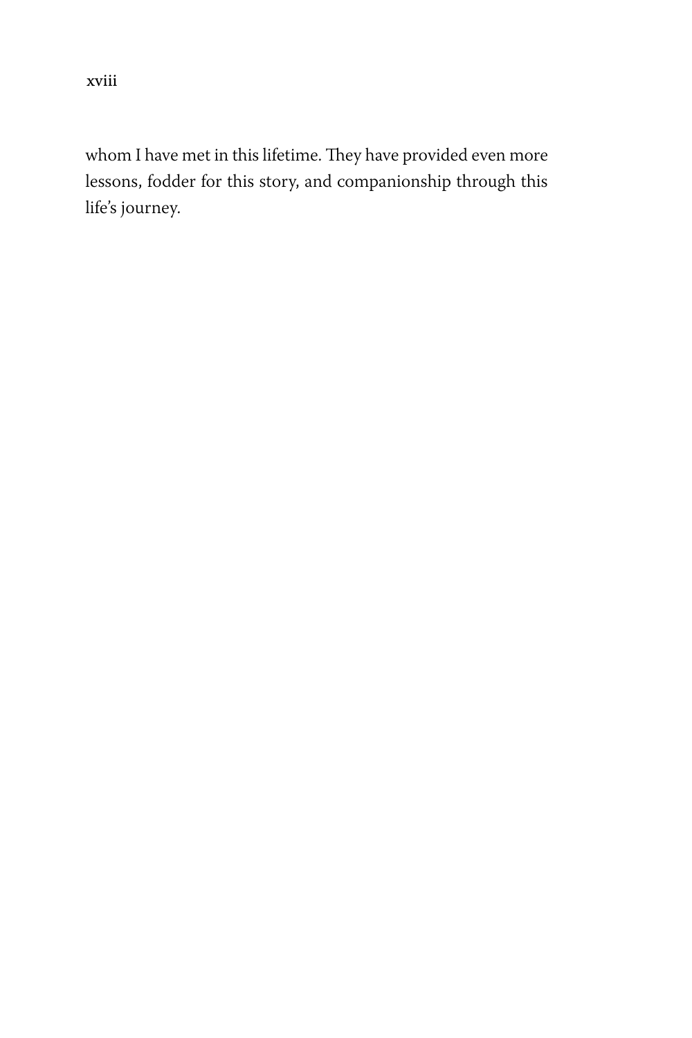whom I have met in this lifetime. They have provided even more lessons, fodder for this story, and companionship through this life's journey.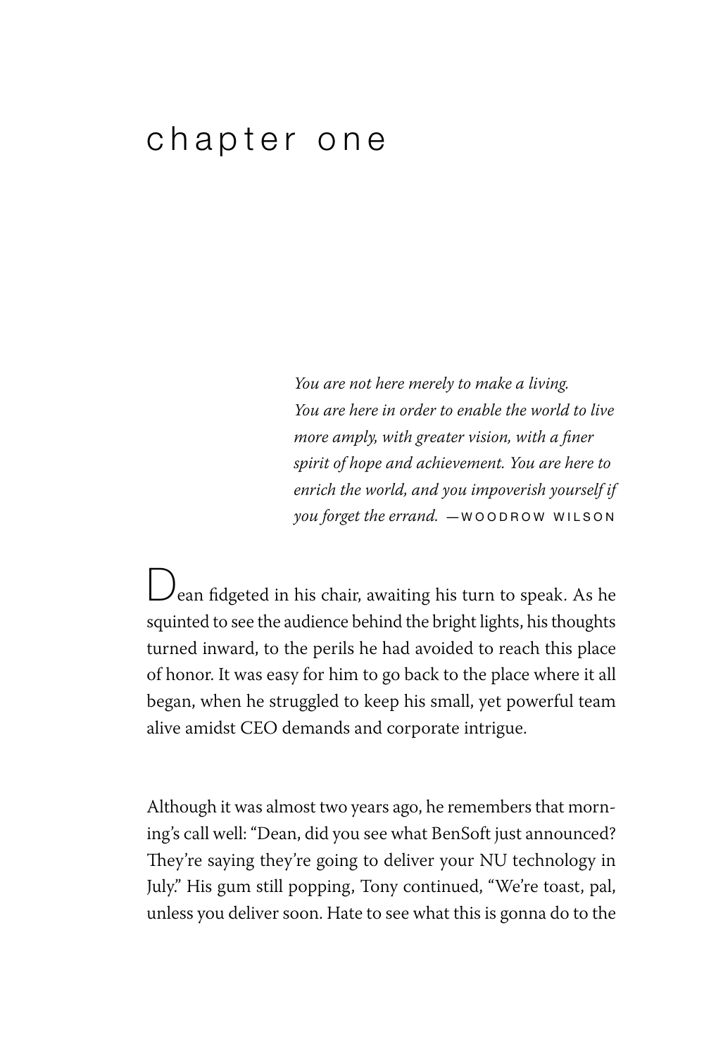# chapter one

*You are not here merely to make a living. You are here in order to enable the world to live more amply, with greater vision, with a finer spirit of hope and achievement. You are here to enrich the world, and you impoverish yourself if you forget the errand.* —WOODROW WILSON

Dean fidgeted in his chair, awaiting his turn to speak. As he squinted to see the audience behind the bright lights, his thoughts turned inward, to the perils he had avoided to reach this place of honor. It was easy for him to go back to the place where it all began, when he struggled to keep his small, yet powerful team alive amidst CEO demands and corporate intrigue.

Although it was almost two years ago, he remembers that morning's call well: "Dean, did you see what BenSoft just announced? They're saying they're going to deliver your NU technology in July." His gum still popping, Tony continued, "We're toast, pal, unless you deliver soon. Hate to see what this is gonna do to the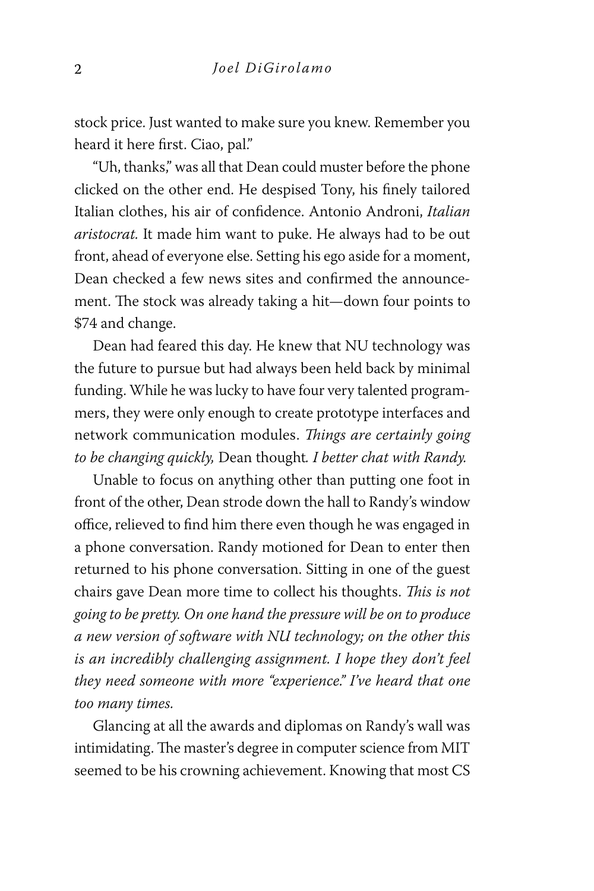stock price. Just wanted to make sure you knew. Remember you heard it here first. Ciao, pal."

"Uh, thanks," was all that Dean could muster before the phone clicked on the other end. He despised Tony, his finely tailored Italian clothes, his air of confidence. Antonio Androni, *Italian aristocrat.* It made him want to puke. He always had to be out front, ahead of everyone else. Setting his ego aside for a moment, Dean checked a few news sites and confirmed the announcement. The stock was already taking a hit—down four points to $74 and change.

Dean had feared this day. He knew that NU technology was the future to pursue but had always been held back by minimal funding. While he was lucky to have four very talented programmers, they were only enough to create prototype interfaces and network communication modules. *Things are certainly going to be changing quickly,* Dean thought*. I better chat with Randy.*

Unable to focus on anything other than putting one foot in front of the other, Dean strode down the hall to Randy's window office, relieved to find him there even though he was engaged in a phone conversation. Randy motioned for Dean to enter then returned to his phone conversation. Sitting in one of the guest chairs gave Dean more time to collect his thoughts. *This is not going to be pretty. On one hand the pressure will be on to produce a new version of software with NU technology; on the other this is an incredibly challenging assignment. I hope they don't feel they need someone with more "experience." I've heard that one too many times.*

Glancing at all the awards and diplomas on Randy's wall was intimidating. The master's degree in computer science from MIT seemed to be his crowning achievement. Knowing that most CS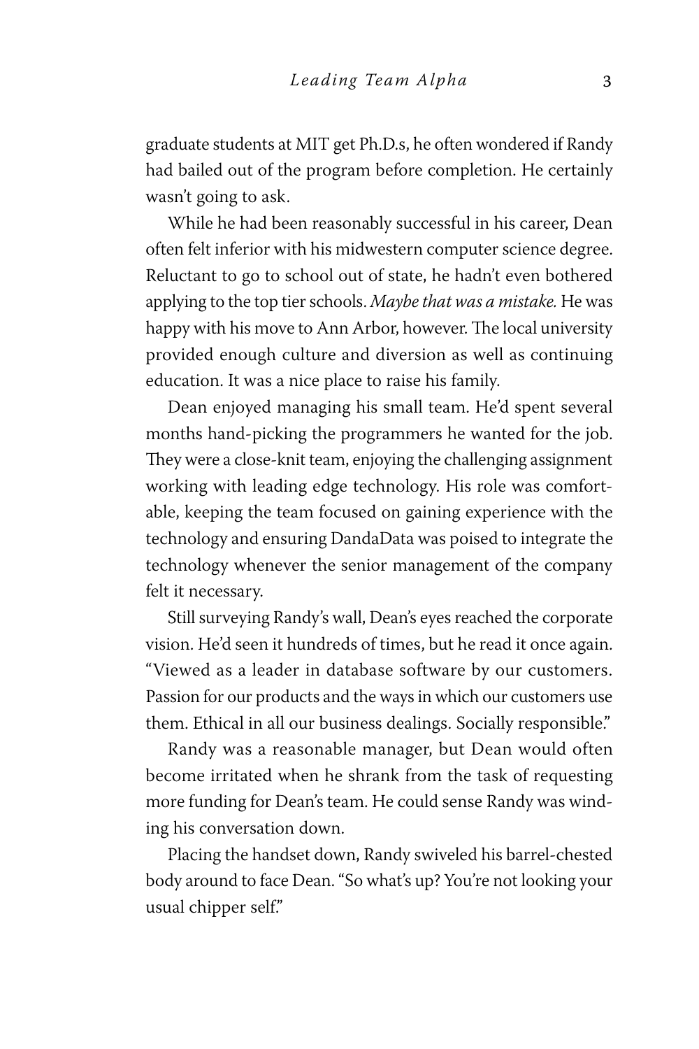graduate students at MIT get Ph.D.s, he often wondered if Randy had bailed out of the program before completion. He certainly wasn't going to ask.

While he had been reasonably successful in his career, Dean often felt inferior with his midwestern computer science degree. Reluctant to go to school out of state, he hadn't even bothered applying to the top tier schools. *Maybe that was a mistake.* He was happy with his move to Ann Arbor, however. The local university provided enough culture and diversion as well as continuing education. It was a nice place to raise his family.

Dean enjoyed managing his small team. He'd spent several months hand-picking the programmers he wanted for the job. They were a close-knit team, enjoying the challenging assignment working with leading edge technology. His role was comfortable, keeping the team focused on gaining experience with the technology and ensuring DandaData was poised to integrate the technology whenever the senior management of the company felt it necessary.

Still surveying Randy's wall, Dean's eyes reached the corporate vision. He'd seen it hundreds of times, but he read it once again. "Viewed as a leader in database software by our customers. Passion for our products and the ways in which our customers use them. Ethical in all our business dealings. Socially responsible."

Randy was a reasonable manager, but Dean would often become irritated when he shrank from the task of requesting more funding for Dean's team. He could sense Randy was winding his conversation down.

Placing the handset down, Randy swiveled his barrel-chested body around to face Dean. "So what's up? You're not looking your usual chipper self."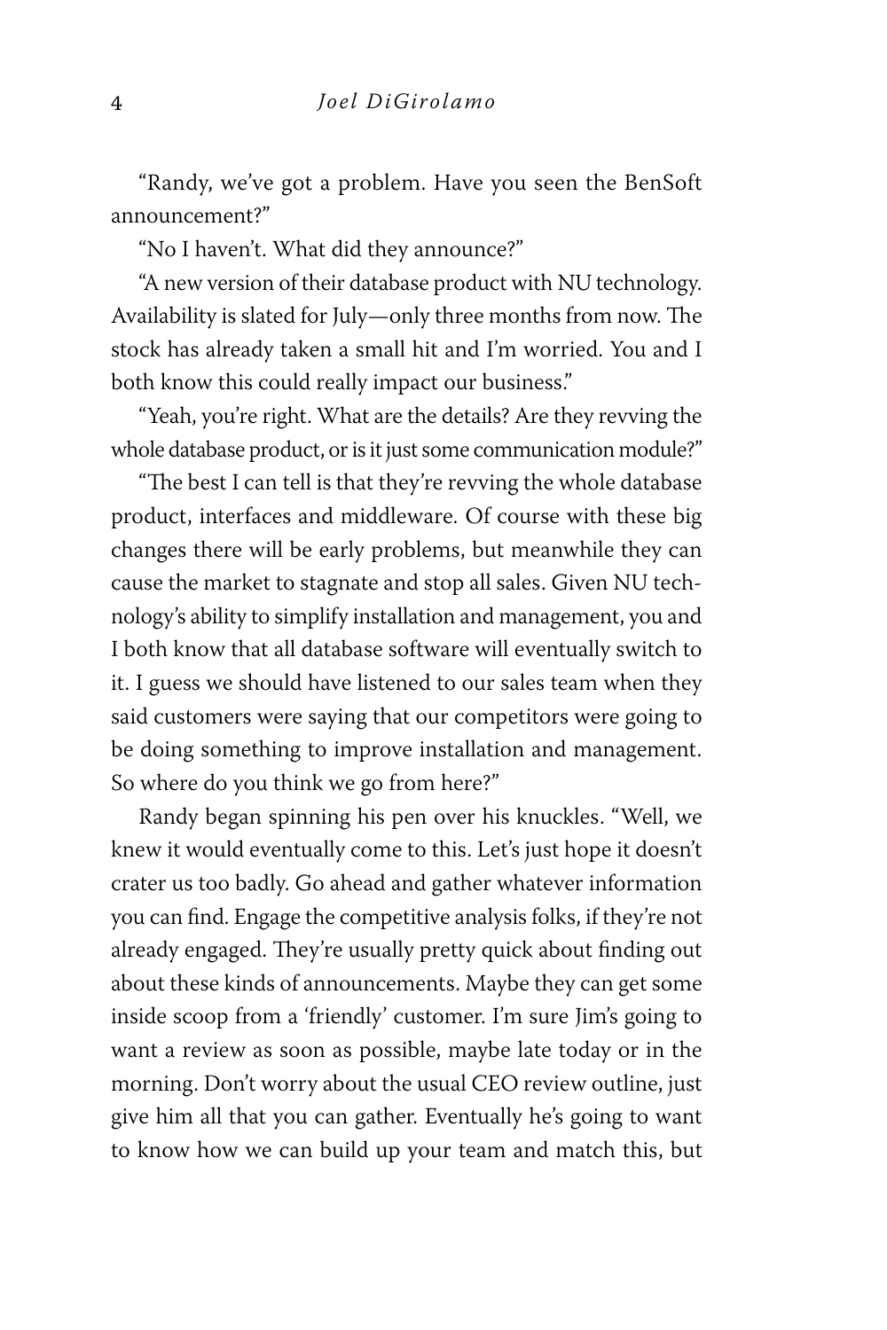"Randy, we've got a problem. Have you seen the BenSoft announcement?"

"No I haven't. What did they announce?"

"A new version of their database product with NU technology. Availability is slated for July—only three months from now. The stock has already taken a small hit and I'm worried. You and I both know this could really impact our business."

"Yeah, you're right. What are the details? Are they revving the whole database product, or is it just some communication module?"

"The best I can tell is that they're revving the whole database product, interfaces and middleware. Of course with these big changes there will be early problems, but meanwhile they can cause the market to stagnate and stop all sales. Given NU technology's ability to simplify installation and management, you and I both know that all database software will eventually switch to it. I guess we should have listened to our sales team when they said customers were saying that our competitors were going to be doing something to improve installation and management. So where do you think we go from here?"

Randy began spinning his pen over his knuckles. "Well, we knew it would eventually come to this. Let's just hope it doesn't crater us too badly. Go ahead and gather whatever information you can find. Engage the competitive analysis folks, if they're not already engaged. They're usually pretty quick about finding out about these kinds of announcements. Maybe they can get some inside scoop from a 'friendly' customer. I'm sure Jim's going to want a review as soon as possible, maybe late today or in the morning. Don't worry about the usual CEO review outline, just give him all that you can gather. Eventually he's going to want to know how we can build up your team and match this, but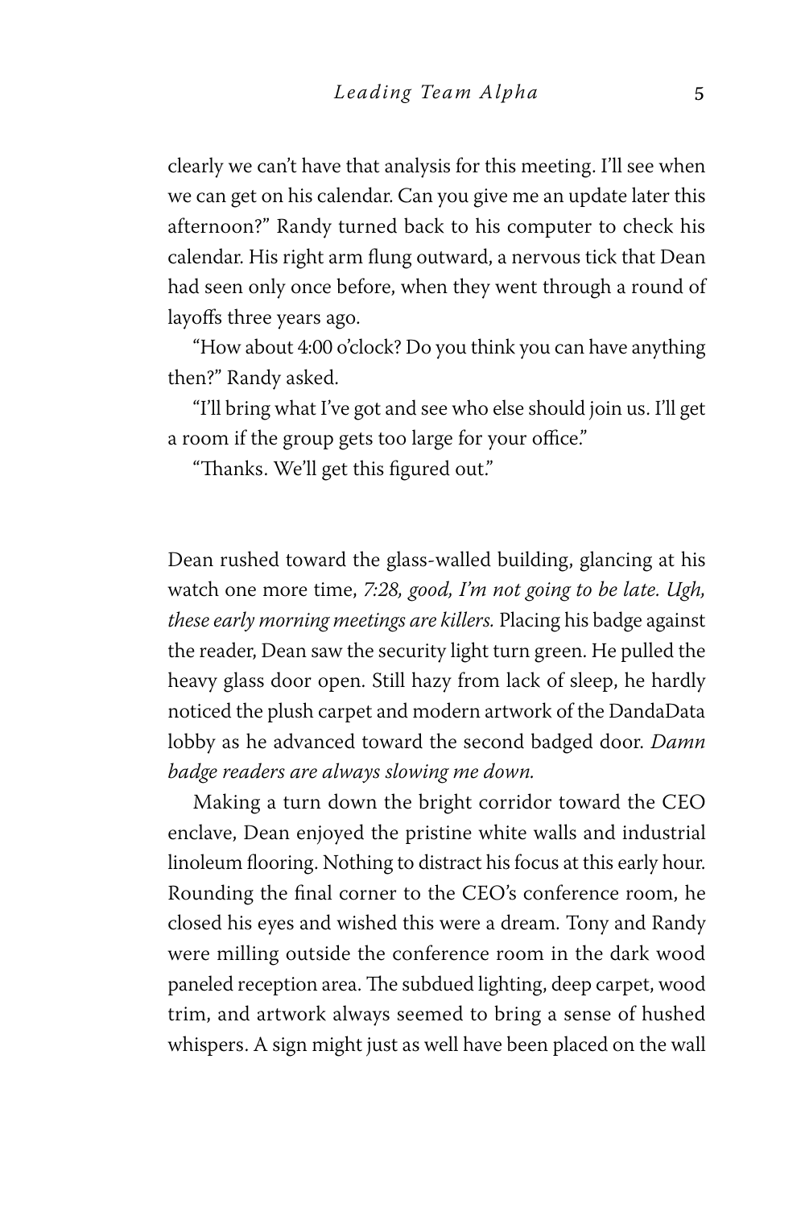clearly we can't have that analysis for this meeting. I'll see when we can get on his calendar. Can you give me an update later this afternoon?" Randy turned back to his computer to check his calendar. His right arm flung outward, a nervous tick that Dean had seen only once before, when they went through a round of layoffs three years ago.

"How about 4:00 o'clock? Do you think you can have anything then?" Randy asked.

"I'll bring what I've got and see who else should join us. I'll get a room if the group gets too large for your office."

"Thanks. We'll get this figured out."

Dean rushed toward the glass-walled building, glancing at his watch one more time, *7:28, good, I'm not going to be late. Ugh, these early morning meetings are killers.* Placing his badge against the reader, Dean saw the security light turn green. He pulled the heavy glass door open. Still hazy from lack of sleep, he hardly noticed the plush carpet and modern artwork of the DandaData lobby as he advanced toward the second badged door. *Damn badge readers are always slowing me down.*

Making a turn down the bright corridor toward the CEO enclave, Dean enjoyed the pristine white walls and industrial linoleum flooring. Nothing to distract his focus at this early hour. Rounding the final corner to the CEO's conference room, he closed his eyes and wished this were a dream. Tony and Randy were milling outside the conference room in the dark wood paneled reception area. The subdued lighting, deep carpet, wood trim, and artwork always seemed to bring a sense of hushed whispers. A sign might just as well have been placed on the wall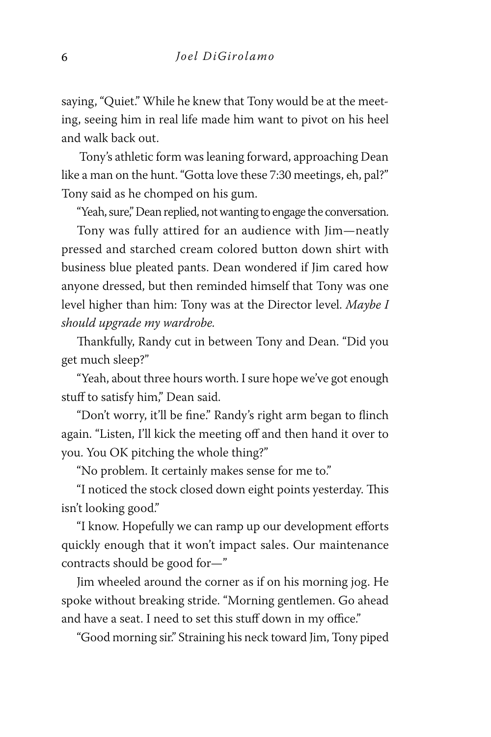saying, "Quiet." While he knew that Tony would be at the meeting, seeing him in real life made him want to pivot on his heel and walk back out.

Tony's athletic form was leaning forward, approaching Dean like a man on the hunt. "Gotta love these 7:30 meetings, eh, pal?" Tony said as he chomped on his gum.

"Yeah, sure," Dean replied, not wanting to engage the conversation.

Tony was fully attired for an audience with Jim—neatly pressed and starched cream colored button down shirt with business blue pleated pants. Dean wondered if Jim cared how anyone dressed, but then reminded himself that Tony was one level higher than him: Tony was at the Director level. *Maybe I should upgrade my wardrobe.*

Thankfully, Randy cut in between Tony and Dean. "Did you get much sleep?"

"Yeah, about three hours worth. I sure hope we've got enough stuff to satisfy him," Dean said.

"Don't worry, it'll be fine." Randy's right arm began to flinch again. "Listen, I'll kick the meeting off and then hand it over to you. You OK pitching the whole thing?"

"No problem. It certainly makes sense for me to."

"I noticed the stock closed down eight points yesterday. This isn't looking good."

"I know. Hopefully we can ramp up our development efforts quickly enough that it won't impact sales. Our maintenance contracts should be good for—"

Jim wheeled around the corner as if on his morning jog. He spoke without breaking stride. "Morning gentlemen. Go ahead and have a seat. I need to set this stuff down in my office."

"Good morning sir." Straining his neck toward Jim, Tony piped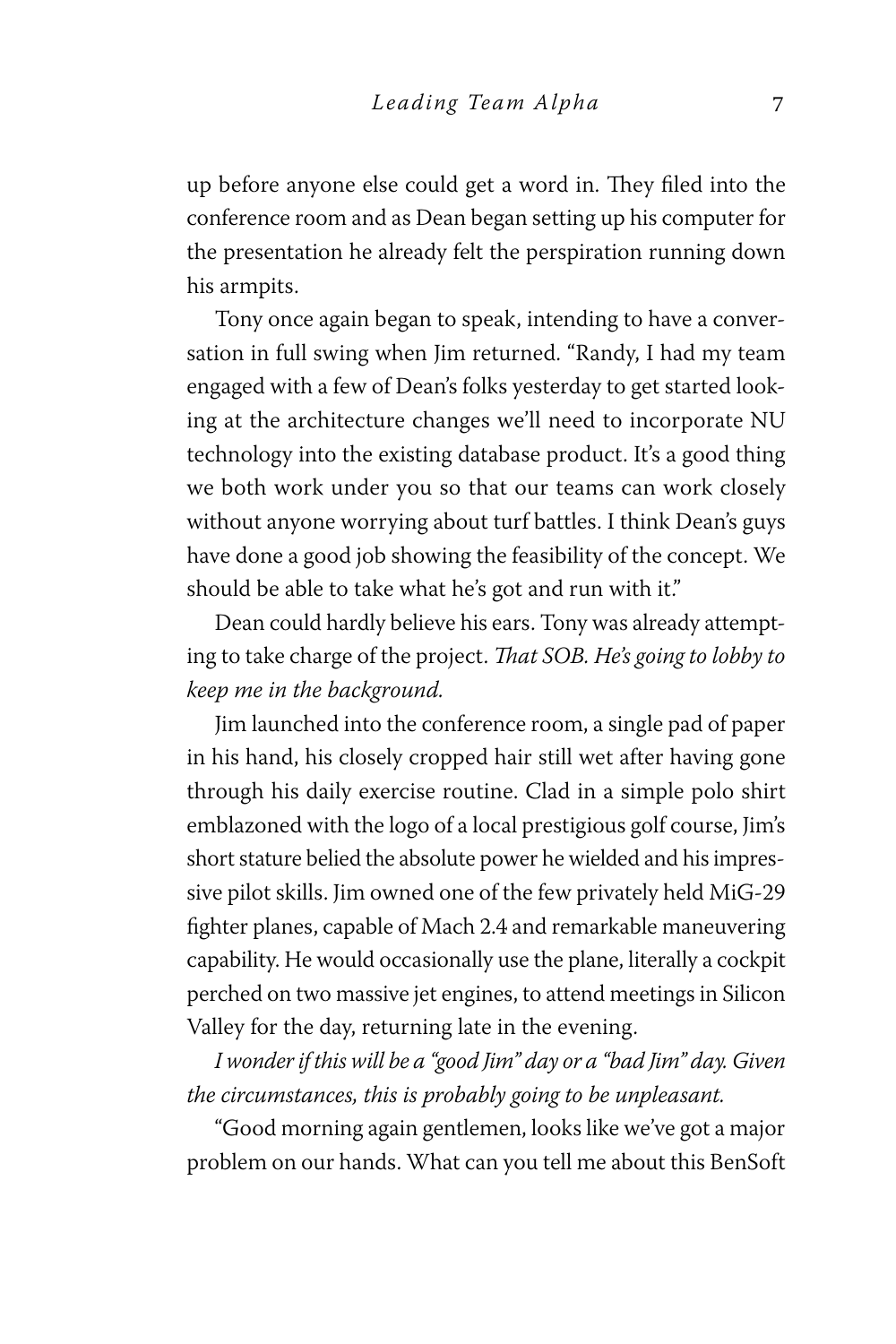up before anyone else could get a word in. They filed into the conference room and as Dean began setting up his computer for the presentation he already felt the perspiration running down his armpits.

Tony once again began to speak, intending to have a conversation in full swing when Jim returned. "Randy, I had my team engaged with a few of Dean's folks yesterday to get started looking at the architecture changes we'll need to incorporate NU technology into the existing database product. It's a good thing we both work under you so that our teams can work closely without anyone worrying about turf battles. I think Dean's guys have done a good job showing the feasibility of the concept. We should be able to take what he's got and run with it."

Dean could hardly believe his ears. Tony was already attempting to take charge of the project. *That SOB. He's going to lobby to keep me in the background.*

Jim launched into the conference room, a single pad of paper in his hand, his closely cropped hair still wet after having gone through his daily exercise routine. Clad in a simple polo shirt emblazoned with the logo of a local prestigious golf course, Jim's short stature belied the absolute power he wielded and his impressive pilot skills. Jim owned one of the few privately held MiG-29 fighter planes, capable of Mach 2.4 and remarkable maneuvering capability. He would occasionally use the plane, literally a cockpit perched on two massive jet engines, to attend meetings in Silicon Valley for the day, returning late in the evening.

*I wonder if this will be a "good Jim" day or a "bad Jim" day. Given the circumstances, this is probably going to be unpleasant.*

"Good morning again gentlemen, looks like we've got a major problem on our hands. What can you tell me about this BenSoft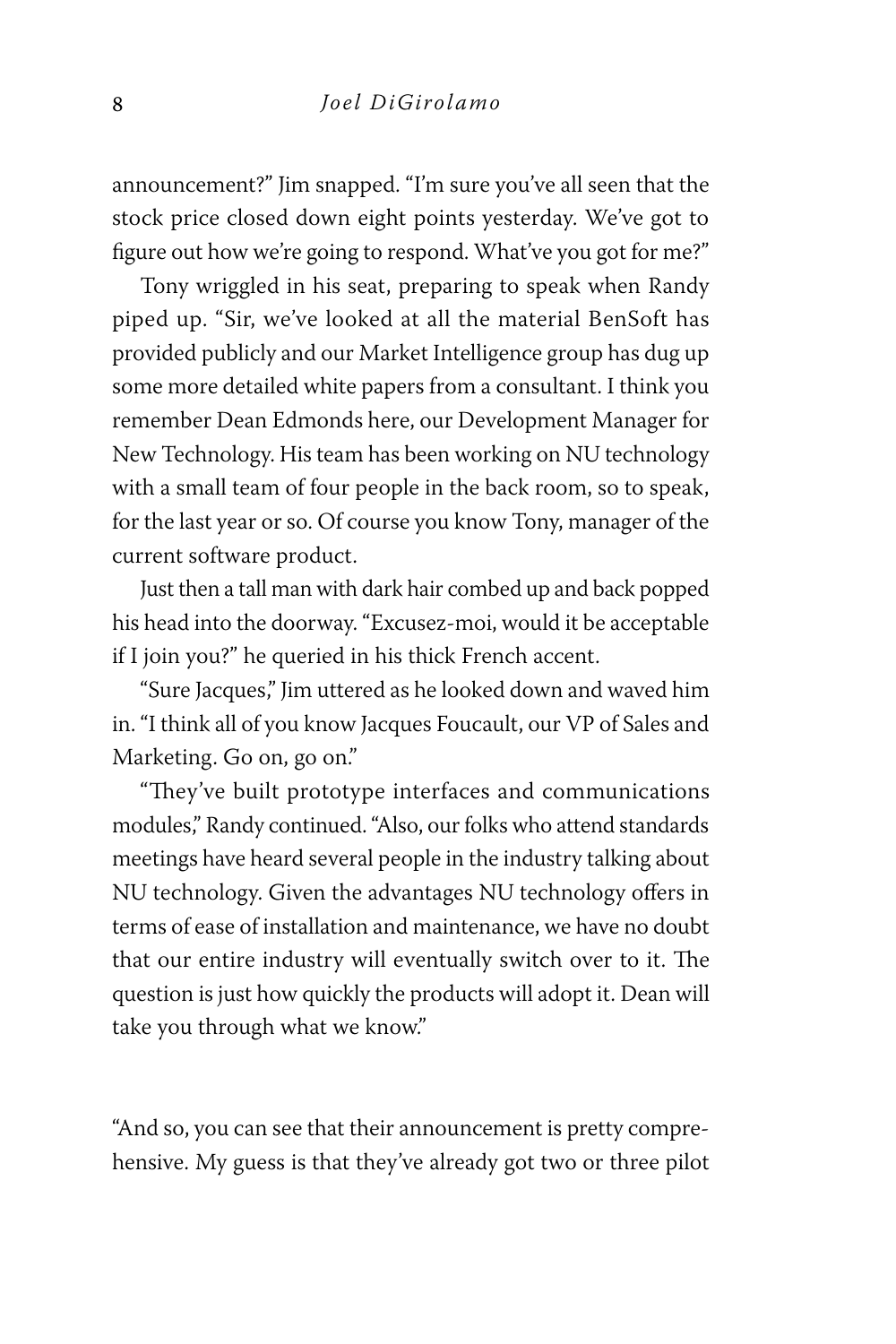announcement?" Jim snapped. "I'm sure you've all seen that the stock price closed down eight points yesterday. We've got to figure out how we're going to respond. What've you got for me?"

Tony wriggled in his seat, preparing to speak when Randy piped up. "Sir, we've looked at all the material BenSoft has provided publicly and our Market Intelligence group has dug up some more detailed white papers from a consultant. I think you remember Dean Edmonds here, our Development Manager for New Technology. His team has been working on NU technology with a small team of four people in the back room, so to speak, for the last year or so. Of course you know Tony, manager of the current software product.

Just then a tall man with dark hair combed up and back popped his head into the doorway. "Excusez-moi, would it be acceptable if I join you?" he queried in his thick French accent.

"Sure Jacques," Jim uttered as he looked down and waved him in. "I think all of you know Jacques Foucault, our VP of Sales and Marketing. Go on, go on."

"They've built prototype interfaces and communications modules," Randy continued. "Also, our folks who attend standards meetings have heard several people in the industry talking about NU technology. Given the advantages NU technology offers in terms of ease of installation and maintenance, we have no doubt that our entire industry will eventually switch over to it. The question is just how quickly the products will adopt it. Dean will take you through what we know."

"And so, you can see that their announcement is pretty comprehensive. My guess is that they've already got two or three pilot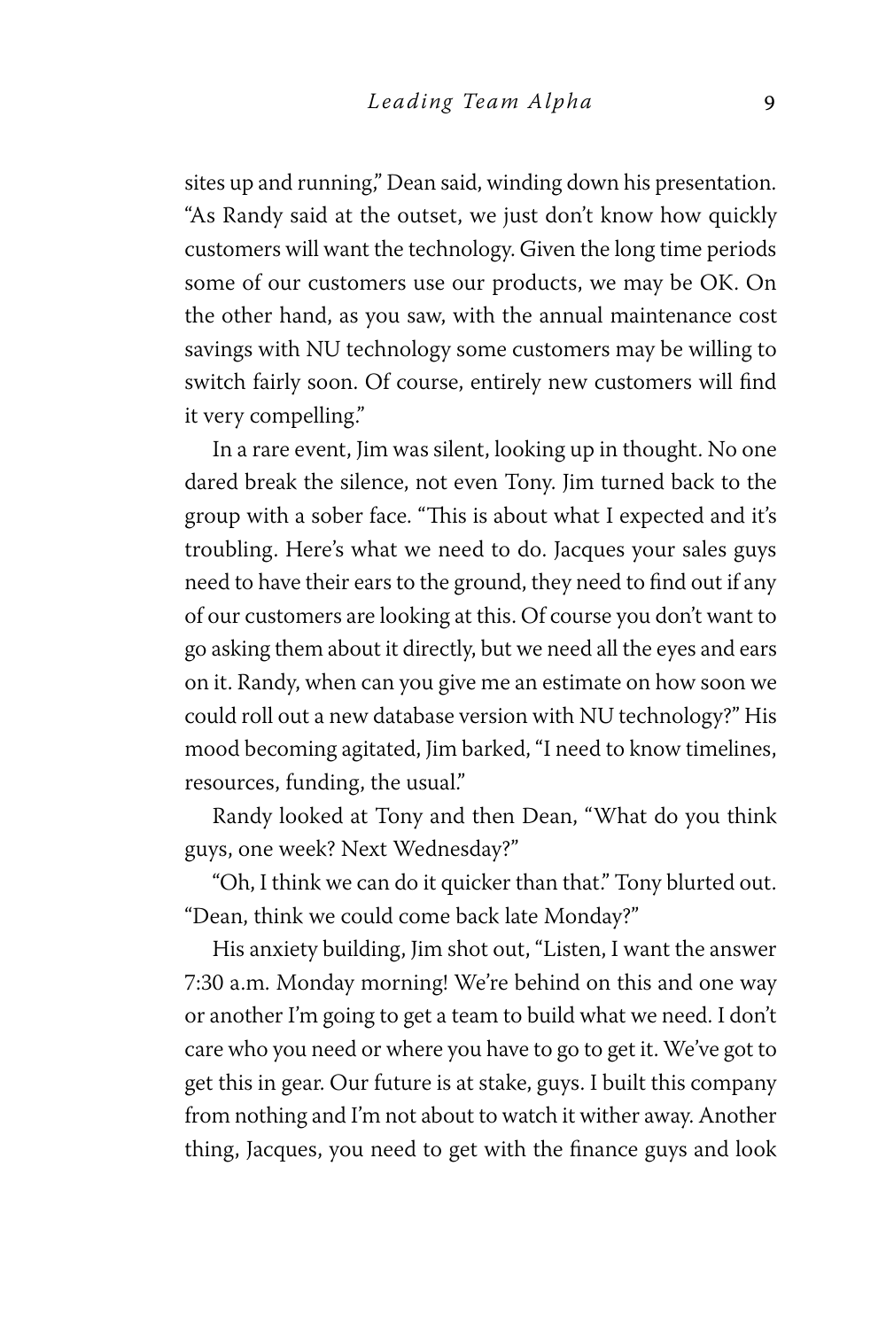sites up and running," Dean said, winding down his presentation. "As Randy said at the outset, we just don't know how quickly customers will want the technology. Given the long time periods some of our customers use our products, we may be OK. On the other hand, as you saw, with the annual maintenance cost savings with NU technology some customers may be willing to switch fairly soon. Of course, entirely new customers will find it very compelling."

In a rare event, Jim was silent, looking up in thought. No one dared break the silence, not even Tony. Jim turned back to the group with a sober face. "This is about what I expected and it's troubling. Here's what we need to do. Jacques your sales guys need to have their ears to the ground, they need to find out if any of our customers are looking at this. Of course you don't want to go asking them about it directly, but we need all the eyes and ears on it. Randy, when can you give me an estimate on how soon we could roll out a new database version with NU technology?" His mood becoming agitated, Jim barked, "I need to know timelines, resources, funding, the usual."

Randy looked at Tony and then Dean, "What do you think guys, one week? Next Wednesday?"

"Oh, I think we can do it quicker than that." Tony blurted out. "Dean, think we could come back late Monday?"

His anxiety building, Jim shot out, "Listen, I want the answer 7:30 a.m. Monday morning! We're behind on this and one way or another I'm going to get a team to build what we need. I don't care who you need or where you have to go to get it. We've got to get this in gear. Our future is at stake, guys. I built this company from nothing and I'm not about to watch it wither away. Another thing, Jacques, you need to get with the finance guys and look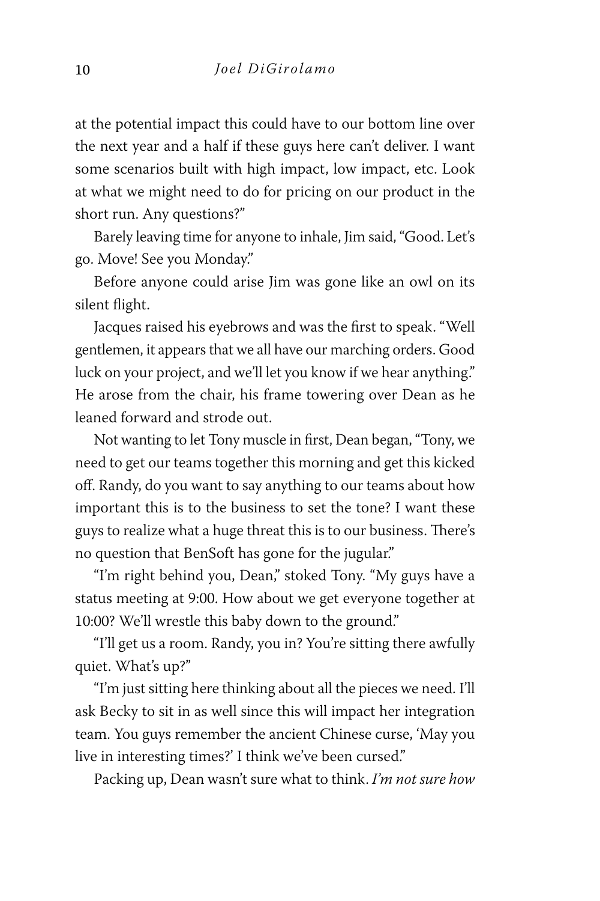at the potential impact this could have to our bottom line over the next year and a half if these guys here can't deliver. I want some scenarios built with high impact, low impact, etc. Look at what we might need to do for pricing on our product in the short run. Any questions?"

Barely leaving time for anyone to inhale, Jim said, "Good. Let's go. Move! See you Monday."

Before anyone could arise Jim was gone like an owl on its silent flight.

Jacques raised his eyebrows and was the first to speak. "Well gentlemen, it appears that we all have our marching orders. Good luck on your project, and we'll let you know if we hear anything." He arose from the chair, his frame towering over Dean as he leaned forward and strode out.

Not wanting to let Tony muscle in first, Dean began, "Tony, we need to get our teams together this morning and get this kicked off. Randy, do you want to say anything to our teams about how important this is to the business to set the tone? I want these guys to realize what a huge threat this is to our business. There's no question that BenSoft has gone for the jugular."

"I'm right behind you, Dean," stoked Tony. "My guys have a status meeting at 9:00. How about we get everyone together at 10:00? We'll wrestle this baby down to the ground."

"I'll get us a room. Randy, you in? You're sitting there awfully quiet. What's up?"

"I'm just sitting here thinking about all the pieces we need. I'll ask Becky to sit in as well since this will impact her integration team. You guys remember the ancient Chinese curse, 'May you live in interesting times?' I think we've been cursed."

Packing up, Dean wasn't sure what to think. *I'm not sure how*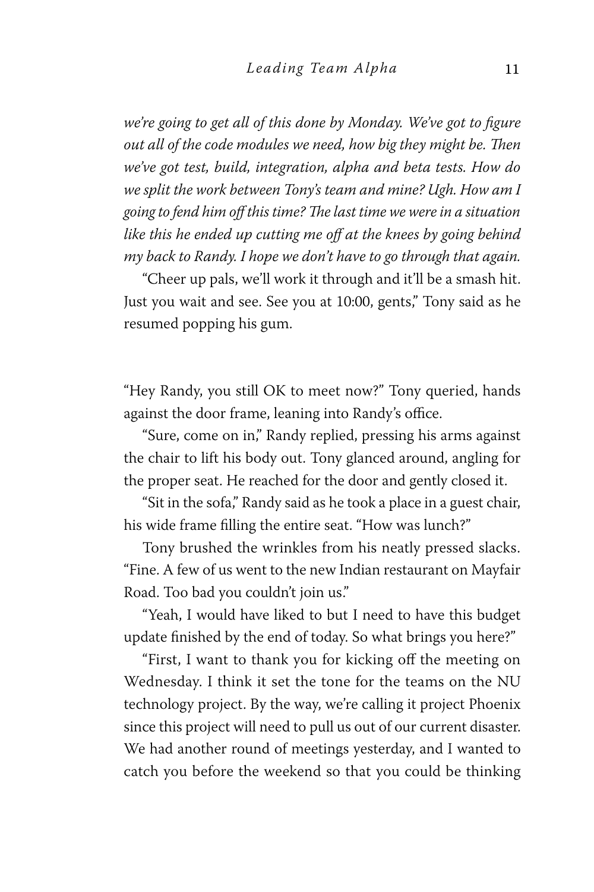*we're going to get all of this done by Monday. We've got to figure out all of the code modules we need, how big they might be. Then we've got test, build, integration, alpha and beta tests. How do we split the work between Tony's team and mine? Ugh. How am I going to fend him off this time? The last time we were in a situation like this he ended up cutting me off at the knees by going behind my back to Randy. I hope we don't have to go through that again.*

"Cheer up pals, we'll work it through and it'll be a smash hit. Just you wait and see. See you at 10:00, gents," Tony said as he resumed popping his gum.

"Hey Randy, you still OK to meet now?" Tony queried, hands against the door frame, leaning into Randy's office.

"Sure, come on in," Randy replied, pressing his arms against the chair to lift his body out. Tony glanced around, angling for the proper seat. He reached for the door and gently closed it.

"Sit in the sofa," Randy said as he took a place in a guest chair, his wide frame filling the entire seat. "How was lunch?"

Tony brushed the wrinkles from his neatly pressed slacks. "Fine. A few of us went to the new Indian restaurant on Mayfair Road. Too bad you couldn't join us."

"Yeah, I would have liked to but I need to have this budget update finished by the end of today. So what brings you here?"

"First, I want to thank you for kicking off the meeting on Wednesday. I think it set the tone for the teams on the NU technology project. By the way, we're calling it project Phoenix since this project will need to pull us out of our current disaster. We had another round of meetings yesterday, and I wanted to catch you before the weekend so that you could be thinking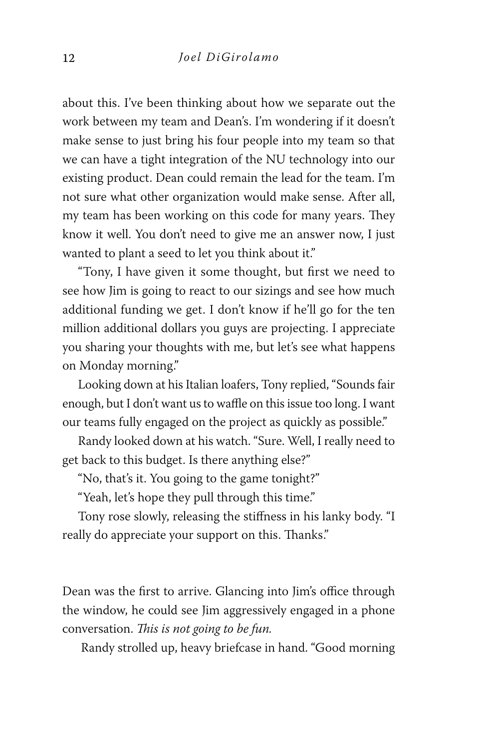about this. I've been thinking about how we separate out the work between my team and Dean's. I'm wondering if it doesn't make sense to just bring his four people into my team so that we can have a tight integration of the NU technology into our existing product. Dean could remain the lead for the team. I'm not sure what other organization would make sense. After all, my team has been working on this code for many years. They know it well. You don't need to give me an answer now, I just wanted to plant a seed to let you think about it."

"Tony, I have given it some thought, but first we need to see how Jim is going to react to our sizings and see how much additional funding we get. I don't know if he'll go for the ten million additional dollars you guys are projecting. I appreciate you sharing your thoughts with me, but let's see what happens on Monday morning."

Looking down at his Italian loafers, Tony replied, "Sounds fair enough, but I don't want us to waffle on this issue too long. I want our teams fully engaged on the project as quickly as possible."

Randy looked down at his watch. "Sure. Well, I really need to get back to this budget. Is there anything else?"

"No, that's it. You going to the game tonight?"

"Yeah, let's hope they pull through this time."

Tony rose slowly, releasing the stiffness in his lanky body. "I really do appreciate your support on this. Thanks."

Dean was the first to arrive. Glancing into Jim's office through the window, he could see Jim aggressively engaged in a phone conversation. *This is not going to be fun.*

Randy strolled up, heavy briefcase in hand. "Good morning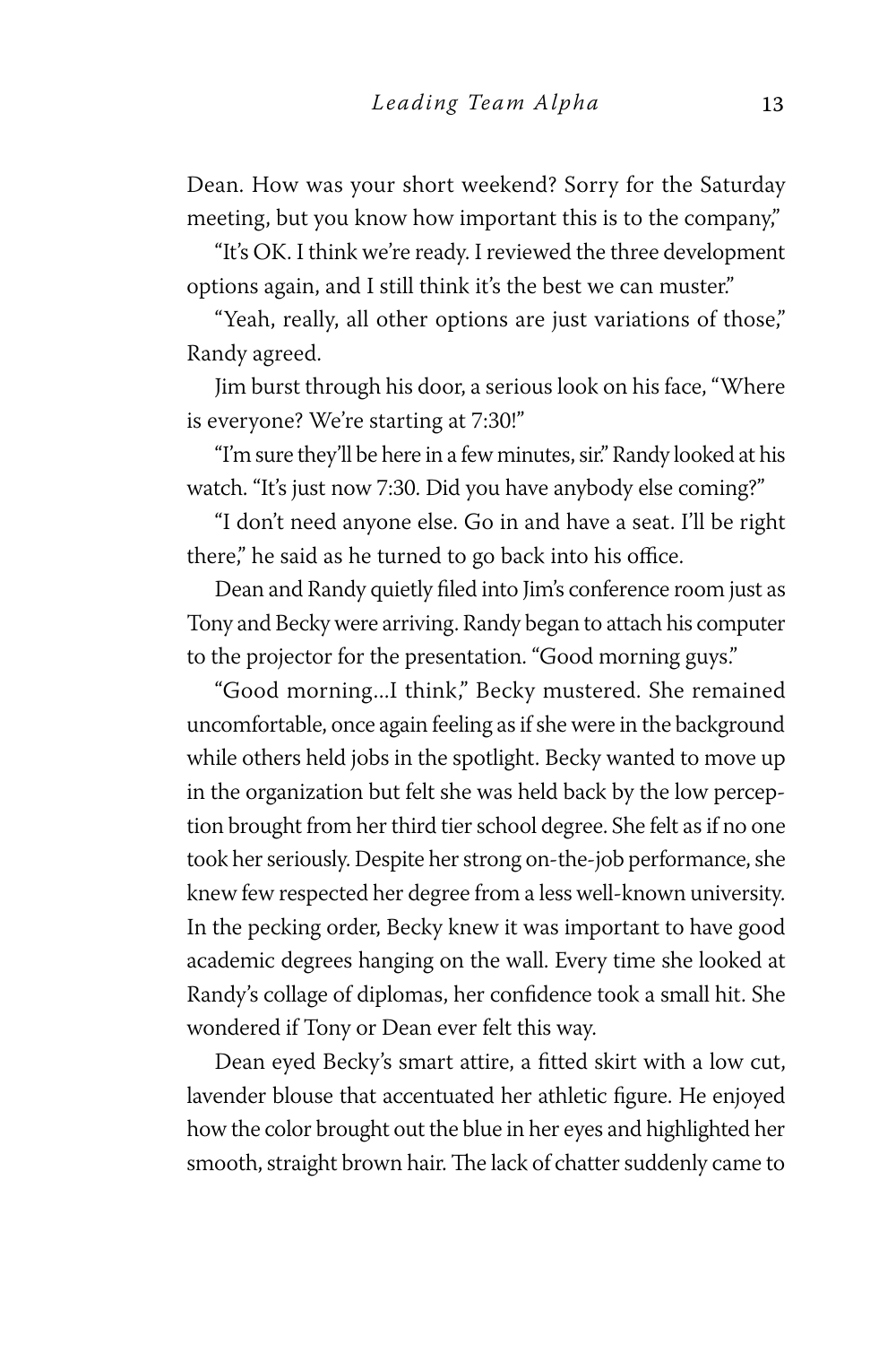Dean. How was your short weekend? Sorry for the Saturday meeting, but you know how important this is to the company,"

"It's OK. I think we're ready. I reviewed the three development options again, and I still think it's the best we can muster."

"Yeah, really, all other options are just variations of those," Randy agreed.

Jim burst through his door, a serious look on his face, "Where is everyone? We're starting at 7:30!"

"I'm sure they'll be here in a few minutes, sir." Randy looked at his watch. "It's just now 7:30. Did you have anybody else coming?"

"I don't need anyone else. Go in and have a seat. I'll be right there," he said as he turned to go back into his office.

Dean and Randy quietly filed into Jim's conference room just as Tony and Becky were arriving. Randy began to attach his computer to the projector for the presentation. "Good morning guys."

"Good morning...I think," Becky mustered. She remained uncomfortable, once again feeling as if she were in the background while others held jobs in the spotlight. Becky wanted to move up in the organization but felt she was held back by the low perception brought from her third tier school degree. She felt as if no one took her seriously. Despite her strong on-the-job performance, she knew few respected her degree from a less well-known university. In the pecking order, Becky knew it was important to have good academic degrees hanging on the wall. Every time she looked at Randy's collage of diplomas, her confidence took a small hit. She wondered if Tony or Dean ever felt this way.

Dean eyed Becky's smart attire, a fitted skirt with a low cut, lavender blouse that accentuated her athletic figure. He enjoyed how the color brought out the blue in her eyes and highlighted her smooth, straight brown hair. The lack of chatter suddenly came to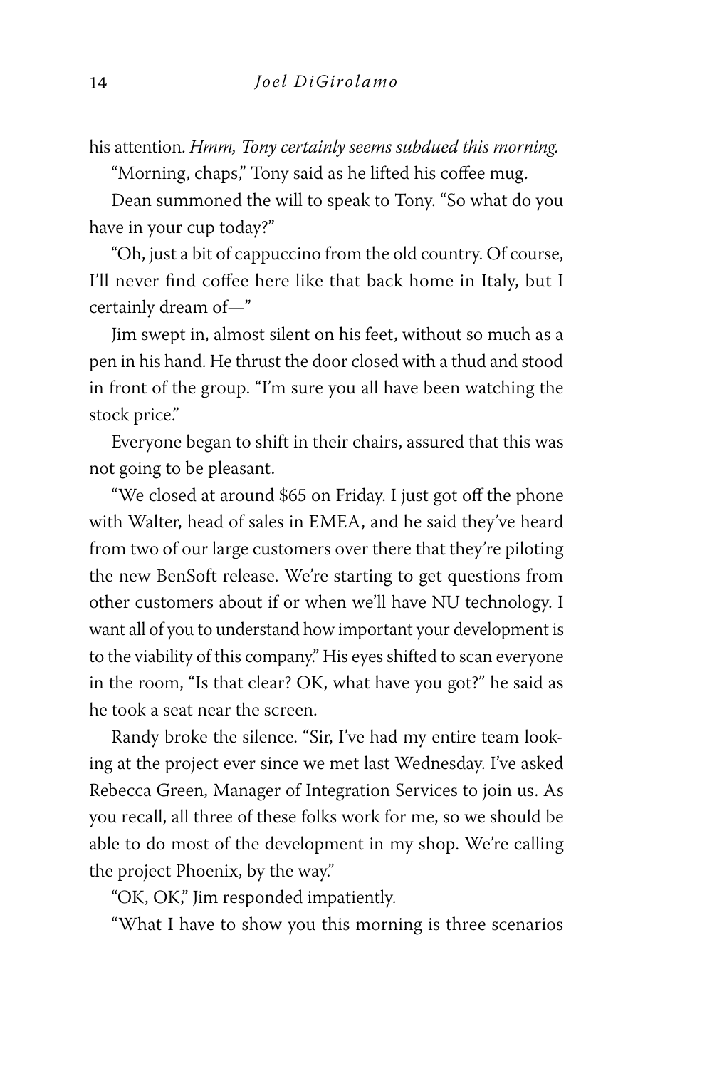his attention. *Hmm, Tony certainly seems subdued this morning.*

"Morning, chaps," Tony said as he lifted his coffee mug.

Dean summoned the will to speak to Tony. "So what do you have in your cup today?"

"Oh, just a bit of cappuccino from the old country. Of course, I'll never find coffee here like that back home in Italy, but I certainly dream of—"

Jim swept in, almost silent on his feet, without so much as a pen in his hand. He thrust the door closed with a thud and stood in front of the group. "I'm sure you all have been watching the stock price."

Everyone began to shift in their chairs, assured that this was not going to be pleasant.

"We closed at around $65 on Friday. I just got off the phone with Walter, head of sales in EMEA, and he said they've heard from two of our large customers over there that they're piloting the new BenSoft release. We're starting to get questions from other customers about if or when we'll have NU technology. I want all of you to understand how important your development is to the viability of this company." His eyes shifted to scan everyone in the room, "Is that clear? OK, what have you got?" he said as he took a seat near the screen.

Randy broke the silence. "Sir, I've had my entire team looking at the project ever since we met last Wednesday. I've asked Rebecca Green, Manager of Integration Services to join us. As you recall, all three of these folks work for me, so we should be able to do most of the development in my shop. We're calling the project Phoenix, by the way."

"OK, OK," Jim responded impatiently.

"What I have to show you this morning is three scenarios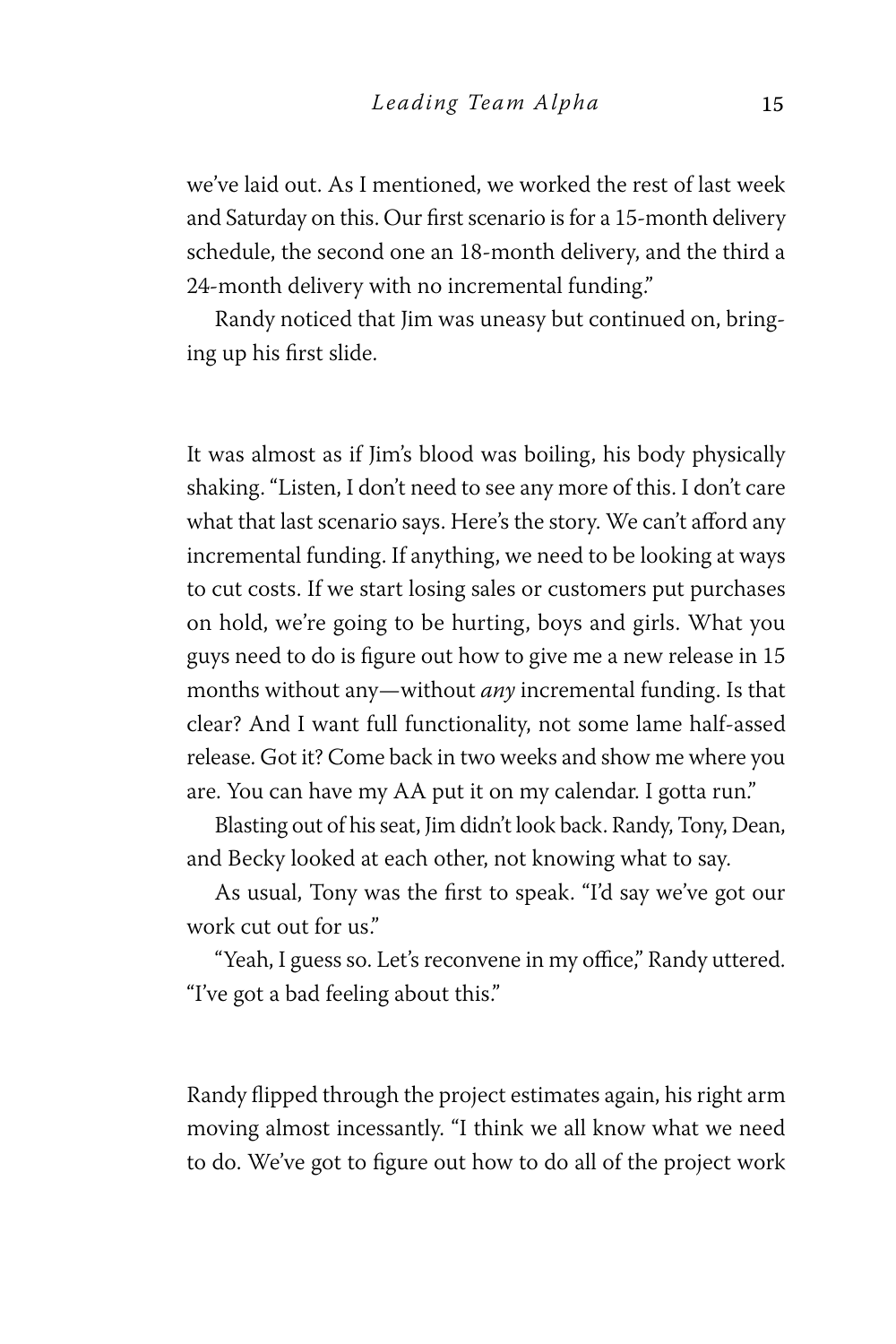we've laid out. As I mentioned, we worked the rest of last week and Saturday on this. Our first scenario is for a 15-month delivery schedule, the second one an 18-month delivery, and the third a 24-month delivery with no incremental funding."

Randy noticed that Jim was uneasy but continued on, bringing up his first slide.

It was almost as if Jim's blood was boiling, his body physically shaking. "Listen, I don't need to see any more of this. I don't care what that last scenario says. Here's the story. We can't afford any incremental funding. If anything, we need to be looking at ways to cut costs. If we start losing sales or customers put purchases on hold, we're going to be hurting, boys and girls. What you guys need to do is figure out how to give me a new release in 15 months without any—without *any* incremental funding. Is that clear? And I want full functionality, not some lame half-assed release. Got it? Come back in two weeks and show me where you are. You can have my AA put it on my calendar. I gotta run."

Blasting out of his seat, Jim didn't look back. Randy, Tony, Dean, and Becky looked at each other, not knowing what to say.

As usual, Tony was the first to speak. "I'd say we've got our work cut out for us."

"Yeah, I guess so. Let's reconvene in my office," Randy uttered. "I've got a bad feeling about this."

Randy flipped through the project estimates again, his right arm moving almost incessantly. "I think we all know what we need to do. We've got to figure out how to do all of the project work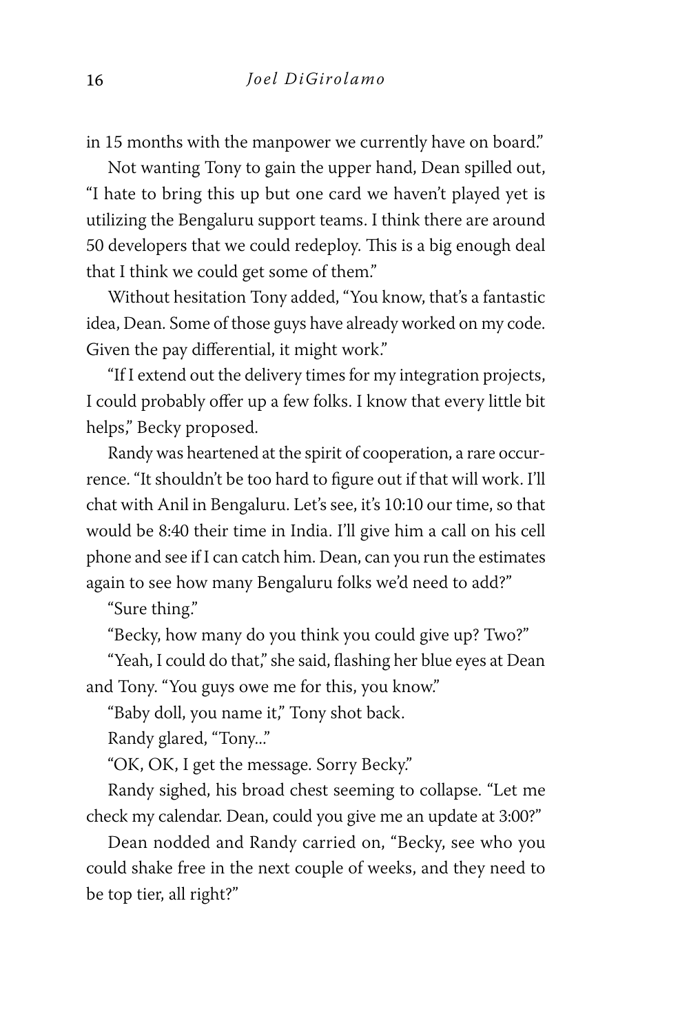in 15 months with the manpower we currently have on board."

Not wanting Tony to gain the upper hand, Dean spilled out, "I hate to bring this up but one card we haven't played yet is utilizing the Bengaluru support teams. I think there are around 50 developers that we could redeploy. This is a big enough deal that I think we could get some of them."

Without hesitation Tony added, "You know, that's a fantastic idea, Dean. Some of those guys have already worked on my code. Given the pay differential, it might work."

"If I extend out the delivery times for my integration projects, I could probably offer up a few folks. I know that every little bit helps," Becky proposed.

Randy was heartened at the spirit of cooperation, a rare occurrence. "It shouldn't be too hard to figure out if that will work. I'll chat with Anil in Bengaluru. Let's see, it's 10:10 our time, so that would be 8:40 their time in India. I'll give him a call on his cell phone and see if I can catch him. Dean, can you run the estimates again to see how many Bengaluru folks we'd need to add?"

"Sure thing."

"Becky, how many do you think you could give up? Two?"

"Yeah, I could do that," she said, flashing her blue eyes at Dean and Tony. "You guys owe me for this, you know."

"Baby doll, you name it," Tony shot back.

Randy glared, "Tony..."

"OK, OK, I get the message. Sorry Becky."

Randy sighed, his broad chest seeming to collapse. "Let me check my calendar. Dean, could you give me an update at 3:00?"

Dean nodded and Randy carried on, "Becky, see who you could shake free in the next couple of weeks, and they need to be top tier, all right?"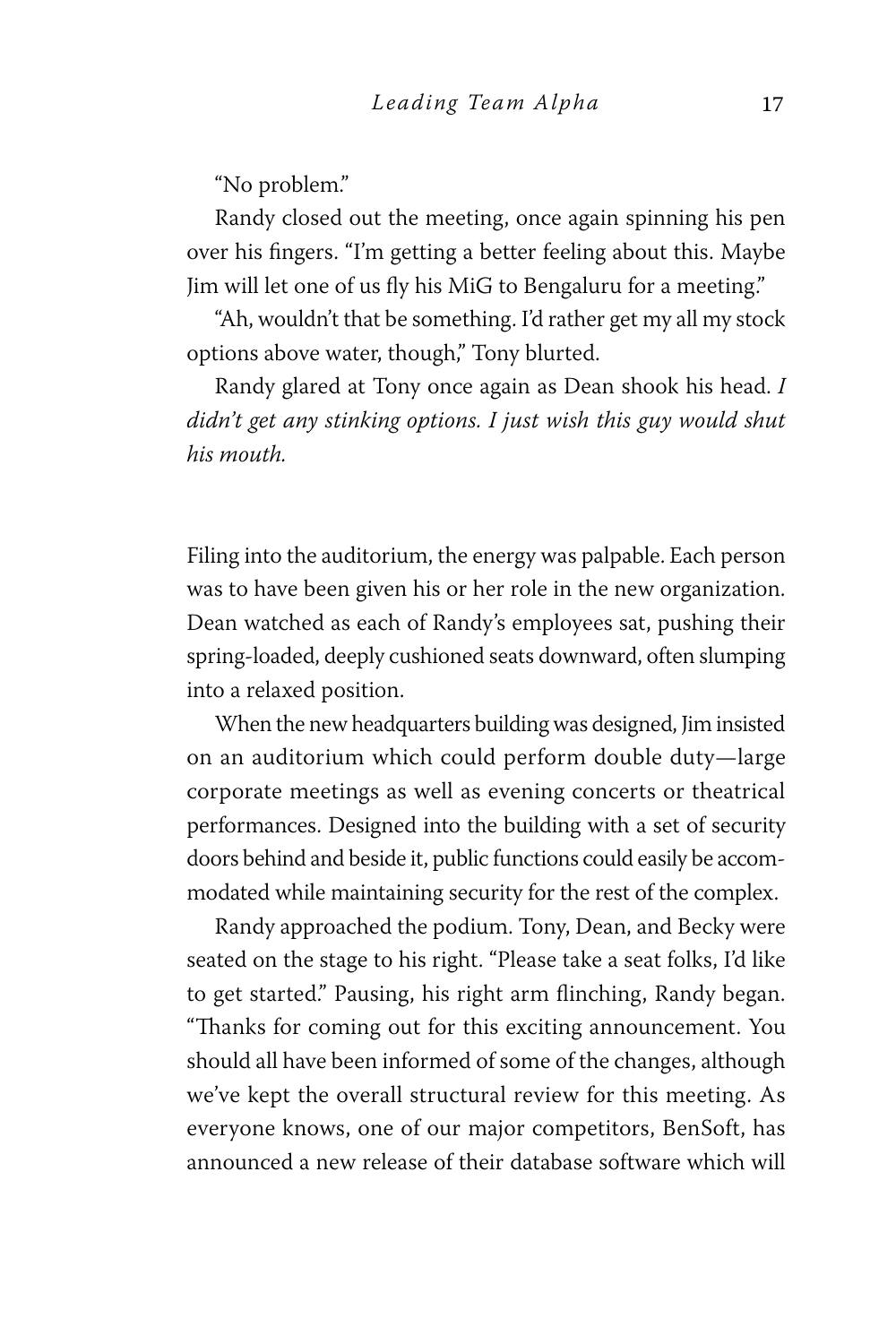"No problem."

Randy closed out the meeting, once again spinning his pen over his fingers. "I'm getting a better feeling about this. Maybe Jim will let one of us fly his MiG to Bengaluru for a meeting."

"Ah, wouldn't that be something. I'd rather get my all my stock options above water, though," Tony blurted.

Randy glared at Tony once again as Dean shook his head. *I didn't get any stinking options. I just wish this guy would shut his mouth.*

Filing into the auditorium, the energy was palpable. Each person was to have been given his or her role in the new organization. Dean watched as each of Randy's employees sat, pushing their spring-loaded, deeply cushioned seats downward, often slumping into a relaxed position.

When the new headquarters building was designed, Jim insisted on an auditorium which could perform double duty—large corporate meetings as well as evening concerts or theatrical performances. Designed into the building with a set of security doors behind and beside it, public functions could easily be accommodated while maintaining security for the rest of the complex.

Randy approached the podium. Tony, Dean, and Becky were seated on the stage to his right. "Please take a seat folks, I'd like to get started." Pausing, his right arm flinching, Randy began. "Thanks for coming out for this exciting announcement. You should all have been informed of some of the changes, although we've kept the overall structural review for this meeting. As everyone knows, one of our major competitors, BenSoft, has announced a new release of their database software which will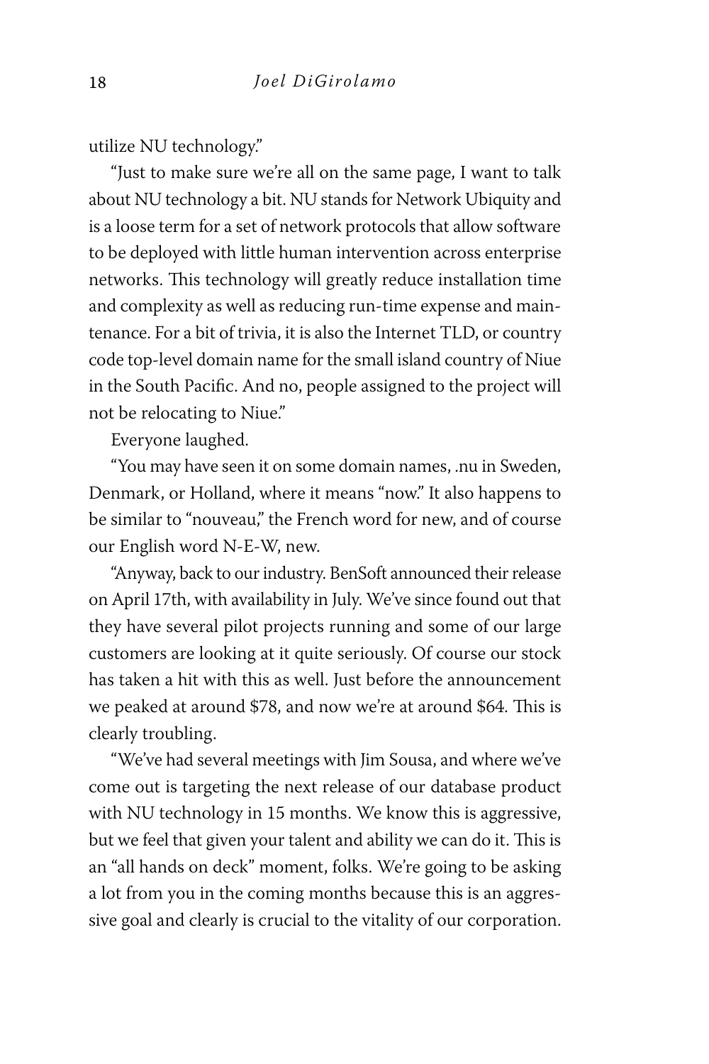utilize NU technology."

"Just to make sure we're all on the same page, I want to talk about NU technology a bit. NU stands for Network Ubiquity and is a loose term for a set of network protocols that allow software to be deployed with little human intervention across enterprise networks. This technology will greatly reduce installation time and complexity as well as reducing run-time expense and maintenance. For a bit of trivia, it is also the Internet TLD, or country code top-level domain name for the small island country of Niue in the South Pacific. And no, people assigned to the project will not be relocating to Niue."

Everyone laughed.

"You may have seen it on some domain names, .nu in Sweden, Denmark, or Holland, where it means "now." It also happens to be similar to "nouveau," the French word for new, and of course our English word N-E-W, new.

"Anyway, back to our industry. BenSoft announced their release on April 17th, with availability in July. We've since found out that they have several pilot projects running and some of our large customers are looking at it quite seriously. Of course our stock has taken a hit with this as well. Just before the announcement we peaked at around $78, and now we're at around $64. This is clearly troubling.

"We've had several meetings with Jim Sousa, and where we've come out is targeting the next release of our database product with NU technology in 15 months. We know this is aggressive, but we feel that given your talent and ability we can do it. This is an "all hands on deck" moment, folks. We're going to be asking a lot from you in the coming months because this is an aggressive goal and clearly is crucial to the vitality of our corporation.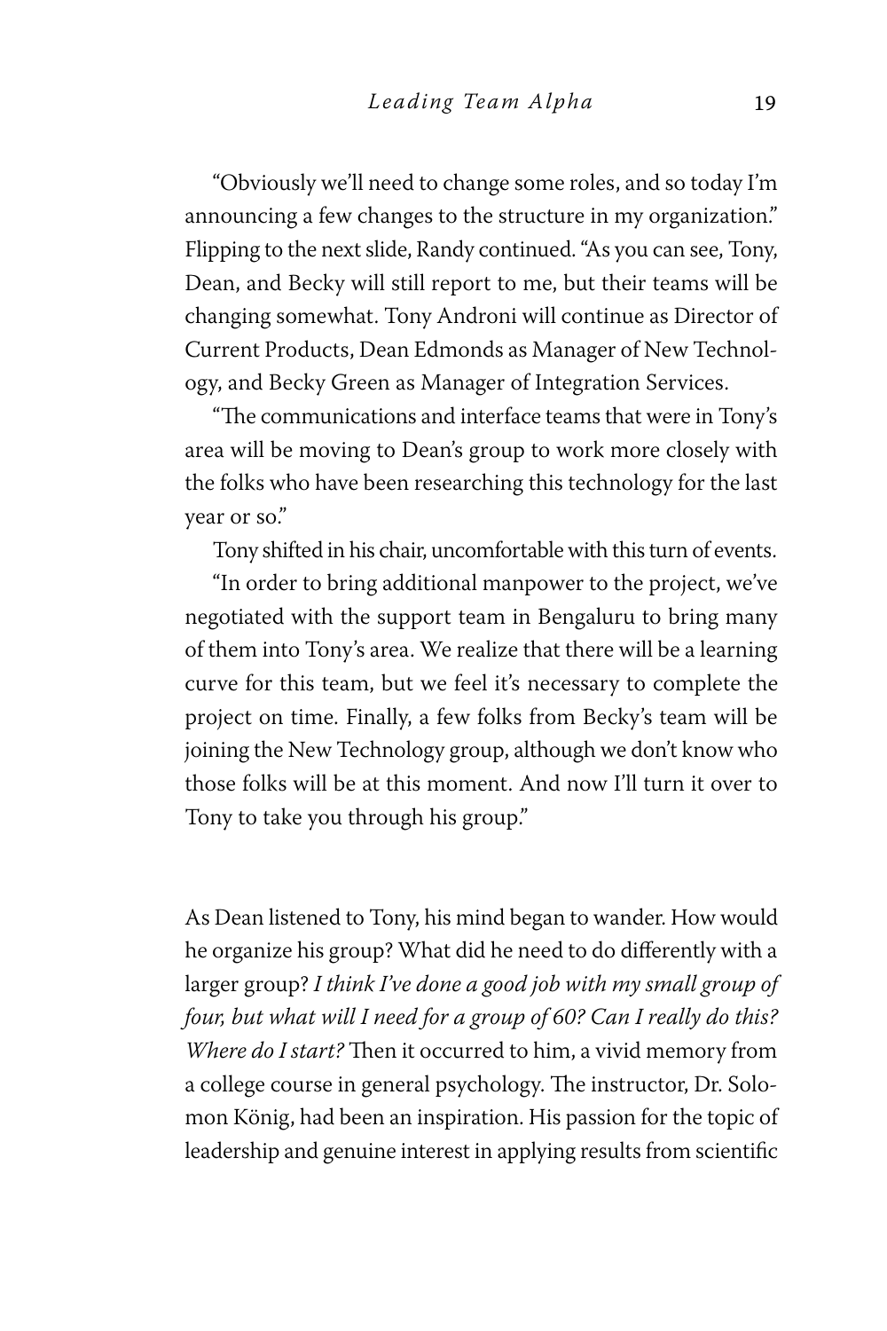"Obviously we'll need to change some roles, and so today I'm announcing a few changes to the structure in my organization." Flipping to the next slide, Randy continued. "As you can see, Tony, Dean, and Becky will still report to me, but their teams will be changing somewhat. Tony Androni will continue as Director of Current Products, Dean Edmonds as Manager of New Technology, and Becky Green as Manager of Integration Services.

"The communications and interface teams that were in Tony's area will be moving to Dean's group to work more closely with the folks who have been researching this technology for the last year or so."

Tony shifted in his chair, uncomfortable with this turn of events.

"In order to bring additional manpower to the project, we've negotiated with the support team in Bengaluru to bring many of them into Tony's area. We realize that there will be a learning curve for this team, but we feel it's necessary to complete the project on time. Finally, a few folks from Becky's team will be joining the New Technology group, although we don't know who those folks will be at this moment. And now I'll turn it over to Tony to take you through his group."

As Dean listened to Tony, his mind began to wander. How would he organize his group? What did he need to do differently with a larger group? *I think I've done a good job with my small group of four, but what will I need for a group of 60? Can I really do this? Where do I start?* Then it occurred to him, a vivid memory from a college course in general psychology. The instructor, Dr. Solomon König, had been an inspiration. His passion for the topic of leadership and genuine interest in applying results from scientific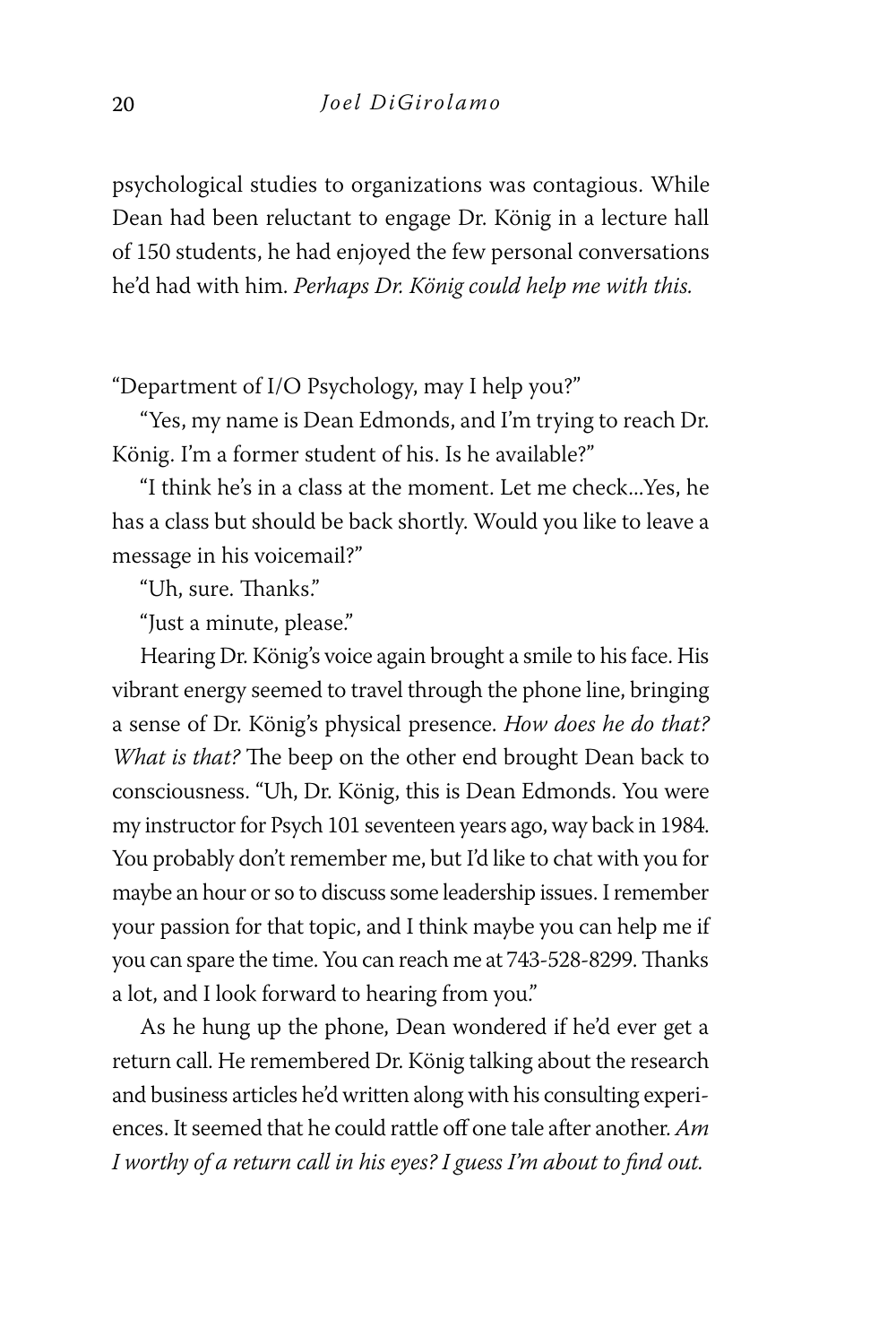psychological studies to organizations was contagious. While Dean had been reluctant to engage Dr. König in a lecture hall of 150 students, he had enjoyed the few personal conversations he'd had with him. *Perhaps Dr. König could help me with this.*

"Department of I/O Psychology, may I help you?"

"Yes, my name is Dean Edmonds, and I'm trying to reach Dr. König. I'm a former student of his. Is he available?"

"I think he's in a class at the moment. Let me check...Yes, he has a class but should be back shortly. Would you like to leave a message in his voicemail?"

"Uh, sure. Thanks."

"Just a minute, please."

Hearing Dr. König's voice again brought a smile to his face. His vibrant energy seemed to travel through the phone line, bringing a sense of Dr. König's physical presence. *How does he do that? What is that?* The beep on the other end brought Dean back to consciousness. "Uh, Dr. König, this is Dean Edmonds. You were my instructor for Psych 101 seventeen years ago, way back in 1984. You probably don't remember me, but I'd like to chat with you for maybe an hour or so to discuss some leadership issues. I remember your passion for that topic, and I think maybe you can help me if you can spare the time. You can reach me at 743-528-8299. Thanks a lot, and I look forward to hearing from you."

As he hung up the phone, Dean wondered if he'd ever get a return call. He remembered Dr. König talking about the research and business articles he'd written along with his consulting experiences. It seemed that he could rattle off one tale after another. *Am I worthy of a return call in his eyes? I guess I'm about to find out.*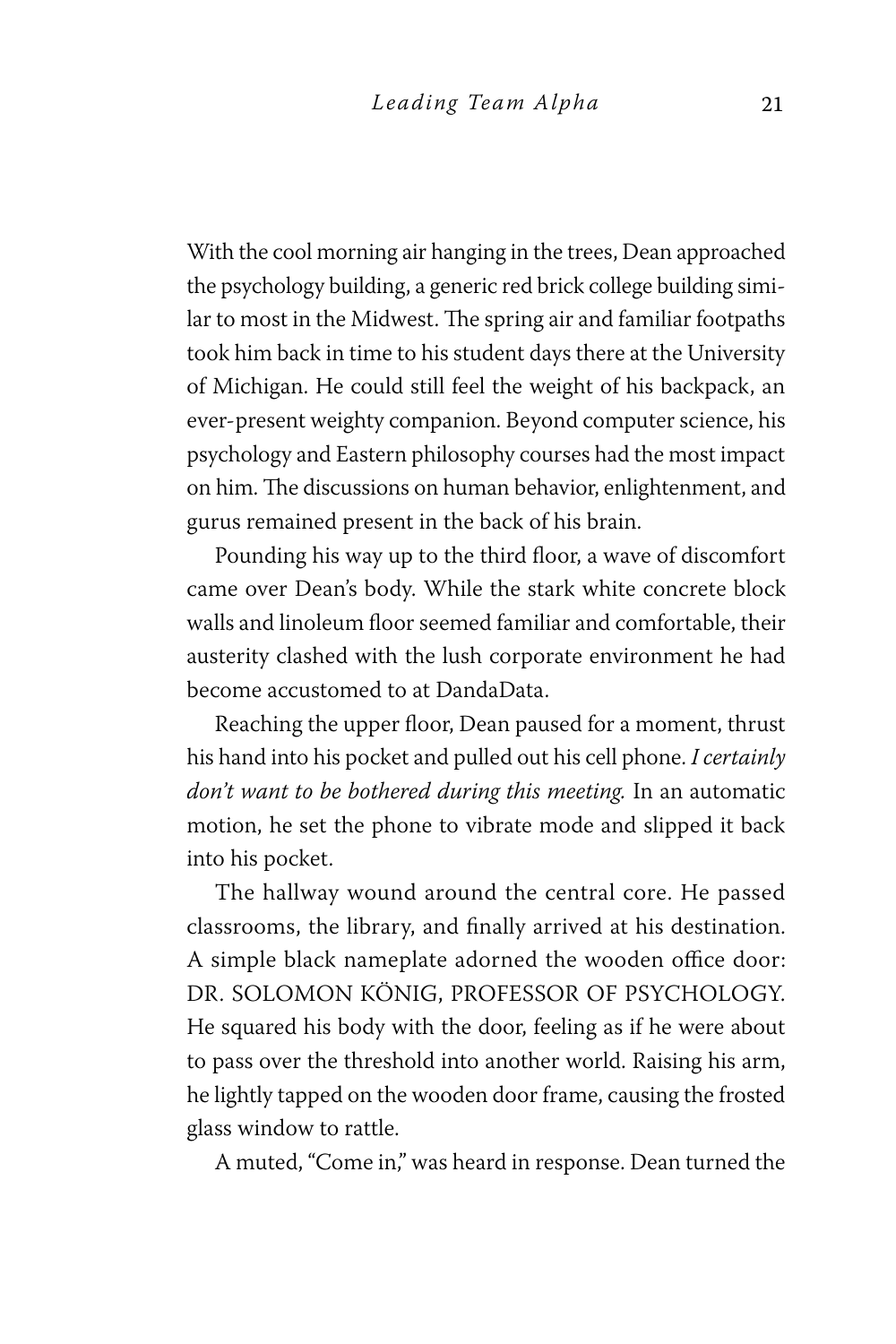With the cool morning air hanging in the trees, Dean approached the psychology building, a generic red brick college building similar to most in the Midwest. The spring air and familiar footpaths took him back in time to his student days there at the University of Michigan. He could still feel the weight of his backpack, an ever-present weighty companion. Beyond computer science, his psychology and Eastern philosophy courses had the most impact on him. The discussions on human behavior, enlightenment, and gurus remained present in the back of his brain.

Pounding his way up to the third floor, a wave of discomfort came over Dean's body. While the stark white concrete block walls and linoleum floor seemed familiar and comfortable, their austerity clashed with the lush corporate environment he had become accustomed to at DandaData.

Reaching the upper floor, Dean paused for a moment, thrust his hand into his pocket and pulled out his cell phone. *I certainly don't want to be bothered during this meeting.* In an automatic motion, he set the phone to vibrate mode and slipped it back into his pocket.

The hallway wound around the central core. He passed classrooms, the library, and finally arrived at his destination. A simple black nameplate adorned the wooden office door: DR. SOLOMON KÖNIG, PROFESSOR OF PSYCHOLOGY. He squared his body with the door, feeling as if he were about to pass over the threshold into another world. Raising his arm, he lightly tapped on the wooden door frame, causing the frosted glass window to rattle.

A muted, "Come in," was heard in response. Dean turned the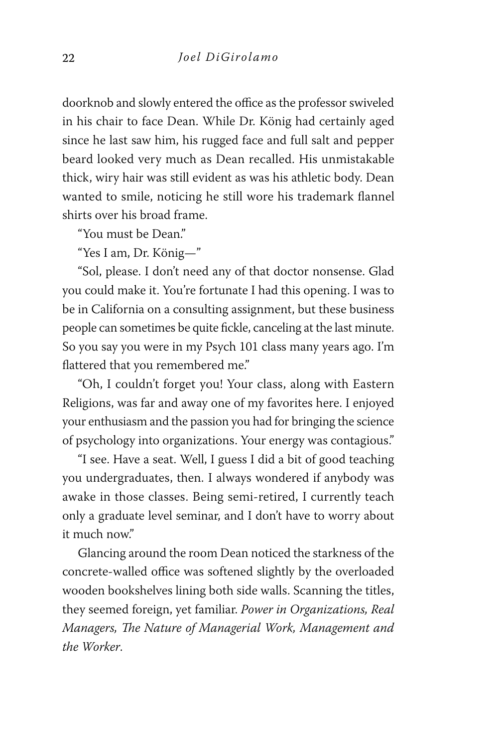doorknob and slowly entered the office as the professor swiveled in his chair to face Dean. While Dr. König had certainly aged since he last saw him, his rugged face and full salt and pepper beard looked very much as Dean recalled. His unmistakable thick, wiry hair was still evident as was his athletic body. Dean wanted to smile, noticing he still wore his trademark flannel shirts over his broad frame.

"You must be Dean."

"Yes I am, Dr. König—"

"Sol, please. I don't need any of that doctor nonsense. Glad you could make it. You're fortunate I had this opening. I was to be in California on a consulting assignment, but these business people can sometimes be quite fickle, canceling at the last minute. So you say you were in my Psych 101 class many years ago. I'm flattered that you remembered me."

"Oh, I couldn't forget you! Your class, along with Eastern Religions, was far and away one of my favorites here. I enjoyed your enthusiasm and the passion you had for bringing the science of psychology into organizations. Your energy was contagious."

"I see. Have a seat. Well, I guess I did a bit of good teaching you undergraduates, then. I always wondered if anybody was awake in those classes. Being semi-retired, I currently teach only a graduate level seminar, and I don't have to worry about it much now."

Glancing around the room Dean noticed the starkness of the concrete-walled office was softened slightly by the overloaded wooden bookshelves lining both side walls. Scanning the titles, they seemed foreign, yet familiar. *Power in Organizations, Real Managers, The Nature of Managerial Work, Management and the Worker*.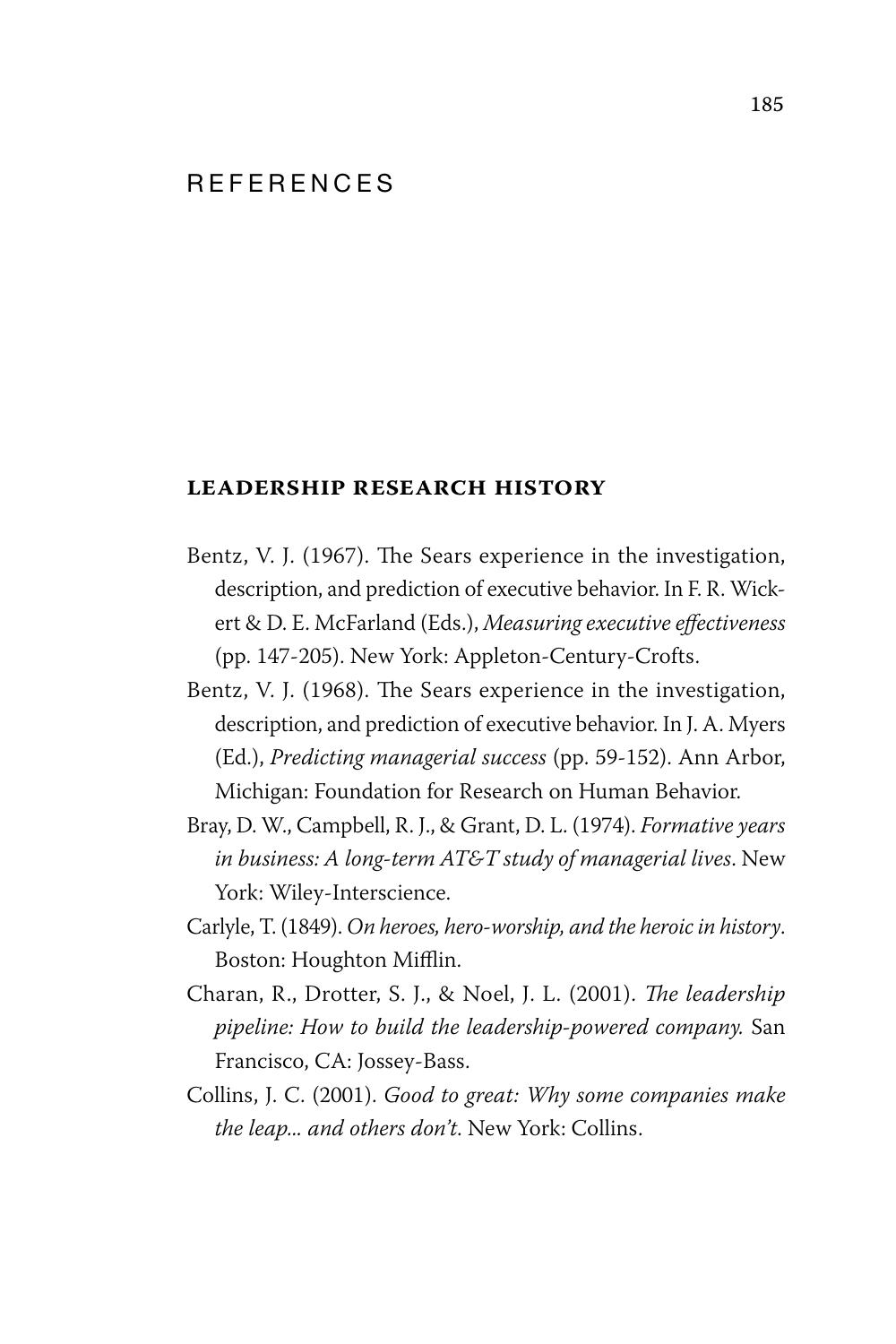# REFERENCES

## LEADERSHIP RESEARCH HISTORY

Bentz, V. J. (1967). The Sears experience in the investigation, description, and prediction of executive behavior. In F. R. Wickert & D. E. McFarland (Eds.), *Measuring executive effectiveness* (pp. 147-205). New York: Appleton-Century-Crofts.

Bentz, V. J. (1968). The Sears experience in the investigation, description, and prediction of executive behavior. In J. A. Myers (Ed.), *Predicting managerial success* (pp. 59-152). Ann Arbor, Michigan: Foundation for Research on Human Behavior.

Bray, D. W., Campbell, R. J., & Grant, D. L. (1974). *Formative years in business: A long-term AT&T study of managerial lives*. New York: Wiley-Interscience.

Carlyle, T. (1849). *On heroes, hero-worship, and the heroic in history*. Boston: Houghton Mifflin.

Charan, R., Drotter, S. J., & Noel, J. L. (2001). *The leadership pipeline: How to build the leadership-powered company.* San Francisco, CA: Jossey-Bass.

Collins, J. C. (2001). *Good to great: Why some companies make the leap... and others don't*. New York: Collins.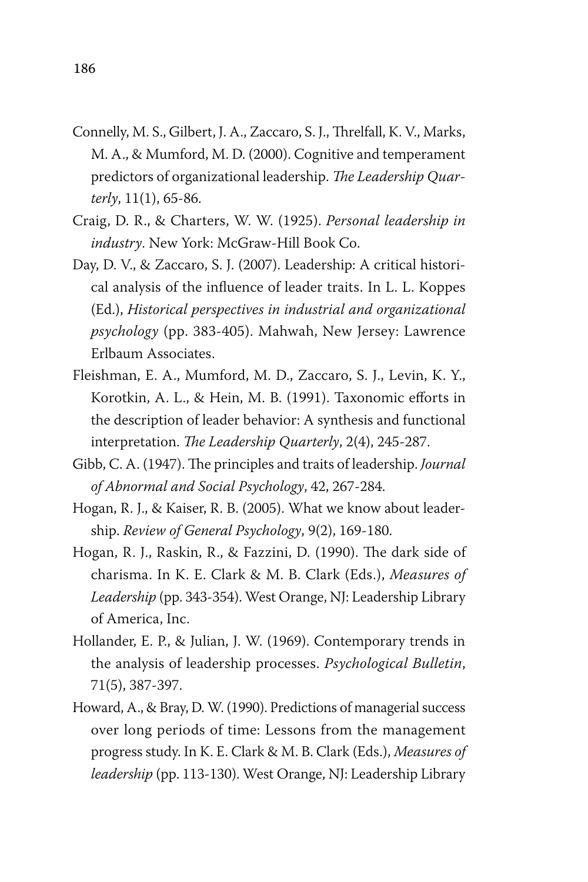Connelly, M. S., Gilbert, J. A., Zaccaro, S. J., Threlfall, K. V., Marks, M. A., & Mumford, M. D. (2000). Cognitive and temperament predictors of organizational leadership. *The Leadership Quarterly*, 11(1), 65-86.

Craig, D. R., & Charters, W. W. (1925). *Personal leadership in industry*. New York: McGraw-Hill Book Co.

Day, D. V., & Zaccaro, S. J. (2007). Leadership: A critical historical analysis of the influence of leader traits. In L. L. Koppes (Ed.), *Historical perspectives in industrial and organizational psychology* (pp. 383-405). Mahwah, New Jersey: Lawrence Erlbaum Associates.

Fleishman, E. A., Mumford, M. D., Zaccaro, S. J., Levin, K. Y., Korotkin, A. L., & Hein, M. B. (1991). Taxonomic efforts in the description of leader behavior: A synthesis and functional interpretation. *The Leadership Quarterly*, 2(4), 245-287.

Gibb, C. A. (1947). The principles and traits of leadership. *Journal of Abnormal and Social Psychology*, 42, 267-284.

Hogan, R. J., & Kaiser, R. B. (2005). What we know about leadership. *Review of General Psychology*, 9(2), 169-180.

Hogan, R. J., Raskin, R., & Fazzini, D. (1990). The dark side of charisma. In K. E. Clark & M. B. Clark (Eds.), *Measures of Leadership* (pp. 343-354). West Orange, NJ: Leadership Library of America, Inc.

Hollander, E. P., & Julian, J. W. (1969). Contemporary trends in the analysis of leadership processes. *Psychological Bulletin*, 71(5), 387-397.

Howard, A., & Bray, D. W. (1990). Predictions of managerial success over long periods of time: Lessons from the management progress study. In K. E. Clark & M. B. Clark (Eds.), *Measures of leadership* (pp. 113-130). West Orange, NJ: Leadership Library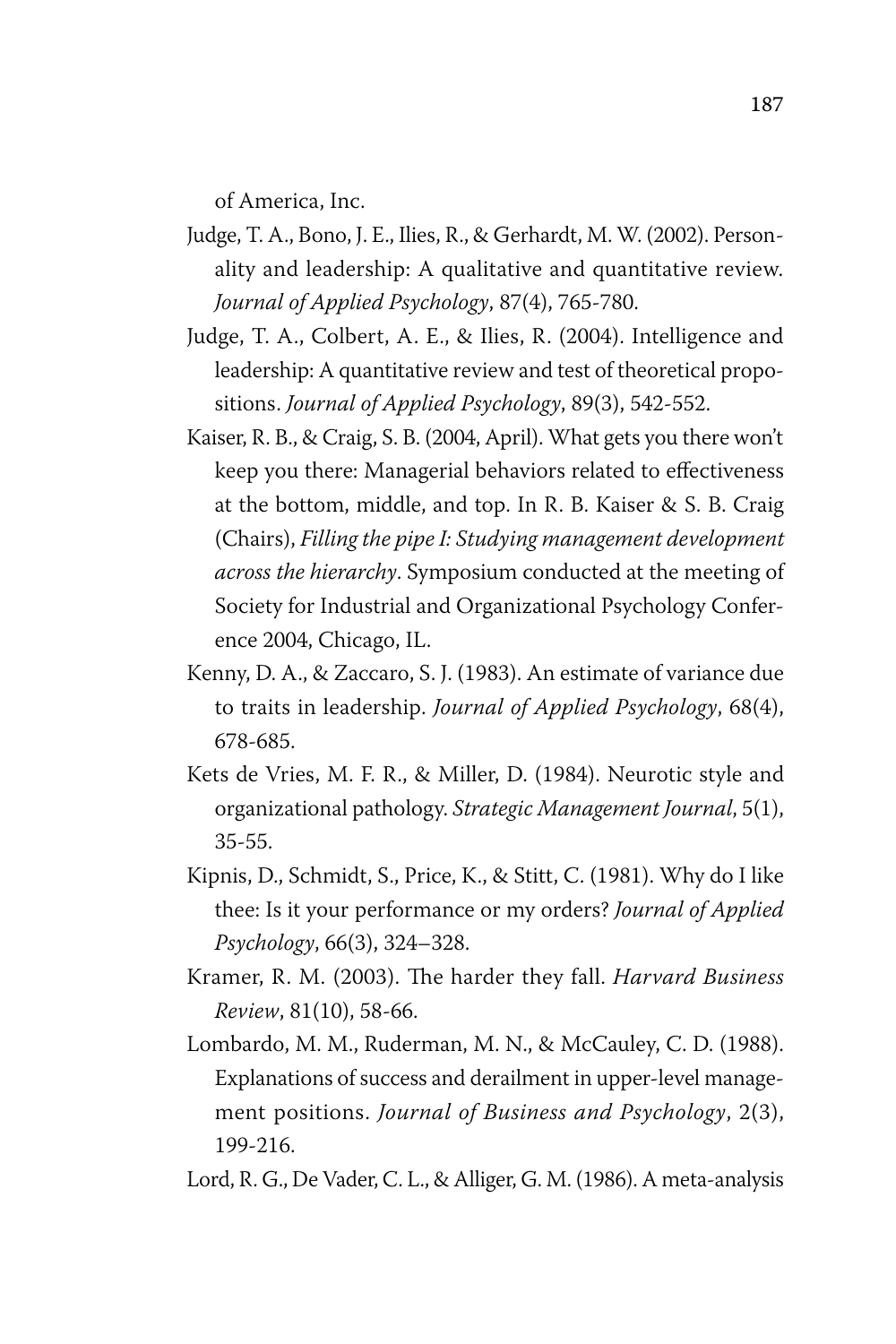of America, Inc.

Judge, T. A., Bono, J. E., Ilies, R., & Gerhardt, M. W. (2002). Personality and leadership: A qualitative and quantitative review. *Journal of Applied Psychology*, 87(4), 765-780.

Judge, T. A., Colbert, A. E., & Ilies, R. (2004). Intelligence and leadership: A quantitative review and test of theoretical propositions. *Journal of Applied Psychology*, 89(3), 542-552.

Kaiser, R. B., & Craig, S. B. (2004, April). What gets you there won't keep you there: Managerial behaviors related to effectiveness at the bottom, middle, and top. In R. B. Kaiser & S. B. Craig (Chairs), *Filling the pipe I: Studying management development across the hierarchy*. Symposium conducted at the meeting of Society for Industrial and Organizational Psychology Conference 2004, Chicago, IL.

Kenny, D. A., & Zaccaro, S. J. (1983). An estimate of variance due to traits in leadership. *Journal of Applied Psychology*, 68(4), 678-685.

Kets de Vries, M. F. R., & Miller, D. (1984). Neurotic style and organizational pathology. *Strategic Management Journal*, 5(1), 35-55.

Kipnis, D., Schmidt, S., Price, K., & Stitt, C. (1981). Why do I like thee: Is it your performance or my orders? *Journal of Applied Psychology*, 66(3), 324–328.

Kramer, R. M. (2003). The harder they fall. *Harvard Business Review*, 81(10), 58-66.

Lombardo, M. M., Ruderman, M. N., & McCauley, C. D. (1988). Explanations of success and derailment in upper-level management positions. *Journal of Business and Psychology*, 2(3), 199-216.

Lord, R. G., De Vader, C. L., & Alliger, G. M. (1986). A meta-analysis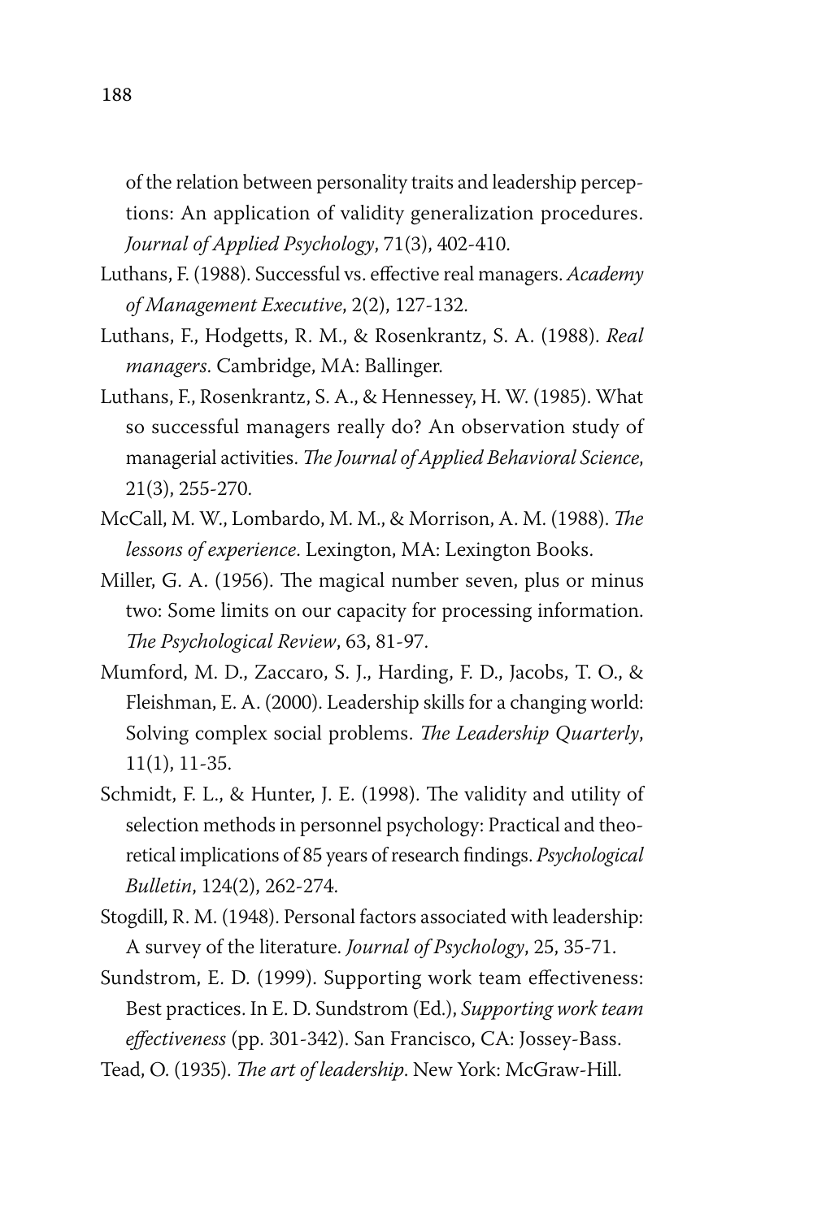of the relation between personality traits and leadership perceptions: An application of validity generalization procedures. *Journal of Applied Psychology*, 71(3), 402-410.

Luthans, F. (1988). Successful vs. effective real managers. *Academy of Management Executive*, 2(2), 127-132.

Luthans, F., Hodgetts, R. M., & Rosenkrantz, S. A. (1988). *Real managers*. Cambridge, MA: Ballinger.

Luthans, F., Rosenkrantz, S. A., & Hennessey, H. W. (1985). What so successful managers really do? An observation study of managerial activities. *The Journal of Applied Behavioral Science*, 21(3), 255-270.

McCall, M. W., Lombardo, M. M., & Morrison, A. M. (1988). *The lessons of experience*. Lexington, MA: Lexington Books.

Miller, G. A. (1956). The magical number seven, plus or minus two: Some limits on our capacity for processing information. *The Psychological Review*, 63, 81-97.

Mumford, M. D., Zaccaro, S. J., Harding, F. D., Jacobs, T. O., & Fleishman, E. A. (2000). Leadership skills for a changing world: Solving complex social problems. *The Leadership Quarterly*, 11(1), 11-35.

Schmidt, F. L., & Hunter, J. E. (1998). The validity and utility of selection methods in personnel psychology: Practical and theoretical implications of 85 years of research findings. *Psychological Bulletin*, 124(2), 262-274.

Stogdill, R. M. (1948). Personal factors associated with leadership: A survey of the literature. *Journal of Psychology*, 25, 35-71.

Sundstrom, E. D. (1999). Supporting work team effectiveness: Best practices. In E. D. Sundstrom (Ed.), *Supporting work team effectiveness* (pp. 301-342). San Francisco, CA: Jossey-Bass.

Tead, O. (1935). *The art of leadership*. New York: McGraw-Hill.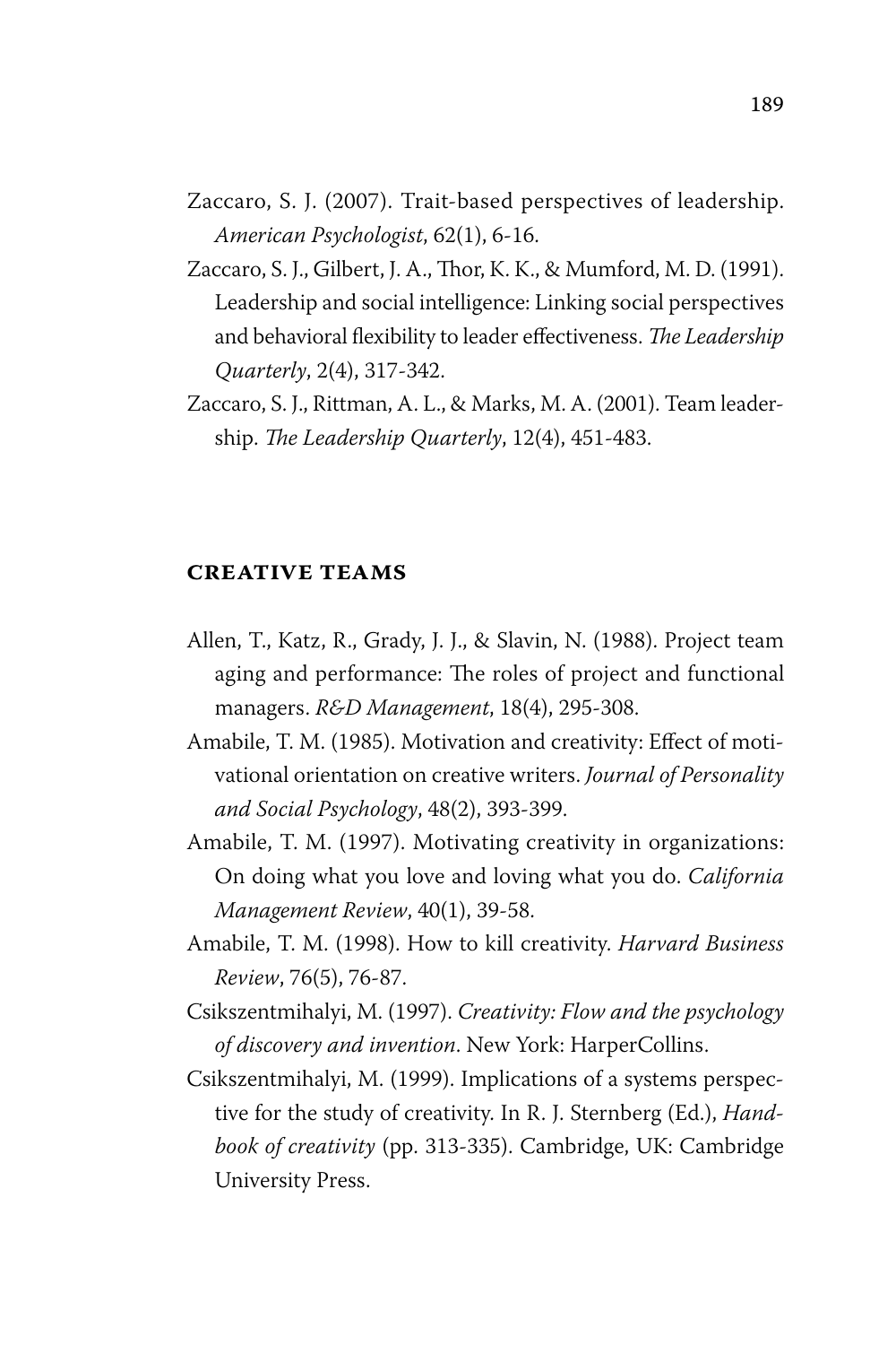Zaccaro, S. J. (2007). Trait-based perspectives of leadership. *American Psychologist*, 62(1), 6-16.

Zaccaro, S. J., Gilbert, J. A., Thor, K. K., & Mumford, M. D. (1991). Leadership and social intelligence: Linking social perspectives and behavioral flexibility to leader effectiveness. *The Leadership Quarterly*, 2(4), 317-342.

Zaccaro, S. J., Rittman, A. L., & Marks, M. A. (2001). Team leadership. *The Leadership Quarterly*, 12(4), 451-483.

## CREATIVE TEAMS

Allen, T., Katz, R., Grady, J. J., & Slavin, N. (1988). Project team aging and performance: The roles of project and functional managers. *R&D Management*, 18(4), 295-308.

Amabile, T. M. (1985). Motivation and creativity: Effect of motivational orientation on creative writers. *Journal of Personality and Social Psychology*, 48(2), 393-399.

Amabile, T. M. (1997). Motivating creativity in organizations: On doing what you love and loving what you do. *California Management Review*, 40(1), 39-58.

Amabile, T. M. (1998). How to kill creativity. *Harvard Business Review*, 76(5), 76-87.

Csikszentmihalyi, M. (1997). *Creativity: Flow and the psychology of discovery and invention*. New York: HarperCollins.

Csikszentmihalyi, M. (1999). Implications of a systems perspective for the study of creativity. In R. J. Sternberg (Ed.), *Handbook of creativity* (pp. 313-335). Cambridge, UK: Cambridge University Press.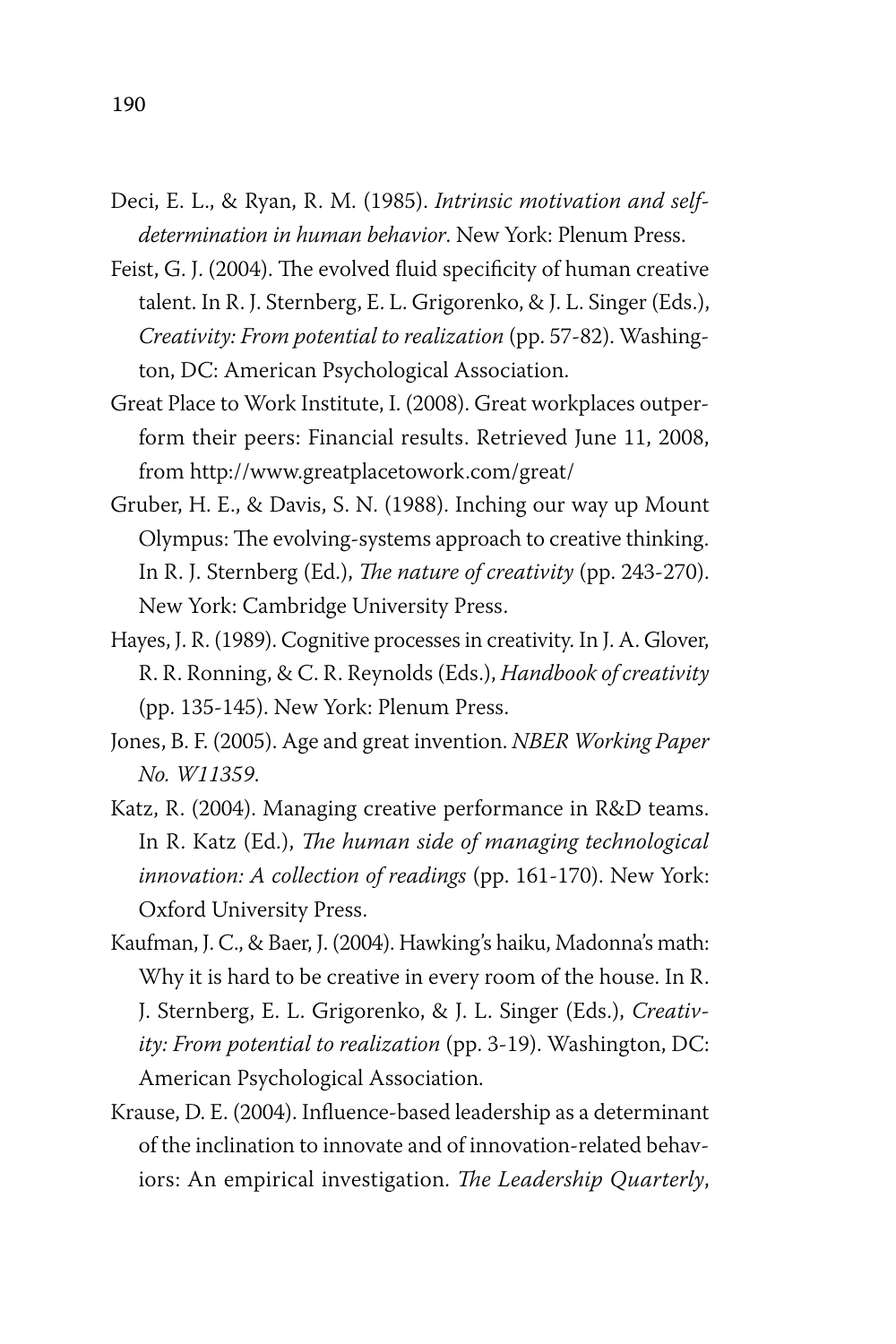Deci, E. L., & Ryan, R. M. (1985). *Intrinsic motivation and self-determination in human behavior*. New York: Plenum Press.

Feist, G. J. (2004). The evolved fluid specificity of human creative talent. In R. J. Sternberg, E. L. Grigorenko, & J. L. Singer (Eds.), *Creativity: From potential to realization* (pp. 57-82). Washington, DC: American Psychological Association.

Great Place to Work Institute, I. (2008). Great workplaces outperform their peers: Financial results. Retrieved June 11, 2008, from http://www.greatplacetowork.com/great/

Gruber, H. E., & Davis, S. N. (1988). Inching our way up Mount Olympus: The evolving-systems approach to creative thinking. In R. J. Sternberg (Ed.), *The nature of creativity* (pp. 243-270). New York: Cambridge University Press.

Hayes, J. R. (1989). Cognitive processes in creativity. In J. A. Glover, R. R. Ronning, & C. R. Reynolds (Eds.), *Handbook of creativity* (pp. 135-145). New York: Plenum Press.

Jones, B. F. (2005). Age and great invention. *NBER Working Paper No. W11359*.

Katz, R. (2004). Managing creative performance in R&D teams. In R. Katz (Ed.), *The human side of managing technological innovation: A collection of readings* (pp. 161-170). New York: Oxford University Press.

Kaufman, J. C., & Baer, J. (2004). Hawking's haiku, Madonna's math: Why it is hard to be creative in every room of the house. In R. J. Sternberg, E. L. Grigorenko, & J. L. Singer (Eds.), *Creativity: From potential to realization* (pp. 3-19). Washington, DC: American Psychological Association.

Krause, D. E. (2004). Influence-based leadership as a determinant of the inclination to innovate and of innovation-related behaviors: An empirical investigation. *The Leadership Quarterly*,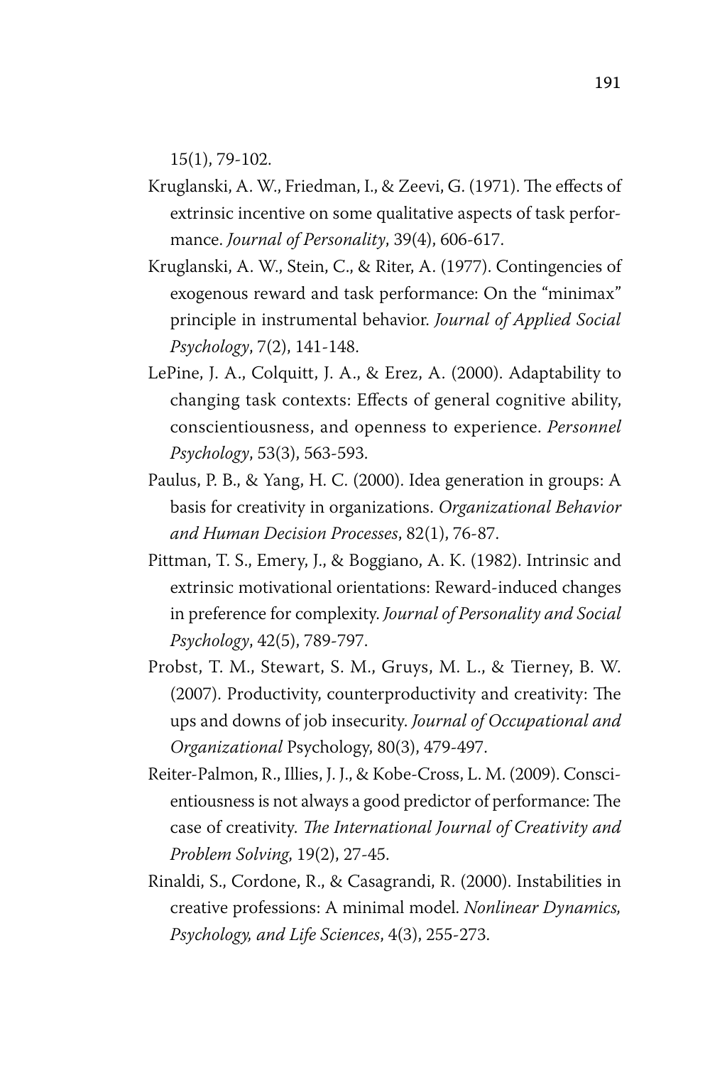15(1), 79-102.

Kruglanski, A. W., Friedman, I., & Zeevi, G. (1971). The effects of extrinsic incentive on some qualitative aspects of task performance. *Journal of Personality*, 39(4), 606-617.

Kruglanski, A. W., Stein, C., & Riter, A. (1977). Contingencies of exogenous reward and task performance: On the "minimax" principle in instrumental behavior. *Journal of Applied Social Psychology*, 7(2), 141-148.

LePine, J. A., Colquitt, J. A., & Erez, A. (2000). Adaptability to changing task contexts: Effects of general cognitive ability, conscientiousness, and openness to experience. *Personnel Psychology*, 53(3), 563-593.

Paulus, P. B., & Yang, H. C. (2000). Idea generation in groups: A basis for creativity in organizations. *Organizational Behavior and Human Decision Processes*, 82(1), 76-87.

Pittman, T. S., Emery, J., & Boggiano, A. K. (1982). Intrinsic and extrinsic motivational orientations: Reward-induced changes in preference for complexity. *Journal of Personality and Social Psychology*, 42(5), 789-797.

Probst, T. M., Stewart, S. M., Gruys, M. L., & Tierney, B. W. (2007). Productivity, counterproductivity and creativity: The ups and downs of job insecurity. *Journal of Occupational and Organizational* Psychology, 80(3), 479-497.

Reiter-Palmon, R., Illies, J. J., & Kobe-Cross, L. M. (2009). Conscientiousness is not always a good predictor of performance: The case of creativity. *The International Journal of Creativity and Problem Solving*, 19(2), 27-45.

Rinaldi, S., Cordone, R., & Casagrandi, R. (2000). Instabilities in creative professions: A minimal model. *Nonlinear Dynamics, Psychology, and Life Sciences*, 4(3), 255-273.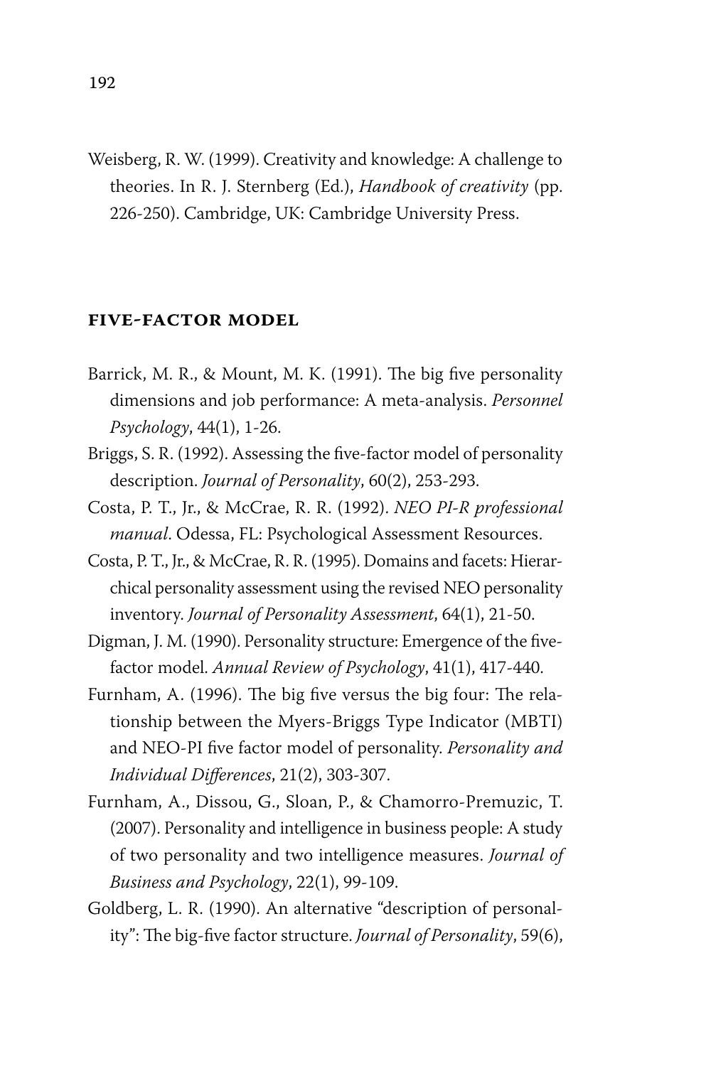Weisberg, R. W. (1999). Creativity and knowledge: A challenge to theories. In R. J. Sternberg (Ed.), *Handbook of creativity* (pp. 226-250). Cambridge, UK: Cambridge University Press.

## FIVE-FACTOR MODEL

Barrick, M. R., & Mount, M. K. (1991). The big five personality dimensions and job performance: A meta-analysis. *Personnel Psychology*, 44(1), 1-26.

Briggs, S. R. (1992). Assessing the five-factor model of personality description. *Journal of Personality*, 60(2), 253-293.

Costa, P. T., Jr., & McCrae, R. R. (1992). *NEO PI-R professional manual*. Odessa, FL: Psychological Assessment Resources.

Costa, P. T., Jr., & McCrae, R. R. (1995). Domains and facets: Hierarchical personality assessment using the revised NEO personality inventory. *Journal of Personality Assessment*, 64(1), 21-50.

Digman, J. M. (1990). Personality structure: Emergence of the five-factor model. *Annual Review of Psychology*, 41(1), 417-440.

Furnham, A. (1996). The big five versus the big four: The relationship between the Myers-Briggs Type Indicator (MBTI) and NEO-PI five factor model of personality. *Personality and Individual Differences*, 21(2), 303-307.

Furnham, A., Dissou, G., Sloan, P., & Chamorro-Premuzic, T. (2007). Personality and intelligence in business people: A study of two personality and two intelligence measures. *Journal of Business and Psychology*, 22(1), 99-109.

Goldberg, L. R. (1990). An alternative "description of personality": The big-five factor structure. *Journal of Personality*, 59(6),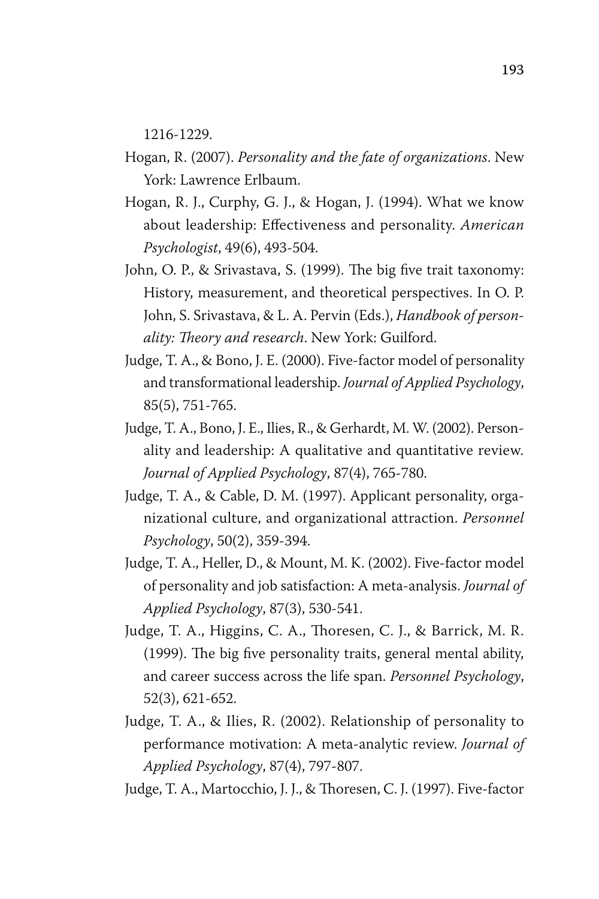1216-1229.

Hogan, R. (2007). *Personality and the fate of organizations*. New York: Lawrence Erlbaum.

Hogan, R. J., Curphy, G. J., & Hogan, J. (1994). What we know about leadership: Effectiveness and personality. *American Psychologist*, 49(6), 493-504.

John, O. P., & Srivastava, S. (1999). The big five trait taxonomy: History, measurement, and theoretical perspectives. In O. P. John, S. Srivastava, & L. A. Pervin (Eds.), *Handbook of personality: Theory and research*. New York: Guilford.

Judge, T. A., & Bono, J. E. (2000). Five-factor model of personality and transformational leadership. *Journal of Applied Psychology*, 85(5), 751-765.

Judge, T. A., Bono, J. E., Ilies, R., & Gerhardt, M. W. (2002). Personality and leadership: A qualitative and quantitative review. *Journal of Applied Psychology*, 87(4), 765-780.

Judge, T. A., & Cable, D. M. (1997). Applicant personality, organizational culture, and organizational attraction. *Personnel Psychology*, 50(2), 359-394.

Judge, T. A., Heller, D., & Mount, M. K. (2002). Five-factor model of personality and job satisfaction: A meta-analysis. *Journal of Applied Psychology*, 87(3), 530-541.

Judge, T. A., Higgins, C. A., Thoresen, C. J., & Barrick, M. R. (1999). The big five personality traits, general mental ability, and career success across the life span. *Personnel Psychology*, 52(3), 621-652.

Judge, T. A., & Ilies, R. (2002). Relationship of personality to performance motivation: A meta-analytic review. *Journal of Applied Psychology*, 87(4), 797-807.

Judge, T. A., Martocchio, J. J., & Thoresen, C. J. (1997). Five-factor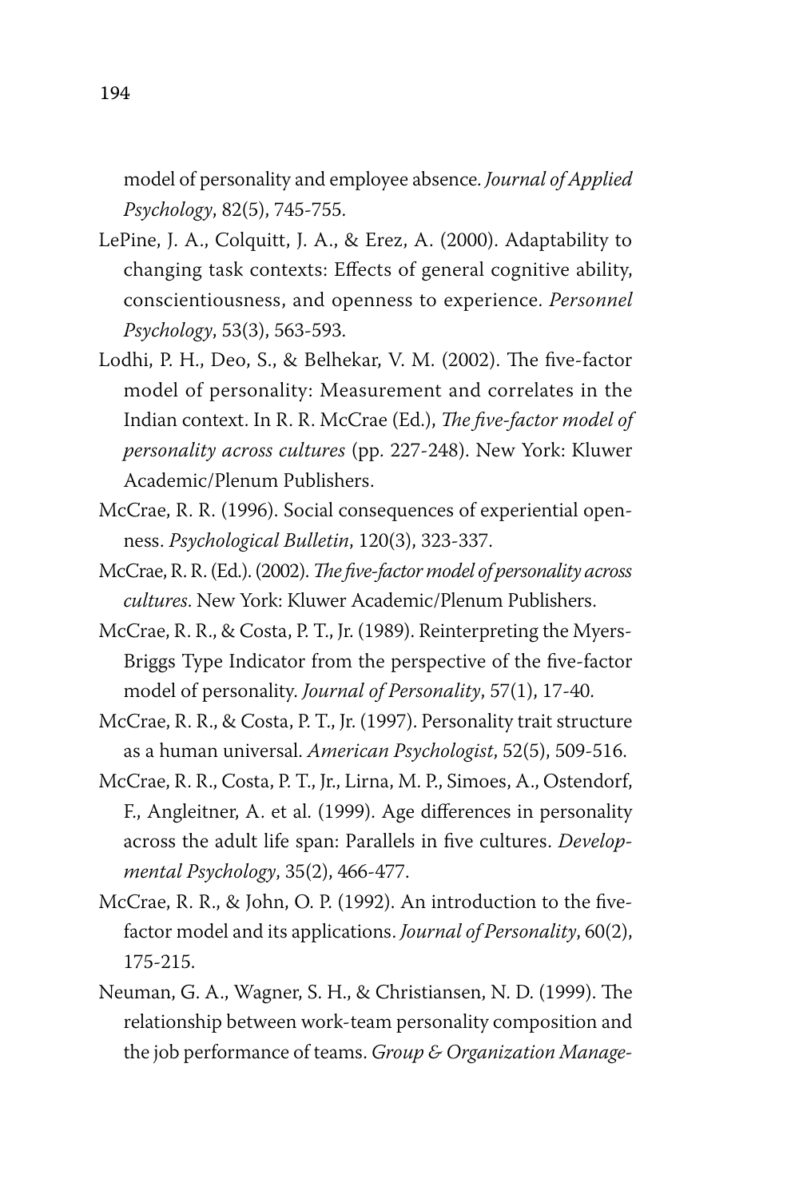model of personality and employee absence. *Journal of Applied Psychology*, 82(5), 745-755.

LePine, J. A., Colquitt, J. A., & Erez, A. (2000). Adaptability to changing task contexts: Effects of general cognitive ability, conscientiousness, and openness to experience. *Personnel Psychology*, 53(3), 563-593.

Lodhi, P. H., Deo, S., & Belhekar, V. M. (2002). The five-factor model of personality: Measurement and correlates in the Indian context. In R. R. McCrae (Ed.), *The five-factor model of personality across cultures* (pp. 227-248). New York: Kluwer Academic/Plenum Publishers.

McCrae, R. R. (1996). Social consequences of experiential openness. *Psychological Bulletin*, 120(3), 323-337.

McCrae, R. R. (Ed.). (2002). *The five-factor model of personality across cultures*. New York: Kluwer Academic/Plenum Publishers.

McCrae, R. R., & Costa, P. T., Jr. (1989). Reinterpreting the Myers-Briggs Type Indicator from the perspective of the five-factor model of personality. *Journal of Personality*, 57(1), 17-40.

McCrae, R. R., & Costa, P. T., Jr. (1997). Personality trait structure as a human universal. *American Psychologist*, 52(5), 509-516.

McCrae, R. R., Costa, P. T., Jr., Lirna, M. P., Simoes, A., Ostendorf, F., Angleitner, A. et al. (1999). Age differences in personality across the adult life span: Parallels in five cultures. *Developmental Psychology*, 35(2), 466-477.

McCrae, R. R., & John, O. P. (1992). An introduction to the five-factor model and its applications. *Journal of Personality*, 60(2), 175-215.

Neuman, G. A., Wagner, S. H., & Christiansen, N. D. (1999). The relationship between work-team personality composition and the job performance of teams. *Group & Organization Manage-*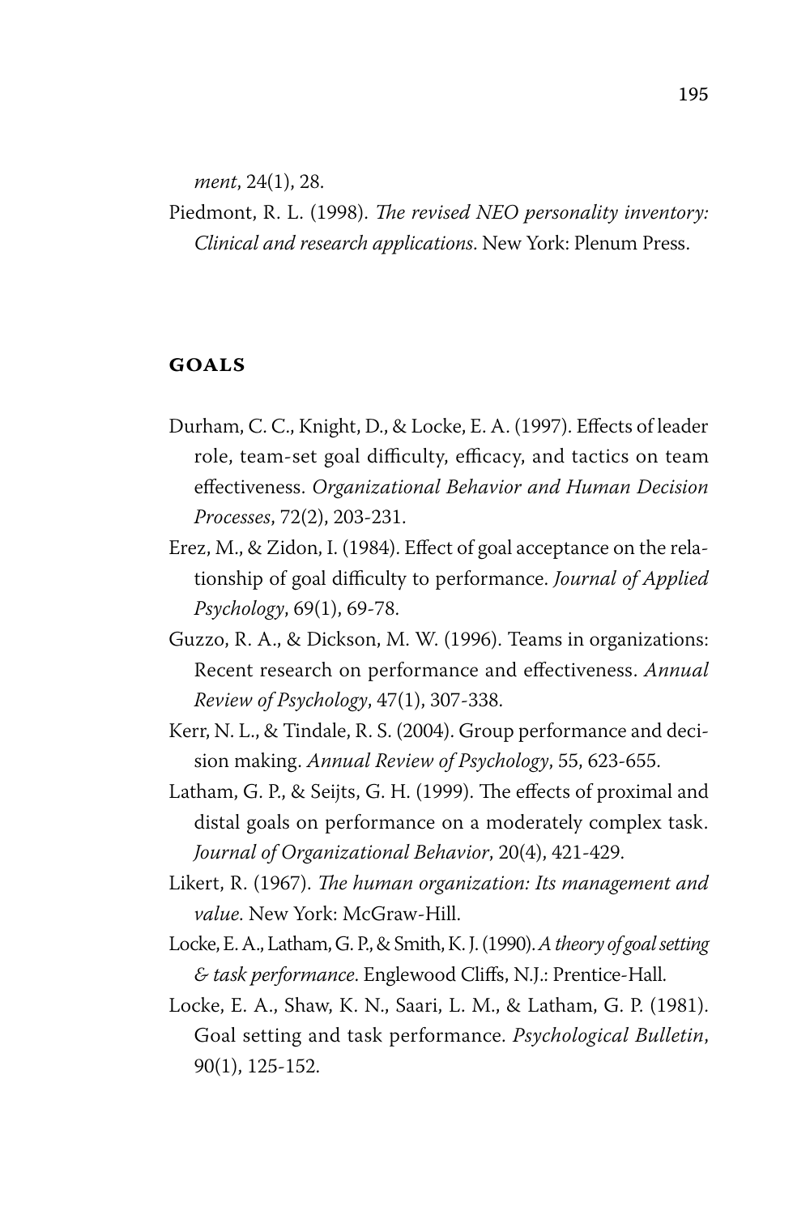*ment*, 24(1), 28.

Piedmont, R. L. (1998). *The revised NEO personality inventory: Clinical and research applications*. New York: Plenum Press.

## GOALS

Durham, C. C., Knight, D., & Locke, E. A. (1997). Effects of leader role, team-set goal difficulty, efficacy, and tactics on team effectiveness. *Organizational Behavior and Human Decision Processes*, 72(2), 203-231.

Erez, M., & Zidon, I. (1984). Effect of goal acceptance on the relationship of goal difficulty to performance. *Journal of Applied Psychology*, 69(1), 69-78.

Guzzo, R. A., & Dickson, M. W. (1996). Teams in organizations: Recent research on performance and effectiveness. *Annual Review of Psychology*, 47(1), 307-338.

Kerr, N. L., & Tindale, R. S. (2004). Group performance and decision making. *Annual Review of Psychology*, 55, 623-655.

Latham, G. P., & Seijts, G. H. (1999). The effects of proximal and distal goals on performance on a moderately complex task. *Journal of Organizational Behavior*, 20(4), 421-429.

Likert, R. (1967). *The human organization: Its management and value*. New York: McGraw-Hill.

Locke, E. A., Latham, G. P., & Smith, K. J. (1990). *A theory of goal setting & task performance*. Englewood Cliffs, N.J.: Prentice-Hall.

Locke, E. A., Shaw, K. N., Saari, L. M., & Latham, G. P. (1981). Goal setting and task performance. *Psychological Bulletin*, 90(1), 125-152.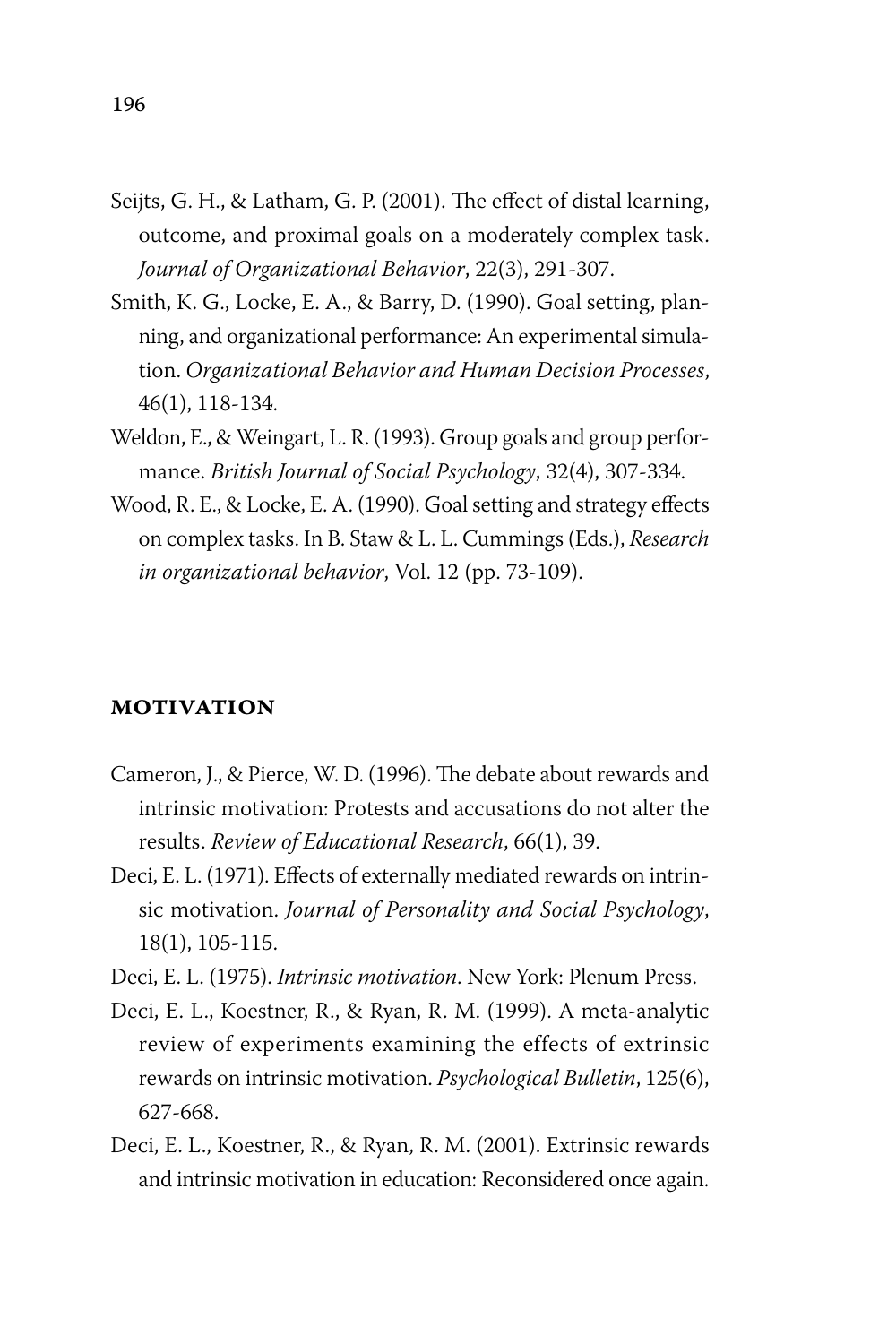Seijts, G. H., & Latham, G. P. (2001). The effect of distal learning, outcome, and proximal goals on a moderately complex task. *Journal of Organizational Behavior*, 22(3), 291-307.

Smith, K. G., Locke, E. A., & Barry, D. (1990). Goal setting, planning, and organizational performance: An experimental simulation. *Organizational Behavior and Human Decision Processes*, 46(1), 118-134.

Weldon, E., & Weingart, L. R. (1993). Group goals and group performance. *British Journal of Social Psychology*, 32(4), 307-334.

Wood, R. E., & Locke, E. A. (1990). Goal setting and strategy effects on complex tasks. In B. Staw & L. L. Cummings (Eds.), *Research in organizational behavior*, Vol. 12 (pp. 73-109).

## MOTIVATION

Cameron, J., & Pierce, W. D. (1996). The debate about rewards and intrinsic motivation: Protests and accusations do not alter the results. *Review of Educational Research*, 66(1), 39.

Deci, E. L. (1971). Effects of externally mediated rewards on intrinsic motivation. *Journal of Personality and Social Psychology*, 18(1), 105-115.

Deci, E. L. (1975). *Intrinsic motivation*. New York: Plenum Press.

Deci, E. L., Koestner, R., & Ryan, R. M. (1999). A meta-analytic review of experiments examining the effects of extrinsic rewards on intrinsic motivation. *Psychological Bulletin*, 125(6), 627-668.

Deci, E. L., Koestner, R., & Ryan, R. M. (2001). Extrinsic rewards and intrinsic motivation in education: Reconsidered once again.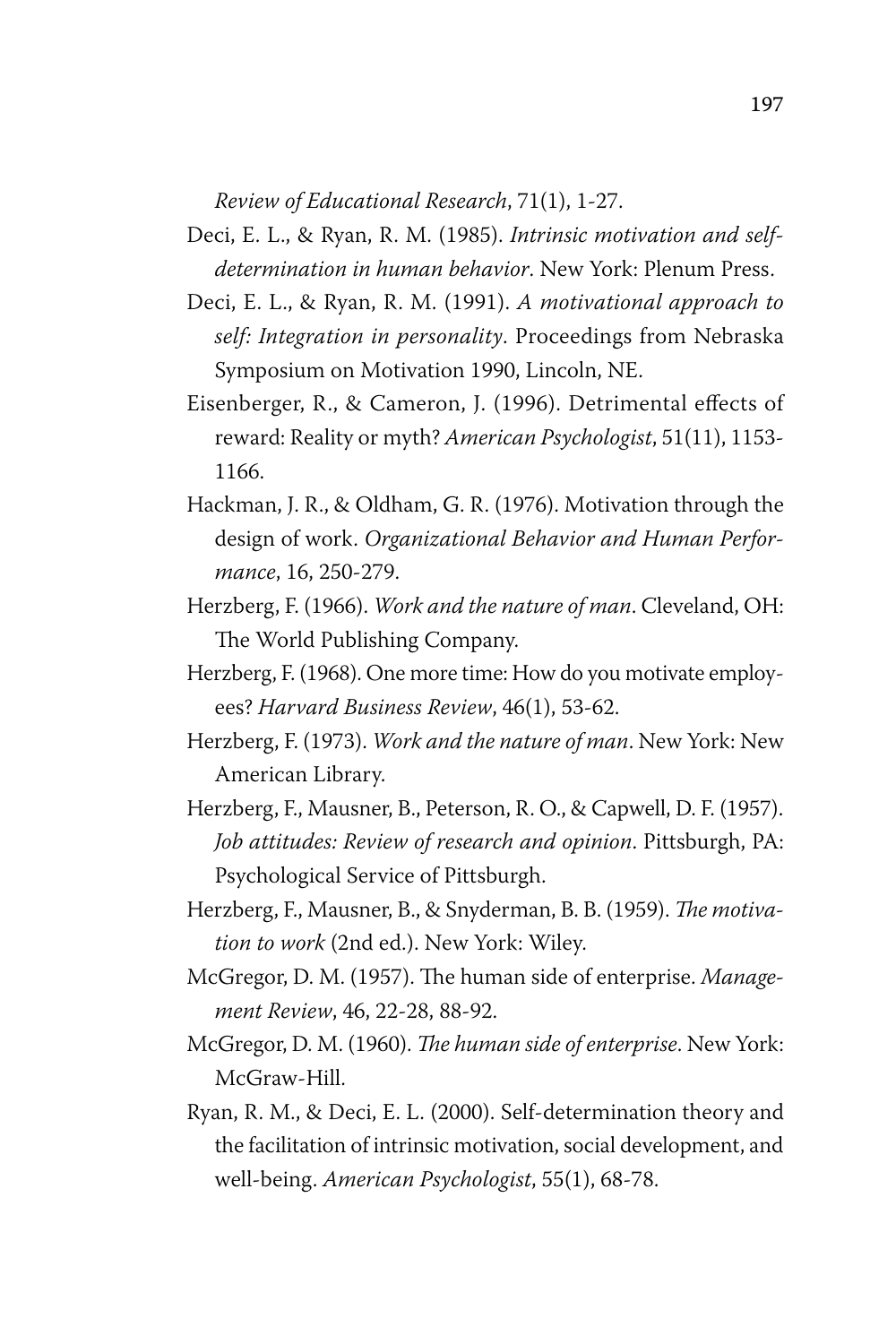*Review of Educational Research*, 71(1), 1-27.

Deci, E. L., & Ryan, R. M. (1985). *Intrinsic motivation and self-determination in human behavior*. New York: Plenum Press.

Deci, E. L., & Ryan, R. M. (1991). *A motivational approach to self: Integration in personality*. Proceedings from Nebraska Symposium on Motivation 1990, Lincoln, NE.

Eisenberger, R., & Cameron, J. (1996). Detrimental effects of reward: Reality or myth? *American Psychologist*, 51(11), 1153-1166.

Hackman, J. R., & Oldham, G. R. (1976). Motivation through the design of work. *Organizational Behavior and Human Performance*, 16, 250-279.

Herzberg, F. (1966). *Work and the nature of man*. Cleveland, OH: The World Publishing Company.

Herzberg, F. (1968). One more time: How do you motivate employees? *Harvard Business Review*, 46(1), 53-62.

Herzberg, F. (1973). *Work and the nature of man*. New York: New American Library.

Herzberg, F., Mausner, B., Peterson, R. O., & Capwell, D. F. (1957). *Job attitudes: Review of research and opinion*. Pittsburgh, PA: Psychological Service of Pittsburgh.

Herzberg, F., Mausner, B., & Snyderman, B. B. (1959). *The motivation to work* (2nd ed.). New York: Wiley.

McGregor, D. M. (1957). The human side of enterprise. *Management Review*, 46, 22-28, 88-92.

McGregor, D. M. (1960). *The human side of enterprise*. New York: McGraw-Hill.

Ryan, R. M., & Deci, E. L. (2000). Self-determination theory and the facilitation of intrinsic motivation, social development, and well-being. *American Psychologist*, 55(1), 68-78.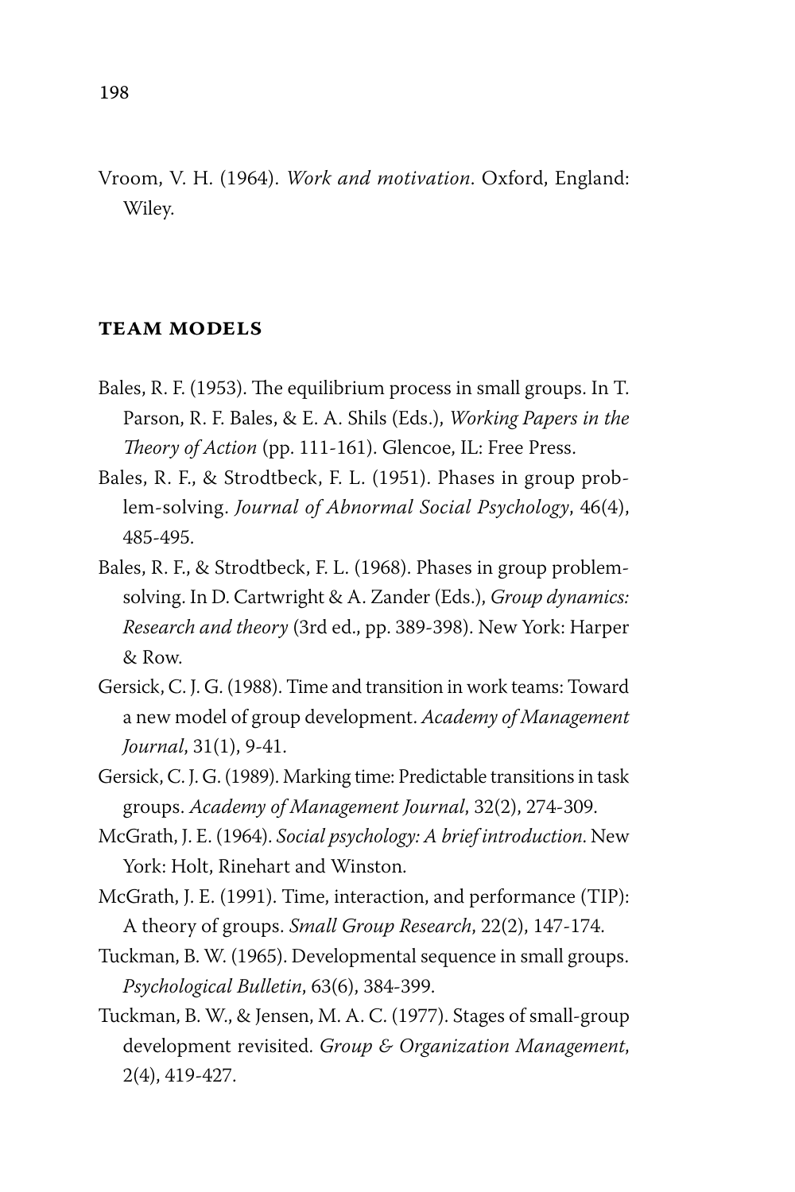Vroom, V. H. (1964). *Work and motivation*. Oxford, England: Wiley.

## TEAM MODELS

Bales, R. F. (1953). The equilibrium process in small groups. In T. Parson, R. F. Bales, & E. A. Shils (Eds.), *Working Papers in the Theory of Action* (pp. 111-161). Glencoe, IL: Free Press.

Bales, R. F., & Strodtbeck, F. L. (1951). Phases in group problem-solving. *Journal of Abnormal Social Psychology*, 46(4), 485-495.

Bales, R. F., & Strodtbeck, F. L. (1968). Phases in group problem-solving. In D. Cartwright & A. Zander (Eds.), *Group dynamics: Research and theory* (3rd ed., pp. 389-398). New York: Harper & Row.

Gersick, C. J. G. (1988). Time and transition in work teams: Toward a new model of group development. *Academy of Management Journal*, 31(1), 9-41.

Gersick, C. J. G. (1989). Marking time: Predictable transitions in task groups. *Academy of Management Journal*, 32(2), 274-309.

McGrath, J. E. (1964). *Social psychology: A brief introduction*. New York: Holt, Rinehart and Winston.

McGrath, J. E. (1991). Time, interaction, and performance (TIP): A theory of groups. *Small Group Research*, 22(2), 147-174.

Tuckman, B. W. (1965). Developmental sequence in small groups. *Psychological Bulletin*, 63(6), 384-399.

Tuckman, B. W., & Jensen, M. A. C. (1977). Stages of small-group development revisited. *Group & Organization Management*, 2(4), 419-427.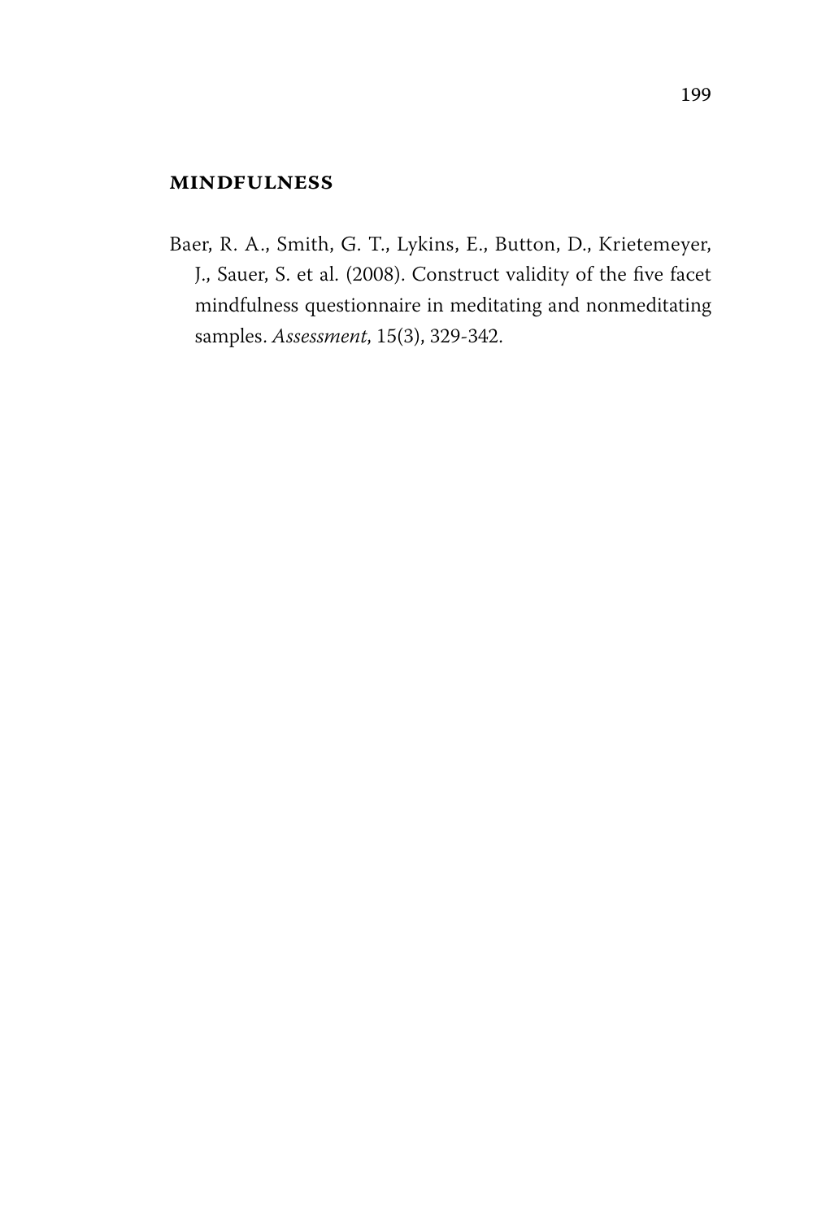## MINDFULNESS

Baer, R. A., Smith, G. T., Lykins, E., Button, D., Krietemeyer, J., Sauer, S. et al. (2008). Construct validity of the five facet mindfulness questionnaire in meditating and nonmeditating samples. *Assessment*, 15(3), 329-342.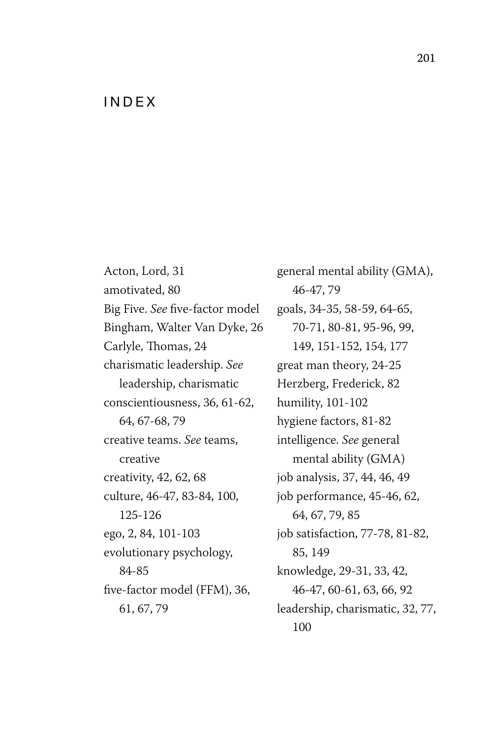# INDEX

Acton, Lord, 31
amotivated, 80
Big Five. *See* five-factor model
Bingham, Walter Van Dyke, 26
Carlyle, Thomas, 24
charismatic leadership. *See* leadership, charismatic
conscientiousness, 36, 61-62, 64, 67-68, 79
creative teams. *See* teams, creative
creativity, 42, 62, 68
culture, 46-47, 83-84, 100, 125-126
ego, 2, 84, 101-103
evolutionary psychology, 84-85
five-factor model (FFM), 36, 61, 67, 79
general mental ability (GMA), 46-47, 79
goals, 34-35, 58-59, 64-65, 70-71, 80-81, 95-96, 99, 149, 151-152, 154, 177
great man theory, 24-25
Herzberg, Frederick, 82
humility, 101-102
hygiene factors, 81-82
intelligence. *See* general mental ability (GMA)
job analysis, 37, 44, 46, 49
job performance, 45-46, 62, 64, 67, 79, 85
job satisfaction, 77-78, 81-82, 85, 149
knowledge, 29-31, 33, 42, 46-47, 60-61, 63, 66, 92
leadership, charismatic, 32, 77, 100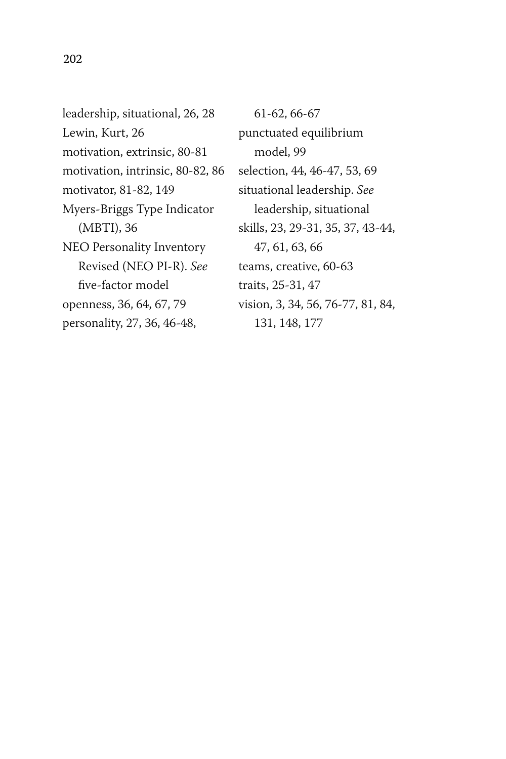leadership, situational, 26, 28  
Lewin, Kurt, 26  
motivation, extrinsic, 80-81  
motivation, intrinsic, 80-82, 86  
motivator, 81-82, 149  
Myers-Briggs Type Indicator (MBTI), 36  
NEO Personality Inventory Revised (NEO PI-R). *See* five-factor model  
openness, 36, 64, 67, 79  
personality, 27, 36, 46-48, 61-62, 66-67  
punctuated equilibrium model, 99  
selection, 44, 46-47, 53, 69  
situational leadership. *See* leadership, situational  
skills, 23, 29-31, 35, 37, 43-44, 47, 61, 63, 66  
teams, creative, 60-63  
traits, 25-31, 47  
vision, 3, 34, 56, 76-77, 81, 84, 131, 148, 177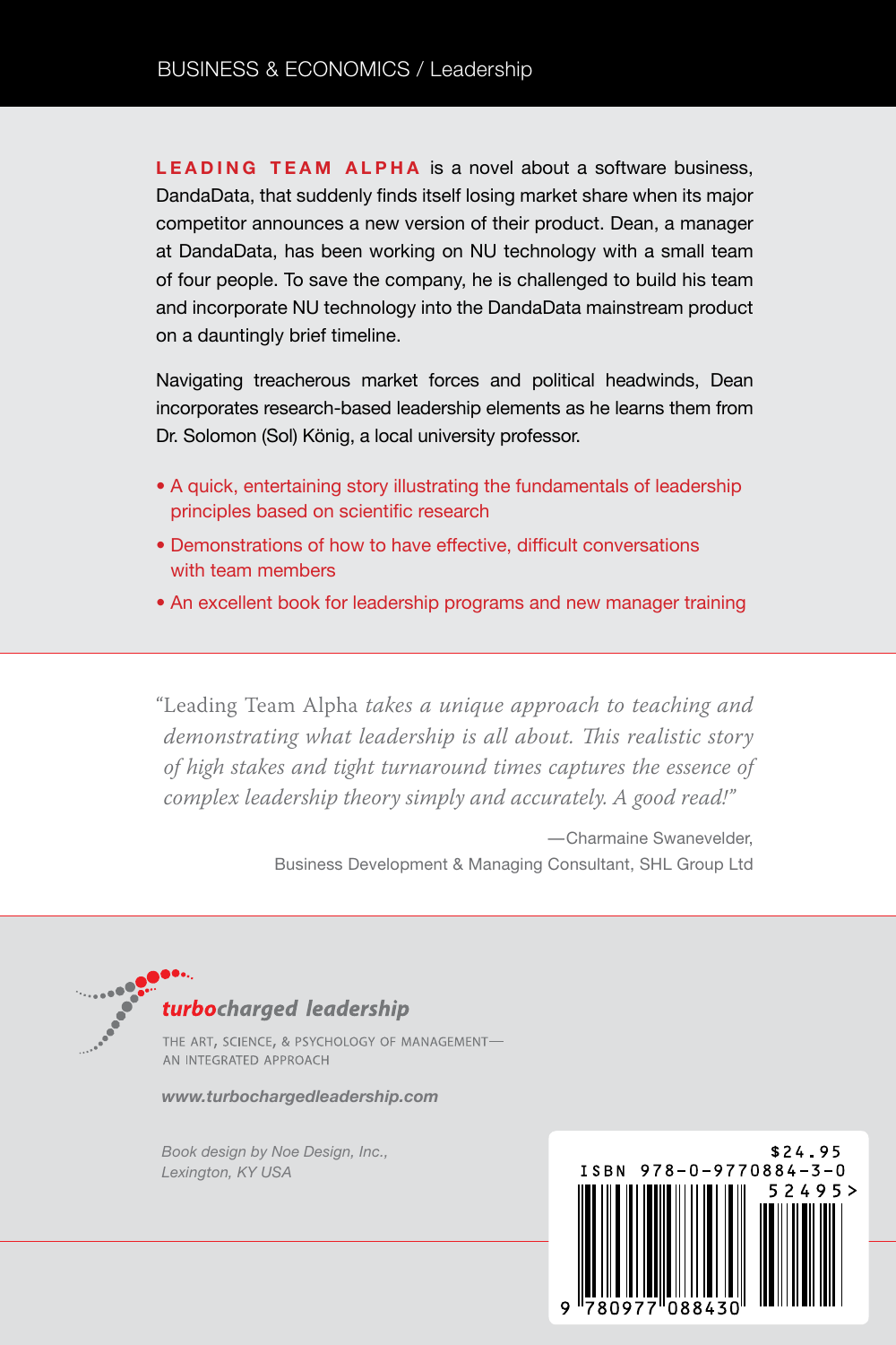BUSINESS & ECONOMICS / Leadership

**LEADING TEAM ALPHA** is a novel about a software business, DandaData, that suddenly finds itself losing market share when its major competitor announces a new version of their product. Dean, a manager at DandaData, has been working on NU technology with a small team of four people. To save the company, he is challenged to build his team and incorporate NU technology into the DandaData mainstream product on a dauntingly brief timeline.

Navigating treacherous market forces and political headwinds, Dean incorporates research-based leadership elements as he learns them from Dr. Solomon (Sol) König, a local university professor.

- A quick, entertaining story illustrating the fundamentals of leadership principles based on scientific research
- Demonstrations of how to have effective, difficult conversations with team members
- An excellent book for leadership programs and new manager training

"Leading Team Alpha *takes a unique approach to teaching and demonstrating what leadership is all about. This realistic story of high stakes and tight turnaround times captures the essence of complex leadership theory simply and accurately. A good read!"*

—Charmaine Swanevelder,
Business Development & Managing Consultant, SHL Group Ltd

***turbo**charged leadership*

THE ART, SCIENCE, & PSYCHOLOGY OF MANAGEMENT—
AN INTEGRATED APPROACH

***www.turbochargedleadership.com***

*Book design by Noe Design, Inc.,*
*Lexington, KY USA*

$24.95

ISBN 978-0-9770884-3-0

52495>

9 780977 088430